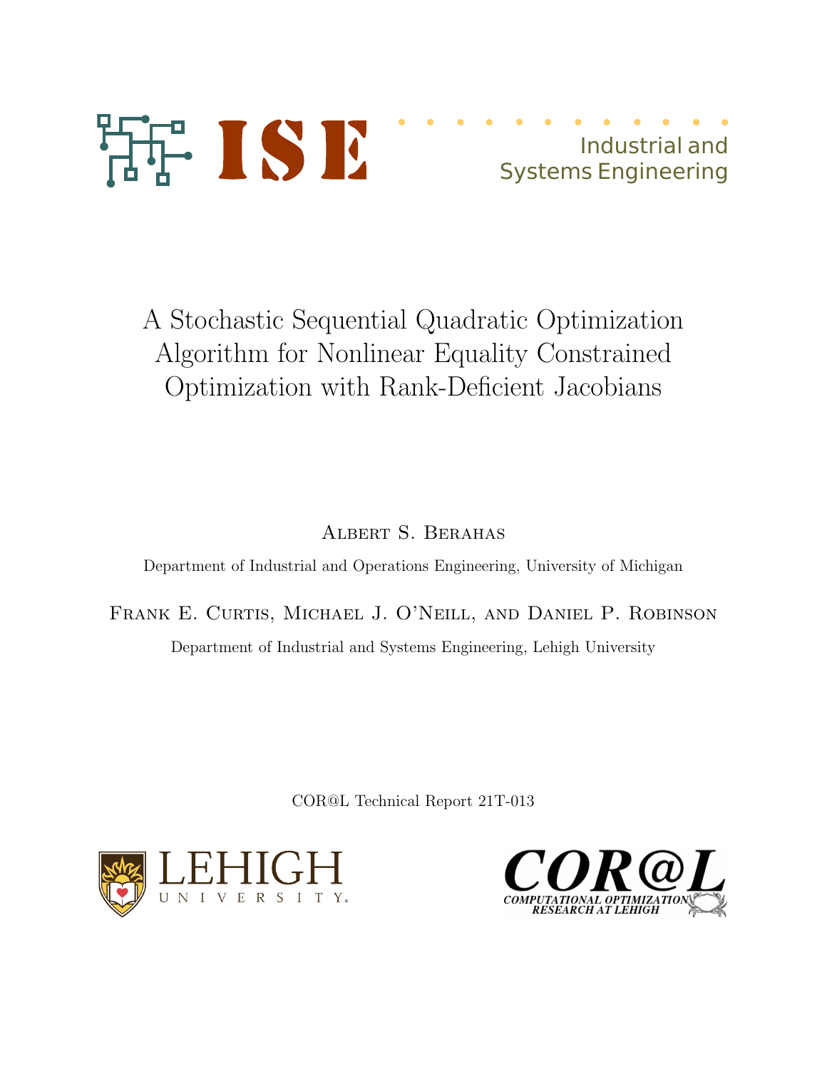ISE

Industrial and Systems Engineering

# A Stochastic Sequential Quadratic Optimization Algorithm for Nonlinear Equality Constrained Optimization with Rank-Deficient Jacobians

Albert S. Berahas

Department of Industrial and Operations Engineering, University of Michigan

Frank E. Curtis, Michael J. O'Neill, and Daniel P. Robinson

Department of Industrial and Systems Engineering, Lehigh University

COR@L Technical Report 21T-013

LEHIGH UNIVERSITY

COR@L COMPUTATIONAL OPTIMIZATION RESEARCH AT LEHIGH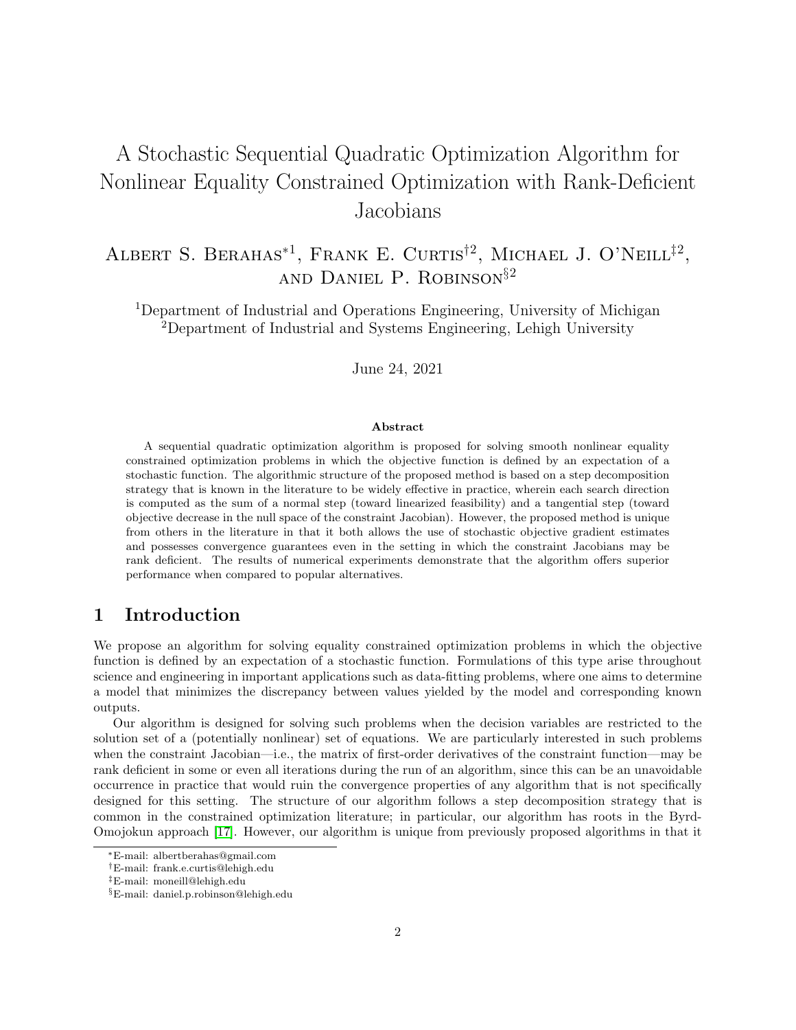# A Stochastic Sequential Quadratic Optimization Algorithm for Nonlinear Equality Constrained Optimization with Rank-Deficient Jacobians

Albert S. Berahas*[1], Frank E. Curtis†[2], Michael J. O'Neill‡[2], and Daniel P. Robinson§[2]

[1]Department of Industrial and Operations Engineering, University of Michigan
[2]Department of Industrial and Systems Engineering, Lehigh University

June 24, 2021

**Abstract**

A sequential quadratic optimization algorithm is proposed for solving smooth nonlinear equality constrained optimization problems in which the objective function is defined by an expectation of a stochastic function. The algorithmic structure of the proposed method is based on a step decomposition strategy that is known in the literature to be widely effective in practice, wherein each search direction is computed as the sum of a normal step (toward linearized feasibility) and a tangential step (toward objective decrease in the null space of the constraint Jacobian). However, the proposed method is unique from others in the literature in that it both allows the use of stochastic objective gradient estimates and possesses convergence guarantees even in the setting in which the constraint Jacobians may be rank deficient. The results of numerical experiments demonstrate that the algorithm offers superior performance when compared to popular alternatives.

## 1 Introduction

We propose an algorithm for solving equality constrained optimization problems in which the objective function is defined by an expectation of a stochastic function. Formulations of this type arise throughout science and engineering in important applications such as data-fitting problems, where one aims to determine a model that minimizes the discrepancy between values yielded by the model and corresponding known outputs.

Our algorithm is designed for solving such problems when the decision variables are restricted to the solution set of a (potentially nonlinear) set of equations. We are particularly interested in such problems when the constraint Jacobian—i.e., the matrix of first-order derivatives of the constraint function—may be rank deficient in some or even all iterations during the run of an algorithm, since this can be an unavoidable occurrence in practice that would ruin the convergence properties of any algorithm that is not specifically designed for this setting. The structure of our algorithm follows a step decomposition strategy that is common in the constrained optimization literature; in particular, our algorithm has roots in the Byrd-Omojokun approach [17]. However, our algorithm is unique from previously proposed algorithms in that it

*E-mail: albertberahas@gmail.com
†E-mail: frank.e.curtis@lehigh.edu
‡E-mail: moneill@lehigh.edu
§E-mail: daniel.p.robinson@lehigh.edu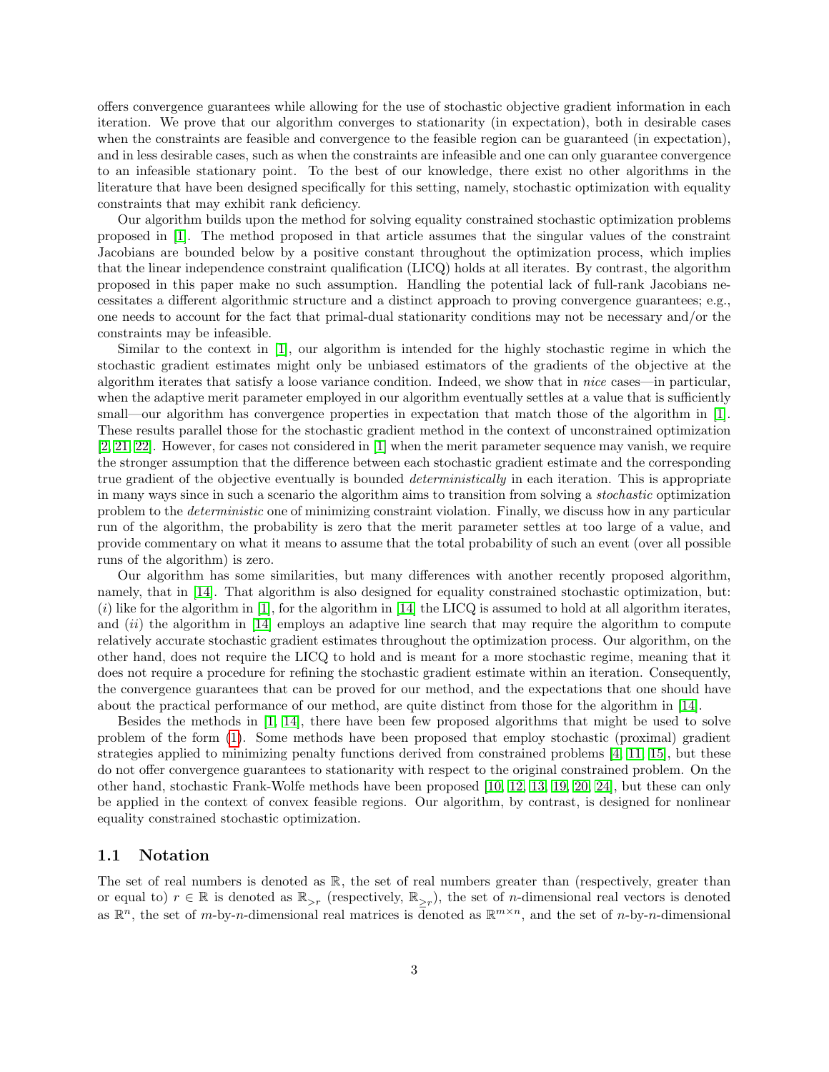offers convergence guarantees while allowing for the use of stochastic objective gradient information in each iteration. We prove that our algorithm converges to stationarity (in expectation), both in desirable cases when the constraints are feasible and convergence to the feasible region can be guaranteed (in expectation), and in less desirable cases, such as when the constraints are infeasible and one can only guarantee convergence to an infeasible stationary point. To the best of our knowledge, there exist no other algorithms in the literature that have been designed specifically for this setting, namely, stochastic optimization with equality constraints that may exhibit rank deficiency.

Our algorithm builds upon the method for solving equality constrained stochastic optimization problems proposed in [1]. The method proposed in that article assumes that the singular values of the constraint Jacobians are bounded below by a positive constant throughout the optimization process, which implies that the linear independence constraint qualification (LICQ) holds at all iterates. By contrast, the algorithm proposed in this paper make no such assumption. Handling the potential lack of full-rank Jacobians necessitates a different algorithmic structure and a distinct approach to proving convergence guarantees; e.g., one needs to account for the fact that primal-dual stationarity conditions may not be necessary and/or the constraints may be infeasible.

Similar to the context in [1], our algorithm is intended for the highly stochastic regime in which the stochastic gradient estimates might only be unbiased estimators of the gradients of the objective at the algorithm iterates that satisfy a loose variance condition. Indeed, we show that in *nice* cases—in particular, when the adaptive merit parameter employed in our algorithm eventually settles at a value that is sufficiently small—our algorithm has convergence properties in expectation that match those of the algorithm in [1]. These results parallel those for the stochastic gradient method in the context of unconstrained optimization [2, 21, 22]. However, for cases not considered in [1] when the merit parameter sequence may vanish, we require the stronger assumption that the difference between each stochastic gradient estimate and the corresponding true gradient of the objective eventually is bounded *deterministically* in each iteration. This is appropriate in many ways since in such a scenario the algorithm aims to transition from solving a *stochastic* optimization problem to the *deterministic* one of minimizing constraint violation. Finally, we discuss how in any particular run of the algorithm, the probability is zero that the merit parameter settles at too large of a value, and provide commentary on what it means to assume that the total probability of such an event (over all possible runs of the algorithm) is zero.

Our algorithm has some similarities, but many differences with another recently proposed algorithm, namely, that in [14]. That algorithm is also designed for equality constrained stochastic optimization, but: ($i$) like for the algorithm in [1], for the algorithm in [14] the LICQ is assumed to hold at all algorithm iterates, and ($ii$) the algorithm in [14] employs an adaptive line search that may require the algorithm to compute relatively accurate stochastic gradient estimates throughout the optimization process. Our algorithm, on the other hand, does not require the LICQ to hold and is meant for a more stochastic regime, meaning that it does not require a procedure for refining the stochastic gradient estimate within an iteration. Consequently, the convergence guarantees that can be proved for our method, and the expectations that one should have about the practical performance of our method, are quite distinct from those for the algorithm in [14].

Besides the methods in [1, 14], there have been few proposed algorithms that might be used to solve problem of the form (1). Some methods have been proposed that employ stochastic (proximal) gradient strategies applied to minimizing penalty functions derived from constrained problems [4, 11, 15], but these do not offer convergence guarantees to stationarity with respect to the original constrained problem. On the other hand, stochastic Frank-Wolfe methods have been proposed [10, 12, 13, 19, 20, 24], but these can only be applied in the context of convex feasible regions. Our algorithm, by contrast, is designed for nonlinear equality constrained stochastic optimization.

### 1.1 Notation

The set of real numbers is denoted as $\mathbb{R}$, the set of real numbers greater than (respectively, greater than or equal to) $r \in \mathbb{R}$ is denoted as $\mathbb{R}_{>r}$ (respectively, $\mathbb{R}_{\geq r}$), the set of $n$-dimensional real vectors is denoted as $\mathbb{R}^n$, the set of $m$-by-$n$-dimensional real matrices is denoted as $\mathbb{R}^{m\times n}$, and the set of $n$-by-$n$-dimensional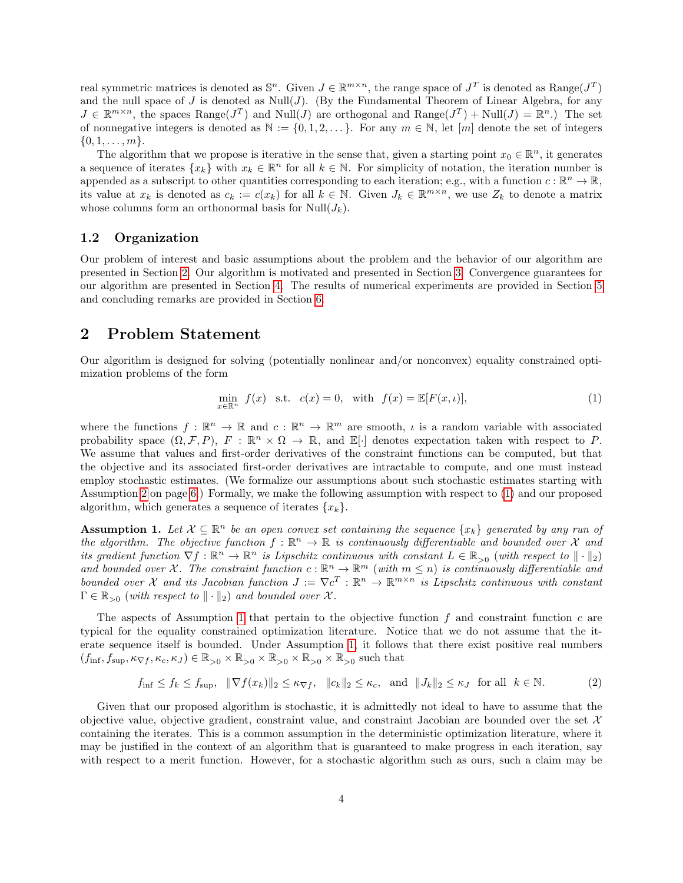real symmetric matrices is denoted as $\mathbb{S}^n$. Given $J \in \mathbb{R}^{m\times n}$, the range space of $J^T$ is denoted as $\text{Range}(J^T)$ and the null space of $J$ is denoted as $\text{Null}(J)$. (By the Fundamental Theorem of Linear Algebra, for any $J \in \mathbb{R}^{m\times n}$, the spaces $\text{Range}(J^T)$ and $\text{Null}(J)$ are orthogonal and $\text{Range}(J^T) + \text{Null}(J) = \mathbb{R}^n$.) The set of nonnegative integers is denoted as $\mathbb{N} := \{0, 1, 2, \dots\}$. For any $m \in \mathbb{N}$, let $[m]$ denote the set of integers $\{0, 1, \dots, m\}$.

The algorithm that we propose is iterative in the sense that, given a starting point $x_0 \in \mathbb{R}^n$, it generates a sequence of iterates $\{x_k\}$ with $x_k \in \mathbb{R}^n$ for all $k \in \mathbb{N}$. For simplicity of notation, the iteration number is appended as a subscript to other quantities corresponding to each iteration; e.g., with a function $c : \mathbb{R}^n \to \mathbb{R}$, its value at $x_k$ is denoted as $c_k := c(x_k)$ for all $k \in \mathbb{N}$. Given $J_k \in \mathbb{R}^{m\times n}$, we use $Z_k$ to denote a matrix whose columns form an orthonormal basis for $\text{Null}(J_k)$.

### 1.2 Organization

Our problem of interest and basic assumptions about the problem and the behavior of our algorithm are presented in Section 2. Our algorithm is motivated and presented in Section 3. Convergence guarantees for our algorithm are presented in Section 4. The results of numerical experiments are provided in Section 5 and concluding remarks are provided in Section 6.

## 2 Problem Statement

Our algorithm is designed for solving (potentially nonlinear and/or nonconvex) equality constrained optimization problems of the form

$$\min_{x\in\mathbb{R}^n} \ f(x) \ \ \text{s.t.} \ \ c(x) = 0, \ \ \text{with} \ \ f(x) = \mathbb{E}[F(x, \iota)], \tag{1}$$

where the functions $f : \mathbb{R}^n \to \mathbb{R}$ and $c : \mathbb{R}^n \to \mathbb{R}^m$ are smooth, $\iota$ is a random variable with associated probability space $(\Omega, \mathcal{F}, P)$, $F : \mathbb{R}^n \times \Omega \to \mathbb{R}$, and $\mathbb{E}[\cdot]$ denotes expectation taken with respect to $P$. We assume that values and first-order derivatives of the constraint functions can be computed, but that the objective and its associated first-order derivatives are intractable to compute, and one must instead employ stochastic estimates. (We formalize our assumptions about such stochastic estimates starting with Assumption 2 on page 6.) Formally, we make the following assumption with respect to (1) and our proposed algorithm, which generates a sequence of iterates $\{x_k\}$.

**Assumption 1.** *Let $\mathcal{X} \subseteq \mathbb{R}^n$ be an open convex set containing the sequence $\{x_k\}$ generated by any run of the algorithm. The objective function $f : \mathbb{R}^n \to \mathbb{R}$ is continuously differentiable and bounded over $\mathcal{X}$ and its gradient function $\nabla f : \mathbb{R}^n \to \mathbb{R}^n$ is Lipschitz continuous with constant $L \in \mathbb{R}_{>0}$ (with respect to $\|\cdot\|_2$) and bounded over $\mathcal{X}$. The constraint function $c : \mathbb{R}^n \to \mathbb{R}^m$ (with $m \le n$) is continuously differentiable and bounded over $\mathcal{X}$ and its Jacobian function $J := \nabla c^T : \mathbb{R}^n \to \mathbb{R}^{m\times n}$ is Lipschitz continuous with constant $\Gamma \in \mathbb{R}_{>0}$ (with respect to $\|\cdot\|_2$) and bounded over $\mathcal{X}$.*

The aspects of Assumption 1 that pertain to the objective function $f$ and constraint function $c$ are typical for the equality constrained optimization literature. Notice that we do not assume that the iterate sequence itself is bounded. Under Assumption 1, it follows that there exist positive real numbers $(f_{\inf}, f_{\sup}, \kappa_{\nabla f}, \kappa_c, \kappa_J) \in \mathbb{R}_{>0} \times \mathbb{R}_{>0} \times \mathbb{R}_{>0} \times \mathbb{R}_{>0} \times \mathbb{R}_{>0}$ such that

$$f_{\inf} \le f_k \le f_{\sup}, \ \ \|\nabla f(x_k)\|_2 \le \kappa_{\nabla f}, \ \ \|c_k\|_2 \le \kappa_c, \ \ \text{and} \ \ \|J_k\|_2 \le \kappa_J \ \ \text{for all} \ \ k \in \mathbb{N}. \tag{2}$$

Given that our proposed algorithm is stochastic, it is admittedly not ideal to have to assume that the objective value, objective gradient, constraint value, and constraint Jacobian are bounded over the set $\mathcal{X}$ containing the iterates. This is a common assumption in the deterministic optimization literature, where it may be justified in the context of an algorithm that is guaranteed to make progress in each iteration, say with respect to a merit function. However, for a stochastic algorithm such as ours, such a claim may be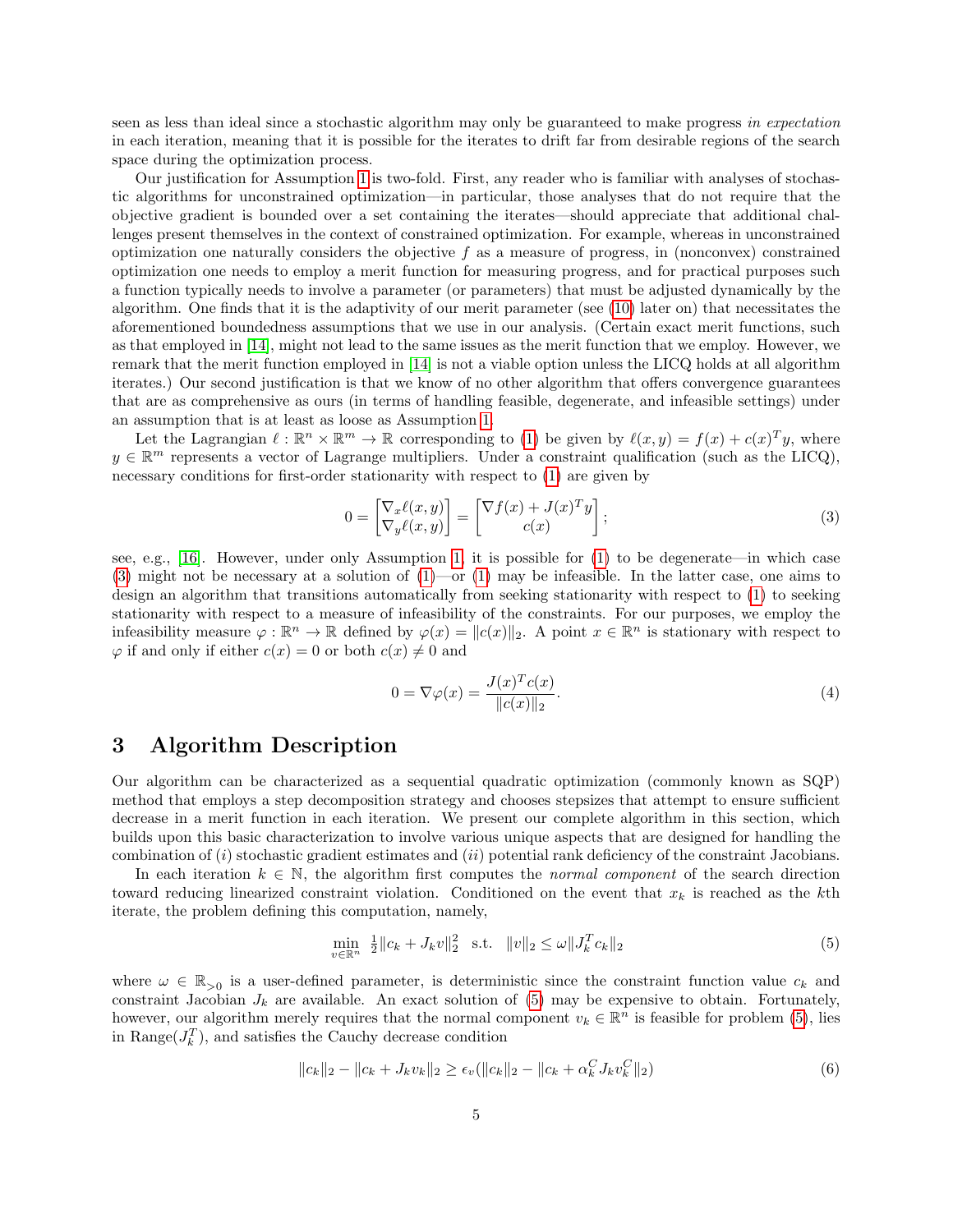seen as less than ideal since a stochastic algorithm may only be guaranteed to make progress *in expectation* in each iteration, meaning that it is possible for the iterates to drift far from desirable regions of the search space during the optimization process.

Our justification for Assumption 1 is two-fold. First, any reader who is familiar with analyses of stochastic algorithms for unconstrained optimization—in particular, those analyses that do not require that the objective gradient is bounded over a set containing the iterates—should appreciate that additional challenges present themselves in the context of constrained optimization. For example, whereas in unconstrained optimization one naturally considers the objective $f$ as a measure of progress, in (nonconvex) constrained optimization one needs to employ a merit function for measuring progress, and for practical purposes such a function typically needs to involve a parameter (or parameters) that must be adjusted dynamically by the algorithm. One finds that it is the adaptivity of our merit parameter (see (10) later on) that necessitates the aforementioned boundedness assumptions that we use in our analysis. (Certain exact merit functions, such as that employed in [14], might not lead to the same issues as the merit function that we employ. However, we remark that the merit function employed in [14] is not a viable option unless the LICQ holds at all algorithm iterates.) Our second justification is that we know of no other algorithm that offers convergence guarantees that are as comprehensive as ours (in terms of handling feasible, degenerate, and infeasible settings) under an assumption that is at least as loose as Assumption 1.

Let the Lagrangian $\ell : \mathbb{R}^n \times \mathbb{R}^m \to \mathbb{R}$ corresponding to (1) be given by $\ell(x, y) = f(x) + c(x)^T y$, where $y \in \mathbb{R}^m$ represents a vector of Lagrange multipliers. Under a constraint qualification (such as the LICQ), necessary conditions for first-order stationarity with respect to (1) are given by

$$0 = \begin{bmatrix} \nabla_x \ell(x, y) \\ \nabla_y \ell(x, y) \end{bmatrix} = \begin{bmatrix} \nabla f(x) + J(x)^T y \\ c(x) \end{bmatrix}; \tag{3}$$

see, e.g., [16]. However, under only Assumption 1, it is possible for (1) to be degenerate—in which case (3) might not be necessary at a solution of (1)—or (1) may be infeasible. In the latter case, one aims to design an algorithm that transitions automatically from seeking stationarity with respect to (1) to seeking stationarity with respect to a measure of infeasibility of the constraints. For our purposes, we employ the infeasibility measure $\varphi : \mathbb{R}^n \to \mathbb{R}$ defined by $\varphi(x) = \|c(x)\|_2$. A point $x \in \mathbb{R}^n$ is stationary with respect to $\varphi$ if and only if either $c(x) = 0$ or both $c(x) \neq 0$ and

$$0 = \nabla \varphi(x) = \frac{J(x)^T c(x)}{\|c(x)\|_2}. \tag{4}$$

# 3 Algorithm Description

Our algorithm can be characterized as a sequential quadratic optimization (commonly known as SQP) method that employs a step decomposition strategy and chooses stepsizes that attempt to ensure sufficient decrease in a merit function in each iteration. We present our complete algorithm in this section, which builds upon this basic characterization to involve various unique aspects that are designed for handling the combination of $(i)$ stochastic gradient estimates and $(ii)$ potential rank deficiency of the constraint Jacobians.

In each iteration $k \in \mathbb{N}$, the algorithm first computes the *normal component* of the search direction toward reducing linearized constraint violation. Conditioned on the event that $x_k$ is reached as the $k$th iterate, the problem defining this computation, namely,

$$\min_{v \in \mathbb{R}^n} \ \tfrac{1}{2}\|c_k + J_k v\|_2^2 \ \ \text{s.t.} \ \ \|v\|_2 \leq \omega \|J_k^T c_k\|_2 \tag{5}$$

where $\omega \in \mathbb{R}_{>0}$ is a user-defined parameter, is deterministic since the constraint function value $c_k$ and constraint Jacobian $J_k$ are available. An exact solution of (5) may be expensive to obtain. Fortunately, however, our algorithm merely requires that the normal component $v_k \in \mathbb{R}^n$ is feasible for problem (5), lies in $\text{Range}(J_k^T)$, and satisfies the Cauchy decrease condition

$$\|c_k\|_2 - \|c_k + J_k v_k\|_2 \geq \epsilon_v (\|c_k\|_2 - \|c_k + \alpha_k^C J_k v_k^C\|_2) \tag{6}$$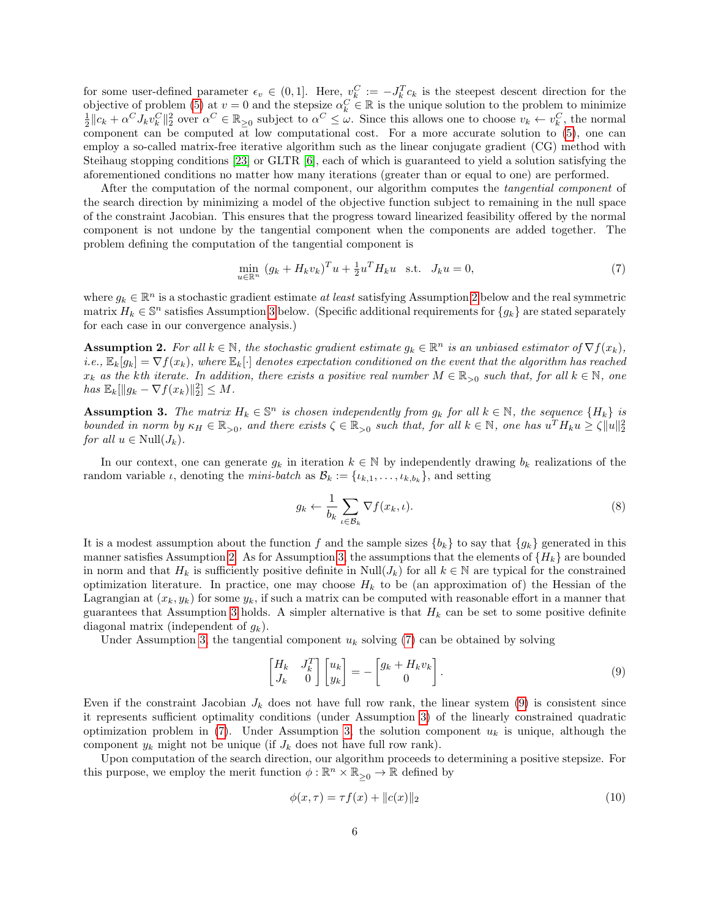for some user-defined parameter $\epsilon_v \in (0, 1]$. Here, $v_k^C := -J_k^T c_k$ is the steepest descent direction for the objective of problem (5) at $v = 0$ and the stepsize $\alpha_k^C \in \mathbb{R}$ is the unique solution to the problem to minimize $\frac{1}{2}\|c_k + \alpha^C J_k v_k^C\|_2^2$ over $\alpha^C \in \mathbb{R}_{\geq 0}$ subject to $\alpha^C \leq \omega$. Since this allows one to choose $v_k \leftarrow v_k^C$, the normal component can be computed at low computational cost. For a more accurate solution to (5), one can employ a so-called matrix-free iterative algorithm such as the linear conjugate gradient (CG) method with Steihaug stopping conditions [23] or GLTR [6], each of which is guaranteed to yield a solution satisfying the aforementioned conditions no matter how many iterations (greater than or equal to one) are performed.

After the computation of the normal component, our algorithm computes the *tangential component* of the search direction by minimizing a model of the objective function subject to remaining in the null space of the constraint Jacobian. This ensures that the progress toward linearized feasibility offered by the normal component is not undone by the tangential component when the components are added together. The problem defining the computation of the tangential component is

$$\min_{u \in \mathbb{R}^n} \ (g_k + H_k v_k)^T u + \tfrac{1}{2} u^T H_k u \quad \text{s.t.} \quad J_k u = 0, \tag{7}$$

where $g_k \in \mathbb{R}^n$ is a stochastic gradient estimate *at least* satisfying Assumption 2 below and the real symmetric matrix $H_k \in \mathbb{S}^n$ satisfies Assumption 3 below. (Specific additional requirements for $\{g_k\}$ are stated separately for each case in our convergence analysis.)

**Assumption 2.** *For all $k \in \mathbb{N}$, the stochastic gradient estimate $g_k \in \mathbb{R}^n$ is an unbiased estimator of $\nabla f(x_k)$, i.e., $\mathbb{E}_k[g_k] = \nabla f(x_k)$, where $\mathbb{E}_k[\cdot]$ denotes expectation conditioned on the event that the algorithm has reached $x_k$ as the kth iterate. In addition, there exists a positive real number $M \in \mathbb{R}_{>0}$ such that, for all $k \in \mathbb{N}$, one has $\mathbb{E}_k[\|g_k - \nabla f(x_k)\|_2^2] \leq M$.*

**Assumption 3.** *The matrix $H_k \in \mathbb{S}^n$ is chosen independently from $g_k$ for all $k \in \mathbb{N}$, the sequence $\{H_k\}$ is bounded in norm by $\kappa_H \in \mathbb{R}_{>0}$, and there exists $\zeta \in \mathbb{R}_{>0}$ such that, for all $k \in \mathbb{N}$, one has $u^T H_k u \geq \zeta \|u\|_2^2$ for all $u \in \mathrm{Null}(J_k)$.*

In our context, one can generate $g_k$ in iteration $k \in \mathbb{N}$ by independently drawing $b_k$ realizations of the random variable $\iota$, denoting the *mini-batch* as $\mathcal{B}_k := \{\iota_{k,1}, \dots, \iota_{k,b_k}\}$, and setting

$$g_k \leftarrow \frac{1}{b_k} \sum_{\iota \in \mathcal{B}_k} \nabla f(x_k, \iota). \tag{8}$$

It is a modest assumption about the function $f$ and the sample sizes $\{b_k\}$ to say that $\{g_k\}$ generated in this manner satisfies Assumption 2. As for Assumption 3, the assumptions that the elements of $\{H_k\}$ are bounded in norm and that $H_k$ is sufficiently positive definite in $\mathrm{Null}(J_k)$ for all $k \in \mathbb{N}$ are typical for the constrained optimization literature. In practice, one may choose $H_k$ to be (an approximation of) the Hessian of the Lagrangian at $(x_k, y_k)$ for some $y_k$, if such a matrix can be computed with reasonable effort in a manner that guarantees that Assumption 3 holds. A simpler alternative is that $H_k$ can be set to some positive definite diagonal matrix (independent of $g_k$).

Under Assumption 3, the tangential component $u_k$ solving (7) can be obtained by solving

$$\begin{bmatrix} H_k & J_k^T \\ J_k & 0 \end{bmatrix} \begin{bmatrix} u_k \\ y_k \end{bmatrix} = - \begin{bmatrix} g_k + H_k v_k \\ 0 \end{bmatrix}. \tag{9}$$

Even if the constraint Jacobian $J_k$ does not have full row rank, the linear system (9) is consistent since it represents sufficient optimality conditions (under Assumption 3) of the linearly constrained quadratic optimization problem in (7). Under Assumption 3, the solution component $u_k$ is unique, although the component $y_k$ might not be unique (if $J_k$ does not have full row rank).

Upon computation of the search direction, our algorithm proceeds to determining a positive stepsize. For this purpose, we employ the merit function $\phi : \mathbb{R}^n \times \mathbb{R}_{\geq 0} \to \mathbb{R}$ defined by

$$\phi(x, \tau) = \tau f(x) + \|c(x)\|_2 \tag{10}$$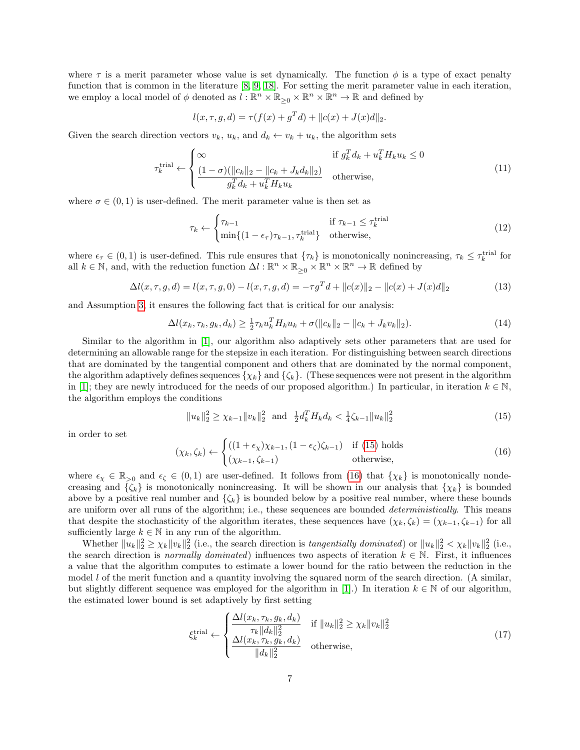where $\tau$ is a merit parameter whose value is set dynamically. The function $\phi$ is a type of exact penalty function that is common in the literature [8, 9, 18]. For setting the merit parameter value in each iteration, we employ a local model of $\phi$ denoted as $l : \mathbb{R}^n \times \mathbb{R}_{\geq 0} \times \mathbb{R}^n \times \mathbb{R}^n \to \mathbb{R}$ and defined by

$$l(x, \tau, g, d) = \tau(f(x) + g^T d) + \|c(x) + J(x)d\|_2.$$

Given the search direction vectors $v_k$, $u_k$, and $d_k \leftarrow v_k + u_k$, the algorithm sets

$$\tau_k^{\text{trial}} \leftarrow \begin{cases} \infty & \text{if } g_k^T d_k + u_k^T H_k u_k \leq 0 \\ \dfrac{(1-\sigma)(\|c_k\|_2 - \|c_k + J_k d_k\|_2)}{g_k^T d_k + u_k^T H_k u_k} & \text{otherwise,} \end{cases} \tag{11}$$

where $\sigma \in (0, 1)$ is user-defined. The merit parameter value is then set as

$$\tau_k \leftarrow \begin{cases} \tau_{k-1} & \text{if } \tau_{k-1} \leq \tau_k^{\text{trial}} \\ \min\{(1-\epsilon_\tau)\tau_{k-1}, \tau_k^{\text{trial}}\} & \text{otherwise,} \end{cases} \tag{12}$$

where $\epsilon_\tau \in (0, 1)$ is user-defined. This rule ensures that $\{\tau_k\}$ is monotonically nonincreasing, $\tau_k \leq \tau_k^{\text{trial}}$ for all $k \in \mathbb{N}$, and, with the reduction function $\Delta l : \mathbb{R}^n \times \mathbb{R}_{\geq 0} \times \mathbb{R}^n \times \mathbb{R}^n \to \mathbb{R}$ defined by

$$\Delta l(x, \tau, g, d) = l(x, \tau, g, 0) - l(x, \tau, g, d) = -\tau g^T d + \|c(x)\|_2 - \|c(x) + J(x)d\|_2 \tag{13}$$

and Assumption 3, it ensures the following fact that is critical for our analysis:

$$\Delta l(x_k, \tau_k, g_k, d_k) \geq \tfrac{1}{2}\tau_k u_k^T H_k u_k + \sigma(\|c_k\|_2 - \|c_k + J_k v_k\|_2). \tag{14}$$

Similar to the algorithm in [1], our algorithm also adaptively sets other parameters that are used for determining an allowable range for the stepsize in each iteration. For distinguishing between search directions that are dominated by the tangential component and others that are dominated by the normal component, the algorithm adaptively defines sequences $\{\chi_k\}$ and $\{\zeta_k\}$. (These sequences were not present in the algorithm in [1]; they are newly introduced for the needs of our proposed algorithm.) In particular, in iteration $k \in \mathbb{N}$, the algorithm employs the conditions

$$\|u_k\|_2^2 \geq \chi_{k-1}\|v_k\|_2^2 \quad \text{and} \quad \tfrac{1}{2}d_k^T H_k d_k < \tfrac{1}{4}\zeta_{k-1}\|u_k\|_2^2 \tag{15}$$

in order to set

$$(\chi_k, \zeta_k) \leftarrow \begin{cases} ((1+\epsilon_\chi)\chi_{k-1}, (1-\epsilon_\zeta)\zeta_{k-1}) & \text{if (15) holds} \\ (\chi_{k-1}, \zeta_{k-1}) & \text{otherwise,} \end{cases} \tag{16}$$

where $\epsilon_\chi \in \mathbb{R}_{>0}$ and $\epsilon_\zeta \in (0, 1)$ are user-defined. It follows from (16) that $\{\chi_k\}$ is monotonically nondecreasing and $\{\zeta_k\}$ is monotonically nonincreasing. It will be shown in our analysis that $\{\chi_k\}$ is bounded above by a positive real number and $\{\zeta_k\}$ is bounded below by a positive real number, where these bounds are uniform over all runs of the algorithm; i.e., these sequences are bounded *deterministically*. This means that despite the stochasticity of the algorithm iterates, these sequences have $(\chi_k, \zeta_k) = (\chi_{k-1}, \zeta_{k-1})$ for all sufficiently large $k \in \mathbb{N}$ in any run of the algorithm.

Whether $\|u_k\|_2^2 \geq \chi_k\|v_k\|_2^2$ (i.e., the search direction is *tangentially dominated*) or $\|u_k\|_2^2 < \chi_k\|v_k\|_2^2$ (i.e., the search direction is *normally dominated*) influences two aspects of iteration $k \in \mathbb{N}$. First, it influences a value that the algorithm computes to estimate a lower bound for the ratio between the reduction in the model $l$ of the merit function and a quantity involving the squared norm of the search direction. (A similar, but slightly different sequence was employed for the algorithm in [1].) In iteration $k \in \mathbb{N}$ of our algorithm, the estimated lower bound is set adaptively by first setting

$$\xi_k^{\text{trial}} \leftarrow \begin{cases} \dfrac{\Delta l(x_k, \tau_k, g_k, d_k)}{\tau_k\|d_k\|_2^2} & \text{if } \|u_k\|_2^2 \geq \chi_k\|v_k\|_2^2 \\ \dfrac{\Delta l(x_k, \tau_k, g_k, d_k)}{\|d_k\|_2^2} & \text{otherwise,} \end{cases} \tag{17}$$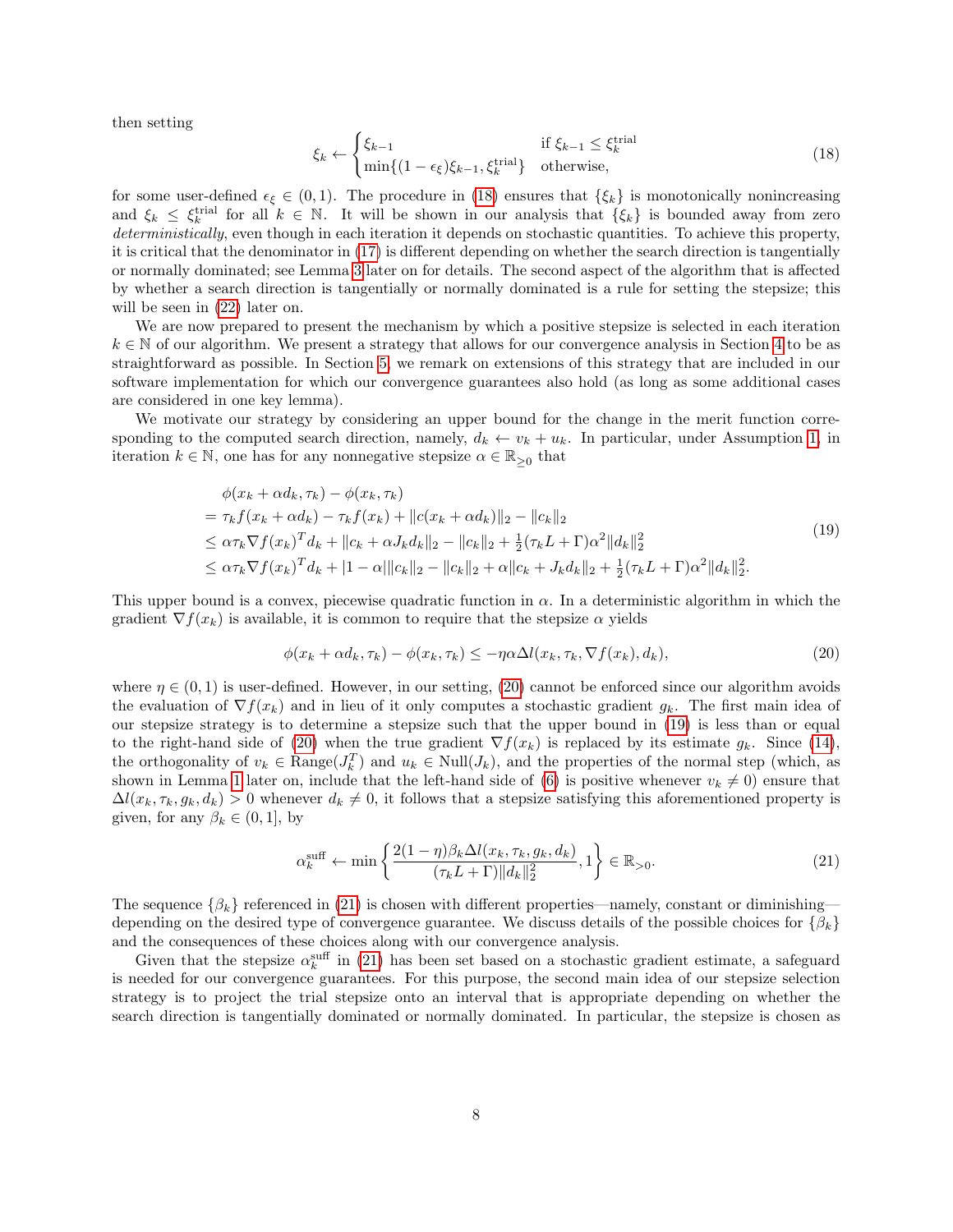then setting

$$\xi_k \leftarrow \begin{cases} \xi_{k-1} & \text{if } \xi_{k-1} \leq \xi_k^{\text{trial}} \\ \min\{(1-\epsilon_\xi)\xi_{k-1}, \xi_k^{\text{trial}}\} & \text{otherwise,} \end{cases} \tag{18}$$

for some user-defined $\epsilon_\xi \in (0,1)$. The procedure in (18) ensures that $\{\xi_k\}$ is monotonically nonincreasing and $\xi_k \leq \xi_k^{\text{trial}}$ for all $k \in \mathbb{N}$. It will be shown in our analysis that $\{\xi_k\}$ is bounded away from zero *deterministically*, even though in each iteration it depends on stochastic quantities. To achieve this property, it is critical that the denominator in (17) is different depending on whether the search direction is tangentially or normally dominated; see Lemma 3 later on for details. The second aspect of the algorithm that is affected by whether a search direction is tangentially or normally dominated is a rule for setting the stepsize; this will be seen in (22) later on.

We are now prepared to present the mechanism by which a positive stepsize is selected in each iteration $k \in \mathbb{N}$ of our algorithm. We present a strategy that allows for our convergence analysis in Section 4 to be as straightforward as possible. In Section 5, we remark on extensions of this strategy that are included in our software implementation for which our convergence guarantees also hold (as long as some additional cases are considered in one key lemma).

We motivate our strategy by considering an upper bound for the change in the merit function corresponding to the computed search direction, namely, $d_k \leftarrow v_k + u_k$. In particular, under Assumption 1, in iteration $k \in \mathbb{N}$, one has for any nonnegative stepsize $\alpha \in \mathbb{R}_{\geq 0}$ that

$$\begin{aligned}
&\phi(x_k + \alpha d_k, \tau_k) - \phi(x_k, \tau_k) \\
&= \tau_k f(x_k + \alpha d_k) - \tau_k f(x_k) + \|c(x_k + \alpha d_k)\|_2 - \|c_k\|_2 \\
&\leq \alpha \tau_k \nabla f(x_k)^T d_k + \|c_k + \alpha J_k d_k\|_2 - \|c_k\|_2 + \tfrac{1}{2}(\tau_k L + \Gamma)\alpha^2 \|d_k\|_2^2 \\
&\leq \alpha \tau_k \nabla f(x_k)^T d_k + |1-\alpha|\|c_k\|_2 - \|c_k\|_2 + \alpha\|c_k + J_k d_k\|_2 + \tfrac{1}{2}(\tau_k L + \Gamma)\alpha^2 \|d_k\|_2^2.
\end{aligned} \tag{19}$$

This upper bound is a convex, piecewise quadratic function in $\alpha$. In a deterministic algorithm in which the gradient $\nabla f(x_k)$ is available, it is common to require that the stepsize $\alpha$ yields

$$\phi(x_k + \alpha d_k, \tau_k) - \phi(x_k, \tau_k) \leq -\eta \alpha \Delta l(x_k, \tau_k, \nabla f(x_k), d_k), \tag{20}$$

where $\eta \in (0,1)$ is user-defined. However, in our setting, (20) cannot be enforced since our algorithm avoids the evaluation of $\nabla f(x_k)$ and in lieu of it only computes a stochastic gradient $g_k$. The first main idea of our stepsize strategy is to determine a stepsize such that the upper bound in (19) is less than or equal to the right-hand side of (20) when the true gradient $\nabla f(x_k)$ is replaced by its estimate $g_k$. Since (14), the orthogonality of $v_k \in \text{Range}(J_k^T)$ and $u_k \in \text{Null}(J_k)$, and the properties of the normal step (which, as shown in Lemma 1 later on, include that the left-hand side of (6) is positive whenever $v_k \neq 0$) ensure that $\Delta l(x_k, \tau_k, g_k, d_k) > 0$ whenever $d_k \neq 0$, it follows that a stepsize satisfying this aforementioned property is given, for any $\beta_k \in (0,1]$, by

$$\alpha_k^{\text{suff}} \leftarrow \min\left\{\frac{2(1-\eta)\beta_k \Delta l(x_k, \tau_k, g_k, d_k)}{(\tau_k L + \Gamma)\|d_k\|_2^2}, 1\right\} \in \mathbb{R}_{>0}. \tag{21}$$

The sequence $\{\beta_k\}$ referenced in (21) is chosen with different properties—namely, constant or diminishing—depending on the desired type of convergence guarantee. We discuss details of the possible choices for $\{\beta_k\}$ and the consequences of these choices along with our convergence analysis.

Given that the stepsize $\alpha_k^{\text{suff}}$ in (21) has been set based on a stochastic gradient estimate, a safeguard is needed for our convergence guarantees. For this purpose, the second main idea of our stepsize selection strategy is to project the trial stepsize onto an interval that is appropriate depending on whether the search direction is tangentially dominated or normally dominated. In particular, the stepsize is chosen as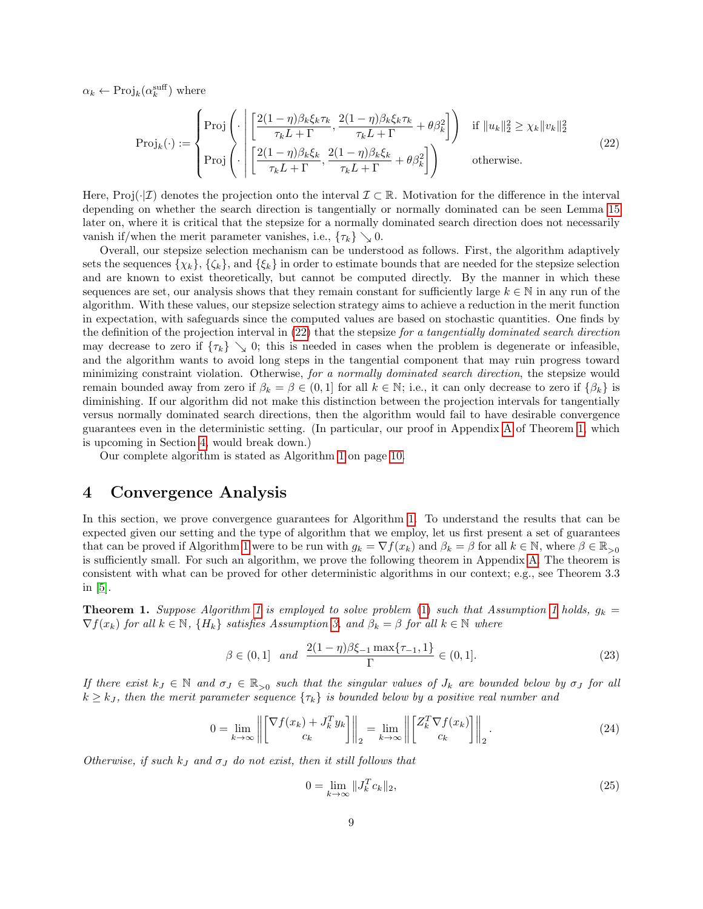$\alpha_k \leftarrow \text{Proj}_k(\alpha_k^{\text{suff}})$ where

$$
\text{Proj}_k(\cdot) := \begin{cases} \text{Proj}\left(\cdot \;\middle|\; \left[\dfrac{2(1-\eta)\beta_k\xi_k\tau_k}{\tau_k L + \Gamma}, \dfrac{2(1-\eta)\beta_k\xi_k\tau_k}{\tau_k L + \Gamma} + \theta\beta_k^2\right]\right) & \text{if } \|u_k\|_2^2 \geq \chi_k\|v_k\|_2^2 \\ \text{Proj}\left(\cdot \;\middle|\; \left[\dfrac{2(1-\eta)\beta_k\xi_k}{\tau_k L + \Gamma}, \dfrac{2(1-\eta)\beta_k\xi_k}{\tau_k L + \Gamma} + \theta\beta_k^2\right]\right) & \text{otherwise.} \end{cases} \tag{22}
$$

Here, $\text{Proj}(\cdot|\mathcal{I})$ denotes the projection onto the interval $\mathcal{I} \subset \mathbb{R}$. Motivation for the difference in the interval depending on whether the search direction is tangentially or normally dominated can be seen Lemma 15 later on, where it is critical that the stepsize for a normally dominated search direction does not necessarily vanish if/when the merit parameter vanishes, i.e., $\{\tau_k\} \searrow 0$.

Overall, our stepsize selection mechanism can be understood as follows. First, the algorithm adaptively sets the sequences $\{\chi_k\}$, $\{\zeta_k\}$, and $\{\xi_k\}$ in order to estimate bounds that are needed for the stepsize selection and are known to exist theoretically, but cannot be computed directly. By the manner in which these sequences are set, our analysis shows that they remain constant for sufficiently large $k \in \mathbb{N}$ in any run of the algorithm. With these values, our stepsize selection strategy aims to achieve a reduction in the merit function in expectation, with safeguards since the computed values are based on stochastic quantities. One finds by the definition of the projection interval in (22) that the stepsize *for a tangentially dominated search direction* may decrease to zero if $\{\tau_k\} \searrow 0$; this is needed in cases when the problem is degenerate or infeasible, and the algorithm wants to avoid long steps in the tangential component that may ruin progress toward minimizing constraint violation. Otherwise, *for a normally dominated search direction*, the stepsize would remain bounded away from zero if $\beta_k = \beta \in (0, 1]$ for all $k \in \mathbb{N}$; i.e., it can only decrease to zero if $\{\beta_k\}$ is diminishing. If our algorithm did not make this distinction between the projection intervals for tangentially versus normally dominated search directions, then the algorithm would fail to have desirable convergence guarantees even in the deterministic setting. (In particular, our proof in Appendix A of Theorem 1, which is upcoming in Section 4, would break down.)

Our complete algorithm is stated as Algorithm 1 on page 10.

# 4 Convergence Analysis

In this section, we prove convergence guarantees for Algorithm 1. To understand the results that can be expected given our setting and the type of algorithm that we employ, let us first present a set of guarantees that can be proved if Algorithm 1 were to be run with $g_k = \nabla f(x_k)$ and $\beta_k = \beta$ for all $k \in \mathbb{N}$, where $\beta \in \mathbb{R}_{>0}$ is sufficiently small. For such an algorithm, we prove the following theorem in Appendix A. The theorem is consistent with what can be proved for other deterministic algorithms in our context; e.g., see Theorem 3.3 in [5].

**Theorem 1.** *Suppose Algorithm 1 is employed to solve problem (1) such that Assumption 1 holds, $g_k = \nabla f(x_k)$ for all $k \in \mathbb{N}$, $\{H_k\}$ satisfies Assumption 3, and $\beta_k = \beta$ for all $k \in \mathbb{N}$ where*

$$
\beta \in (0, 1] \quad \text{and} \quad \frac{2(1-\eta)\beta\xi_{-1}\max\{\tau_{-1}, 1\}}{\Gamma} \in (0, 1]. \tag{23}
$$

*If there exist $k_J \in \mathbb{N}$ and $\sigma_J \in \mathbb{R}_{>0}$ such that the singular values of $J_k$ are bounded below by $\sigma_J$ for all $k \geq k_J$, then the merit parameter sequence $\{\tau_k\}$ is bounded below by a positive real number and*

$$
0 = \lim_{k\to\infty} \left\| \begin{bmatrix} \nabla f(x_k) + J_k^T y_k \\ c_k \end{bmatrix} \right\|_2 = \lim_{k\to\infty} \left\| \begin{bmatrix} Z_k^T \nabla f(x_k) \\ c_k \end{bmatrix} \right\|_2. \tag{24}
$$

*Otherwise, if such $k_J$ and $\sigma_J$ do not exist, then it still follows that*

$$
0 = \lim_{k\to\infty} \|J_k^T c_k\|_2, \tag{25}
$$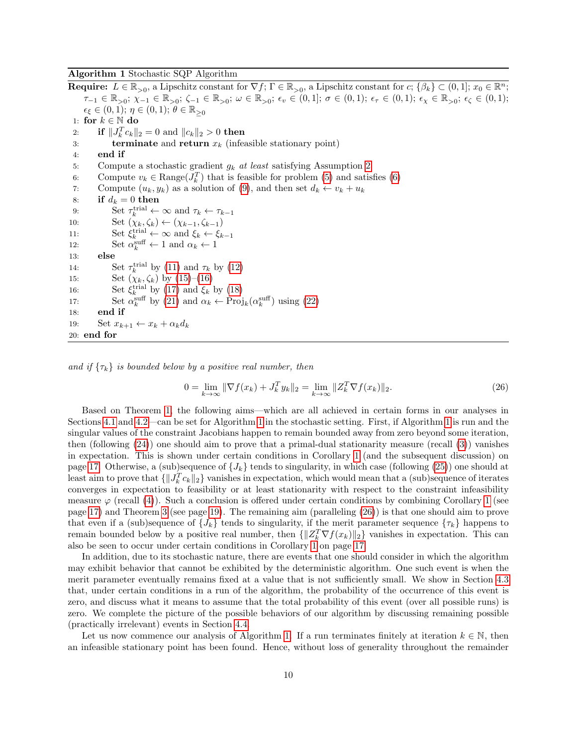**Algorithm 1** Stochastic SQP Algorithm

**Require:** $L \in \mathbb{R}_{>0}$, a Lipschitz constant for $\nabla f$; $\Gamma \in \mathbb{R}_{>0}$, a Lipschitz constant for $c$; $\{\beta_k\} \subset (0,1]$; $x_0 \in \mathbb{R}^n$; $\tau_{-1} \in \mathbb{R}_{>0}$; $\chi_{-1} \in \mathbb{R}_{>0}$; $\zeta_{-1} \in \mathbb{R}_{>0}$; $\omega \in \mathbb{R}_{>0}$; $\epsilon_v \in (0,1]$; $\sigma \in (0,1)$; $\epsilon_\tau \in (0,1)$; $\epsilon_\chi \in \mathbb{R}_{>0}$; $\epsilon_\zeta \in (0,1)$; $\epsilon_\xi \in (0,1)$; $\eta \in (0,1)$; $\theta \in \mathbb{R}_{\geq 0}$

```
1:  for k ∈ ℕ do
2:      if ‖J_k^T c_k‖_2 = 0 and ‖c_k‖_2 > 0 then
3:          terminate and return x_k (infeasible stationary point)
4:      end if
5:      Compute a stochastic gradient g_k at least satisfying Assumption 2
6:      Compute v_k ∈ Range(J_k^T) that is feasible for problem (5) and satisfies (6)
7:      Compute (u_k, y_k) as a solution of (9), and then set d_k ← v_k + u_k
8:      if d_k = 0 then
9:          Set τ_k^trial ← ∞ and τ_k ← τ_{k-1}
10:         Set (χ_k, ζ_k) ← (χ_{k-1}, ζ_{k-1})
11:         Set ξ_k^trial ← ∞ and ξ_k ← ξ_{k-1}
12:         Set α_k^suff ← 1 and α_k ← 1
13:     else
14:         Set τ_k^trial by (11) and τ_k by (12)
15:         Set (χ_k, ζ_k) by (15)–(16)
16:         Set ξ_k^trial by (17) and ξ_k by (18)
17:         Set α_k^suff by (21) and α_k ← Proj_k(α_k^suff) using (22)
18:     end if
19:     Set x_{k+1} ← x_k + α_k d_k
20: end for
```

*and if $\{\tau_k\}$ is bounded below by a positive real number, then*

$$0 = \lim_{k\to\infty} \|\nabla f(x_k) + J_k^T y_k\|_2 = \lim_{k\to\infty} \|Z_k^T \nabla f(x_k)\|_2. \tag{26}$$

Based on Theorem 1, the following aims—which are all achieved in certain forms in our analyses in Sections 4.1 and 4.2—can be set for Algorithm 1 in the stochastic setting. First, if Algorithm 1 is run and the singular values of the constraint Jacobians happen to remain bounded away from zero beyond some iteration, then (following (24)) one should aim to prove that a primal-dual stationarity measure (recall (3)) vanishes in expectation. This is shown under certain conditions in Corollary 1 (and the subsequent discussion) on page 17. Otherwise, a (sub)sequence of $\{J_k\}$ tends to singularity, in which case (following (25)) one should at least aim to prove that $\{\|J_k^T c_k\|_2\}$ vanishes in expectation, which would mean that a (sub)sequence of iterates converges in expectation to feasibility or at least stationarity with respect to the constraint infeasibility measure $\varphi$ (recall (4)). Such a conclusion is offered under certain conditions by combining Corollary 1 (see page 17) and Theorem 3 (see page 19). The remaining aim (paralleling (26)) is that one should aim to prove that even if a (sub)sequence of $\{J_k\}$ tends to singularity, if the merit parameter sequence $\{\tau_k\}$ happens to remain bounded below by a positive real number, then $\{\|Z_k^T \nabla f(x_k)\|_2\}$ vanishes in expectation. This can also be seen to occur under certain conditions in Corollary 1 on page 17.

In addition, due to its stochastic nature, there are events that one should consider in which the algorithm may exhibit behavior that cannot be exhibited by the deterministic algorithm. One such event is when the merit parameter eventually remains fixed at a value that is not sufficiently small. We show in Section 4.3 that, under certain conditions in a run of the algorithm, the probability of the occurrence of this event is zero, and discuss what it means to assume that the total probability of this event (over all possible runs) is zero. We complete the picture of the possible behaviors of our algorithm by discussing remaining possible (practically irrelevant) events in Section 4.4.

Let us now commence our analysis of Algorithm 1. If a run terminates finitely at iteration $k \in \mathbb{N}$, then an infeasible stationary point has been found. Hence, without loss of generality throughout the remainder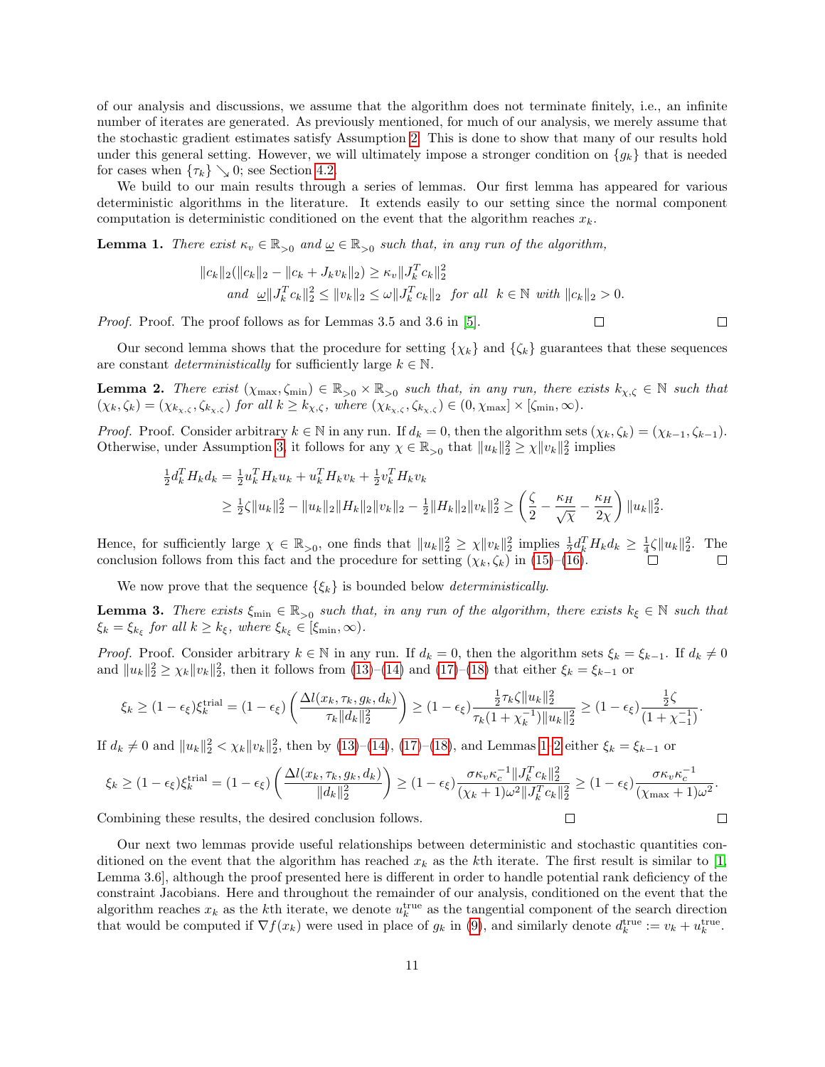of our analysis and discussions, we assume that the algorithm does not terminate finitely, i.e., an infinite number of iterates are generated. As previously mentioned, for much of our analysis, we merely assume that the stochastic gradient estimates satisfy Assumption 2. This is done to show that many of our results hold under this general setting. However, we will ultimately impose a stronger condition on $\{g_k\}$ that is needed for cases when $\{\tau_k\} \searrow 0$; see Section 4.2.

We build to our main results through a series of lemmas. Our first lemma has appeared for various deterministic algorithms in the literature. It extends easily to our setting since the normal component computation is deterministic conditioned on the event that the algorithm reaches $x_k$.

**Lemma 1.** *There exist $\kappa_v \in \mathbb{R}_{>0}$ and $\underline{\omega} \in \mathbb{R}_{>0}$ such that, in any run of the algorithm,*

$$\|c_k\|_2(\|c_k\|_2 - \|c_k + J_k v_k\|_2) \geq \kappa_v \|J_k^T c_k\|_2^2$$
$$\text{and } \ \underline{\omega}\|J_k^T c_k\|_2^2 \leq \|v_k\|_2 \leq \omega \|J_k^T c_k\|_2 \ \text{ for all } \ k \in \mathbb{N} \text{ with } \|c_k\|_2 > 0.$$

*Proof.* Proof. The proof follows as for Lemmas 3.5 and 3.6 in [5]. □ □

Our second lemma shows that the procedure for setting $\{\chi_k\}$ and $\{\zeta_k\}$ guarantees that these sequences are constant *deterministically* for sufficiently large $k \in \mathbb{N}$.

**Lemma 2.** *There exist $(\chi_{\max}, \zeta_{\min}) \in \mathbb{R}_{>0} \times \mathbb{R}_{>0}$ such that, in any run, there exists $k_{\chi,\zeta} \in \mathbb{N}$ such that $(\chi_k, \zeta_k) = (\chi_{k_{\chi,\zeta}}, \zeta_{k_{\chi,\zeta}})$ for all $k \geq k_{\chi,\zeta}$, where $(\chi_{k_{\chi,\zeta}}, \zeta_{k_{\chi,\zeta}}) \in (0, \chi_{\max}] \times [\zeta_{\min}, \infty)$.*

*Proof.* Proof. Consider arbitrary $k \in \mathbb{N}$ in any run. If $d_k = 0$, then the algorithm sets $(\chi_k, \zeta_k) = (\chi_{k-1}, \zeta_{k-1})$. Otherwise, under Assumption 3, it follows for any $\chi \in \mathbb{R}_{>0}$ that $\|u_k\|_2^2 \geq \chi \|v_k\|_2^2$ implies

$$\begin{aligned}
\tfrac{1}{2} d_k^T H_k d_k &= \tfrac{1}{2} u_k^T H_k u_k + u_k^T H_k v_k + \tfrac{1}{2} v_k^T H_k v_k \\
&\geq \tfrac{1}{2}\zeta \|u_k\|_2^2 - \|u_k\|_2 \|H_k\|_2 \|v_k\|_2 - \tfrac{1}{2}\|H_k\|_2 \|v_k\|_2^2 \geq \left(\frac{\zeta}{2} - \frac{\kappa_H}{\sqrt{\chi}} - \frac{\kappa_H}{2\chi}\right)\|u_k\|_2^2.
\end{aligned}$$

Hence, for sufficiently large $\chi \in \mathbb{R}_{>0}$, one finds that $\|u_k\|_2^2 \geq \chi \|v_k\|_2^2$ implies $\frac{1}{2} d_k^T H_k d_k \geq \frac{1}{4}\zeta \|u_k\|_2^2$. The conclusion follows from this fact and the procedure for setting $(\chi_k, \zeta_k)$ in (15)–(16). □ □

We now prove that the sequence $\{\xi_k\}$ is bounded below *deterministically*.

**Lemma 3.** *There exists $\xi_{\min} \in \mathbb{R}_{>0}$ such that, in any run of the algorithm, there exists $k_\xi \in \mathbb{N}$ such that $\xi_k = \xi_{k_\xi}$ for all $k \geq k_\xi$, where $\xi_{k_\xi} \in [\xi_{\min}, \infty)$.*

*Proof.* Proof. Consider arbitrary $k \in \mathbb{N}$ in any run. If $d_k = 0$, then the algorithm sets $\xi_k = \xi_{k-1}$. If $d_k \neq 0$ and $\|u_k\|_2^2 \geq \chi_k \|v_k\|_2^2$, then it follows from (13)–(14) and (17)–(18) that either $\xi_k = \xi_{k-1}$ or

$$\xi_k \geq (1 - \epsilon_\xi)\xi_k^{\text{trial}} = (1 - \epsilon_\xi)\left(\frac{\Delta l(x_k, \tau_k, g_k, d_k)}{\tau_k \|d_k\|_2^2}\right) \geq (1 - \epsilon_\xi)\frac{\frac{1}{2}\tau_k \zeta \|u_k\|_2^2}{\tau_k(1 + \chi_k^{-1})\|u_k\|_2^2} \geq (1 - \epsilon_\xi)\frac{\frac{1}{2}\zeta}{(1 + \chi_{-1}^{-1})}.$$

If $d_k \neq 0$ and $\|u_k\|_2^2 < \chi_k \|v_k\|_2^2$, then by (13)–(14), (17)–(18), and Lemmas 1–2 either $\xi_k = \xi_{k-1}$ or

$$\xi_k \geq (1 - \epsilon_\xi)\xi_k^{\text{trial}} = (1 - \epsilon_\xi)\left(\frac{\Delta l(x_k, \tau_k, g_k, d_k)}{\|d_k\|_2^2}\right) \geq (1 - \epsilon_\xi)\frac{\sigma \kappa_v \kappa_c^{-1}\|J_k^T c_k\|_2^2}{(\chi_k + 1)\omega^2 \|J_k^T c_k\|_2^2} \geq (1 - \epsilon_\xi)\frac{\sigma \kappa_v \kappa_c^{-1}}{(\chi_{\max} + 1)\omega^2}.$$

Combining these results, the desired conclusion follows. □ □

Our next two lemmas provide useful relationships between deterministic and stochastic quantities conditioned on the event that the algorithm has reached $x_k$ as the $k$th iterate. The first result is similar to [1, Lemma 3.6], although the proof presented here is different in order to handle potential rank deficiency of the constraint Jacobians. Here and throughout the remainder of our analysis, conditioned on the event that the algorithm reaches $x_k$ as the $k$th iterate, we denote $u_k^{\text{true}}$ as the tangential component of the search direction that would be computed if $\nabla f(x_k)$ were used in place of $g_k$ in (9), and similarly denote $d_k^{\text{true}} := v_k + u_k^{\text{true}}$.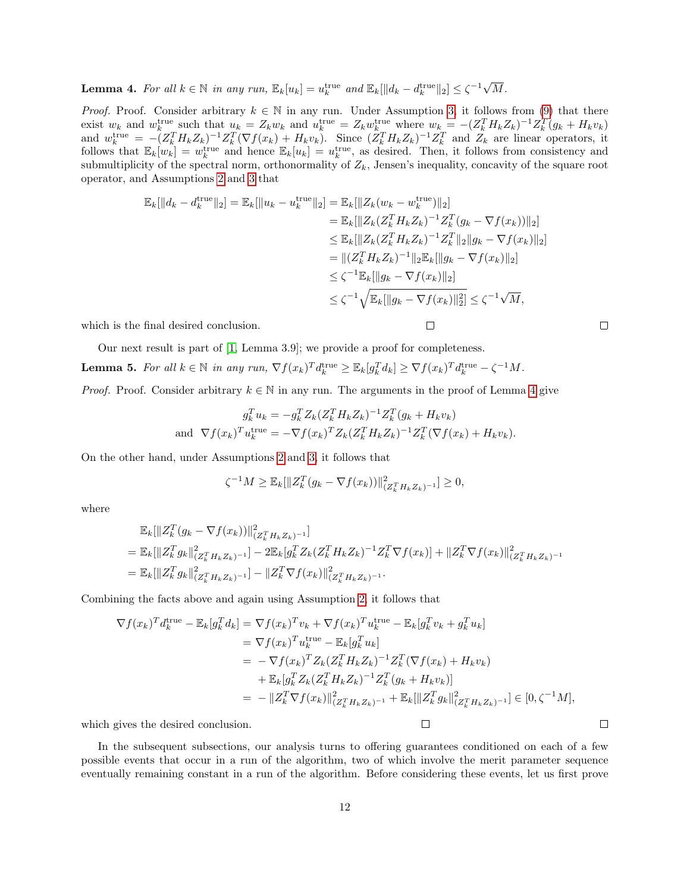**Lemma 4.** *For all $k \in \mathbb{N}$ in any run, $\mathbb{E}_k[u_k] = u_k^{\rm true}$ and $\mathbb{E}_k[\|d_k - d_k^{\rm true}\|_2] \leq \zeta^{-1}\sqrt{M}$.*

*Proof.* Proof. Consider arbitrary $k \in \mathbb{N}$ in any run. Under Assumption 3, it follows from (9) that there exist $w_k$ and $w_k^{\rm true}$ such that $u_k = Z_k w_k$ and $u_k^{\rm true} = Z_k w_k^{\rm true}$ where $w_k = -(Z_k^T H_k Z_k)^{-1} Z_k^T (g_k + H_k v_k)$ and $w_k^{\rm true} = -(Z_k^T H_k Z_k)^{-1} Z_k^T (\nabla f(x_k) + H_k v_k)$. Since $(Z_k^T H_k Z_k)^{-1} Z_k^T$ and $Z_k$ are linear operators, it follows that $\mathbb{E}_k[w_k] = w_k^{\rm true}$ and hence $\mathbb{E}_k[u_k] = u_k^{\rm true}$, as desired. Then, it follows from consistency and submultiplicity of the spectral norm, orthonormality of $Z_k$, Jensen's inequality, concavity of the square root operator, and Assumptions 2 and 3 that

$$
\begin{aligned}
\mathbb{E}_k[\|d_k - d_k^{\rm true}\|_2] = \mathbb{E}_k[\|u_k - u_k^{\rm true}\|_2] &= \mathbb{E}_k[\|Z_k(w_k - w_k^{\rm true})\|_2] \\
&= \mathbb{E}_k[\|Z_k(Z_k^T H_k Z_k)^{-1} Z_k^T (g_k - \nabla f(x_k))\|_2] \\
&\leq \mathbb{E}_k[\|Z_k(Z_k^T H_k Z_k)^{-1} Z_k^T\|_2 \|g_k - \nabla f(x_k)\|_2] \\
&= \|(Z_k^T H_k Z_k)^{-1}\|_2 \mathbb{E}_k[\|g_k - \nabla f(x_k)\|_2] \\
&\leq \zeta^{-1} \mathbb{E}_k[\|g_k - \nabla f(x_k)\|_2] \\
&\leq \zeta^{-1} \sqrt{\mathbb{E}_k[\|g_k - \nabla f(x_k)\|_2^2]} \leq \zeta^{-1}\sqrt{M},
\end{aligned}
$$

which is the final desired conclusion. □ □

Our next result is part of [1, Lemma 3.9]; we provide a proof for completeness.

**Lemma 5.** *For all $k \in \mathbb{N}$ in any run, $\nabla f(x_k)^T d_k^{\rm true} \geq \mathbb{E}_k[g_k^T d_k] \geq \nabla f(x_k)^T d_k^{\rm true} - \zeta^{-1} M$.*

*Proof.* Proof. Consider arbitrary $k \in \mathbb{N}$ in any run. The arguments in the proof of Lemma 4 give

$$
\begin{aligned}
g_k^T u_k &= -g_k^T Z_k (Z_k^T H_k Z_k)^{-1} Z_k^T (g_k + H_k v_k) \\
\text{and } \ \nabla f(x_k)^T u_k^{\rm true} &= -\nabla f(x_k)^T Z_k (Z_k^T H_k Z_k)^{-1} Z_k^T (\nabla f(x_k) + H_k v_k).
\end{aligned}
$$

On the other hand, under Assumptions 2 and 3, it follows that

$$
\zeta^{-1} M \geq \mathbb{E}_k[\|Z_k^T(g_k - \nabla f(x_k))\|^2_{(Z_k^T H_k Z_k)^{-1}}] \geq 0,
$$

where

$$
\begin{aligned}
&\mathbb{E}_k[\|Z_k^T(g_k - \nabla f(x_k))\|^2_{(Z_k^T H_k Z_k)^{-1}}] \\
&= \mathbb{E}_k[\|Z_k^T g_k\|^2_{(Z_k^T H_k Z_k)^{-1}}] - 2\mathbb{E}_k[g_k^T Z_k (Z_k^T H_k Z_k)^{-1} Z_k^T \nabla f(x_k)] + \|Z_k^T \nabla f(x_k)\|^2_{(Z_k^T H_k Z_k)^{-1}} \\
&= \mathbb{E}_k[\|Z_k^T g_k\|^2_{(Z_k^T H_k Z_k)^{-1}}] - \|Z_k^T \nabla f(x_k)\|^2_{(Z_k^T H_k Z_k)^{-1}}.
\end{aligned}
$$

Combining the facts above and again using Assumption 2, it follows that

$$
\begin{aligned}
\nabla f(x_k)^T d_k^{\rm true} - \mathbb{E}_k[g_k^T d_k] &= \nabla f(x_k)^T v_k + \nabla f(x_k)^T u_k^{\rm true} - \mathbb{E}_k[g_k^T v_k + g_k^T u_k] \\
&= \nabla f(x_k)^T u_k^{\rm true} - \mathbb{E}_k[g_k^T u_k] \\
&= -\nabla f(x_k)^T Z_k (Z_k^T H_k Z_k)^{-1} Z_k^T (\nabla f(x_k) + H_k v_k) \\
&\quad + \mathbb{E}_k[g_k^T Z_k (Z_k^T H_k Z_k)^{-1} Z_k^T (g_k + H_k v_k)] \\
&= -\|Z_k^T \nabla f(x_k)\|^2_{(Z_k^T H_k Z_k)^{-1}} + \mathbb{E}_k[\|Z_k^T g_k\|^2_{(Z_k^T H_k Z_k)^{-1}}] \in [0, \zeta^{-1} M],
\end{aligned}
$$

which gives the desired conclusion. □ □

In the subsequent subsections, our analysis turns to offering guarantees conditioned on each of a few possible events that occur in a run of the algorithm, two of which involve the merit parameter sequence eventually remaining constant in a run of the algorithm. Before considering these events, let us first prove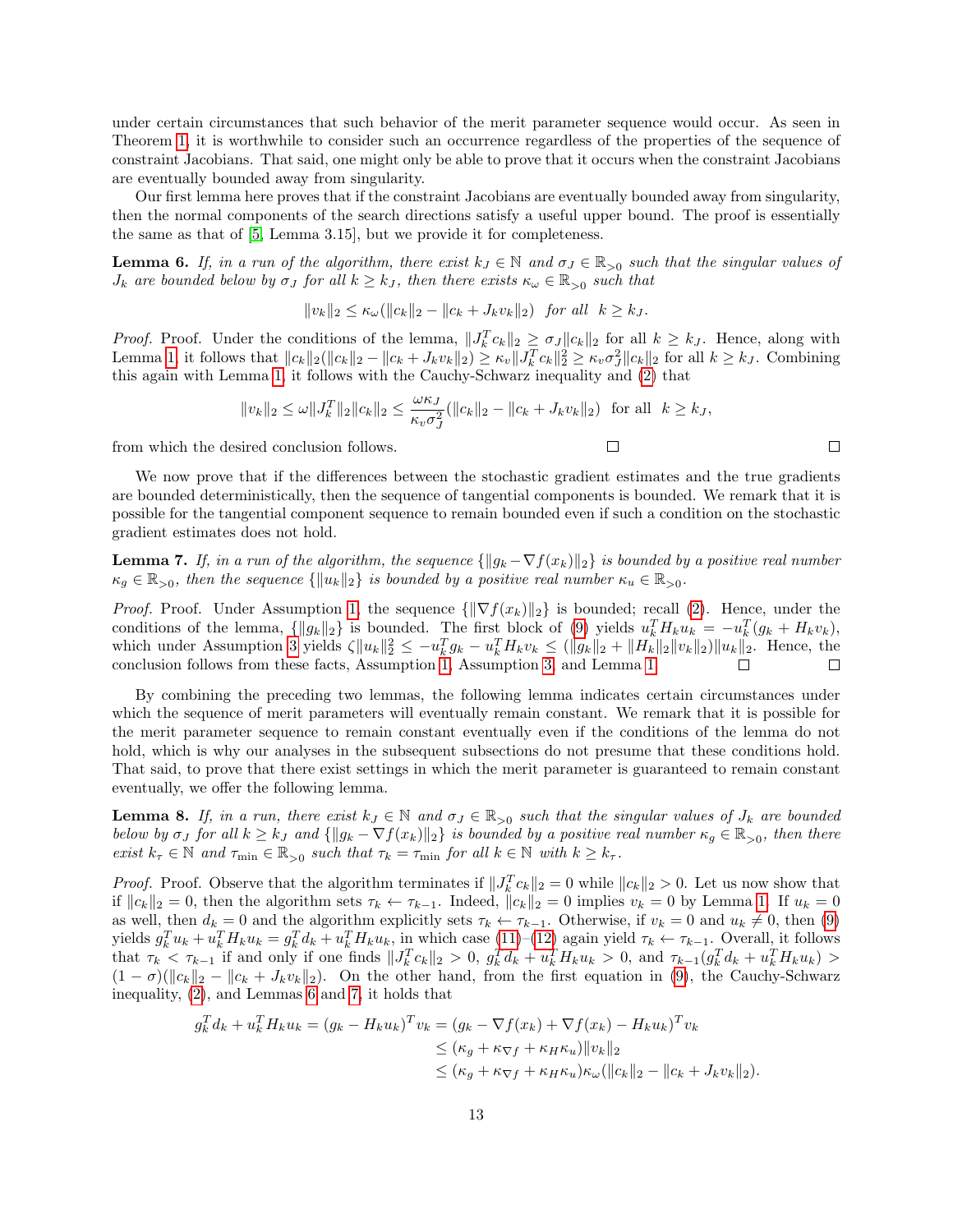under certain circumstances that such behavior of the merit parameter sequence would occur. As seen in Theorem 1, it is worthwhile to consider such an occurrence regardless of the properties of the sequence of constraint Jacobians. That said, one might only be able to prove that it occurs when the constraint Jacobians are eventually bounded away from singularity.

Our first lemma here proves that if the constraint Jacobians are eventually bounded away from singularity, then the normal components of the search directions satisfy a useful upper bound. The proof is essentially the same as that of [5, Lemma 3.15], but we provide it for completeness.

**Lemma 6.** *If, in a run of the algorithm, there exist $k_J \in \mathbb{N}$ and $\sigma_J \in \mathbb{R}_{>0}$ such that the singular values of $J_k$ are bounded below by $\sigma_J$ for all $k \geq k_J$, then there exists $\kappa_\omega \in \mathbb{R}_{>0}$ such that*

$$\|v_k\|_2 \leq \kappa_\omega(\|c_k\|_2 - \|c_k + J_k v_k\|_2) \ \ \text{for all} \ \ k \geq k_J.$$

*Proof.* Proof. Under the conditions of the lemma, $\|J_k^T c_k\|_2 \geq \sigma_J \|c_k\|_2$ for all $k \geq k_J$. Hence, along with Lemma 1, it follows that $\|c_k\|_2(\|c_k\|_2 - \|c_k + J_k v_k\|_2) \geq \kappa_v \|J_k^T c_k\|_2^2 \geq \kappa_v \sigma_J^2 \|c_k\|_2$ for all $k \geq k_J$. Combining this again with Lemma 1, it follows with the Cauchy-Schwarz inequality and (2) that

$$\|v_k\|_2 \leq \omega \|J_k^T\|_2 \|c_k\|_2 \leq \frac{\omega \kappa_J}{\kappa_v \sigma_J^2}(\|c_k\|_2 - \|c_k + J_k v_k\|_2) \ \ \text{for all} \ \ k \geq k_J,$$

from which the desired conclusion follows. □ □

We now prove that if the differences between the stochastic gradient estimates and the true gradients are bounded deterministically, then the sequence of tangential components is bounded. We remark that it is possible for the tangential component sequence to remain bounded even if such a condition on the stochastic gradient estimates does not hold.

**Lemma 7.** *If, in a run of the algorithm, the sequence $\{\|g_k - \nabla f(x_k)\|_2\}$ is bounded by a positive real number $\kappa_g \in \mathbb{R}_{>0}$, then the sequence $\{\|u_k\|_2\}$ is bounded by a positive real number $\kappa_u \in \mathbb{R}_{>0}$.*

*Proof.* Proof. Under Assumption 1, the sequence $\{\|\nabla f(x_k)\|_2\}$ is bounded; recall (2). Hence, under the conditions of the lemma, $\{\|g_k\|_2\}$ is bounded. The first block of (9) yields $u_k^T H_k u_k = -u_k^T(g_k + H_k v_k)$, which under Assumption 3 yields $\zeta \|u_k\|_2^2 \leq -u_k^T g_k - u_k^T H_k v_k \leq (\|g_k\|_2 + \|H_k\|_2 \|v_k\|_2)\|u_k\|_2$. Hence, the conclusion follows from these facts, Assumption 1, Assumption 3, and Lemma 1. □ □

By combining the preceding two lemmas, the following lemma indicates certain circumstances under which the sequence of merit parameters will eventually remain constant. We remark that it is possible for the merit parameter sequence to remain constant eventually even if the conditions of the lemma do not hold, which is why our analyses in the subsequent subsections do not presume that these conditions hold. That said, to prove that there exist settings in which the merit parameter is guaranteed to remain constant eventually, we offer the following lemma.

**Lemma 8.** *If, in a run, there exist $k_J \in \mathbb{N}$ and $\sigma_J \in \mathbb{R}_{>0}$ such that the singular values of $J_k$ are bounded below by $\sigma_J$ for all $k \geq k_J$ and $\{\|g_k - \nabla f(x_k)\|_2\}$ is bounded by a positive real number $\kappa_g \in \mathbb{R}_{>0}$, then there exist $k_\tau \in \mathbb{N}$ and $\tau_{\min} \in \mathbb{R}_{>0}$ such that $\tau_k = \tau_{\min}$ for all $k \in \mathbb{N}$ with $k \geq k_\tau$.*

*Proof.* Proof. Observe that the algorithm terminates if $\|J_k^T c_k\|_2 = 0$ while $\|c_k\|_2 > 0$. Let us now show that if $\|c_k\|_2 = 0$, then the algorithm sets $\tau_k \leftarrow \tau_{k-1}$. Indeed, $\|c_k\|_2 = 0$ implies $v_k = 0$ by Lemma 1. If $u_k = 0$ as well, then $d_k = 0$ and the algorithm explicitly sets $\tau_k \leftarrow \tau_{k-1}$. Otherwise, if $v_k = 0$ and $u_k \neq 0$, then (9) yields $g_k^T u_k + u_k^T H_k u_k = g_k^T d_k + u_k^T H_k u_k$, in which case (11)–(12) again yield $\tau_k \leftarrow \tau_{k-1}$. Overall, it follows that $\tau_k < \tau_{k-1}$ if and only if one finds $\|J_k^T c_k\|_2 > 0$, $g_k^T d_k + u_k^T H_k u_k > 0$, and $\tau_{k-1}(g_k^T d_k + u_k^T H_k u_k) > (1 - \sigma)(\|c_k\|_2 - \|c_k + J_k v_k\|_2)$. On the other hand, from the first equation in (9), the Cauchy-Schwarz inequality, (2), and Lemmas 6 and 7, it holds that

$$\begin{aligned}
g_k^T d_k + u_k^T H_k u_k = (g_k - H_k u_k)^T v_k &= (g_k - \nabla f(x_k) + \nabla f(x_k) - H_k u_k)^T v_k \\
&\leq (\kappa_g + \kappa_{\nabla f} + \kappa_H \kappa_u)\|v_k\|_2 \\
&\leq (\kappa_g + \kappa_{\nabla f} + \kappa_H \kappa_u)\kappa_\omega(\|c_k\|_2 - \|c_k + J_k v_k\|_2).
\end{aligned}$$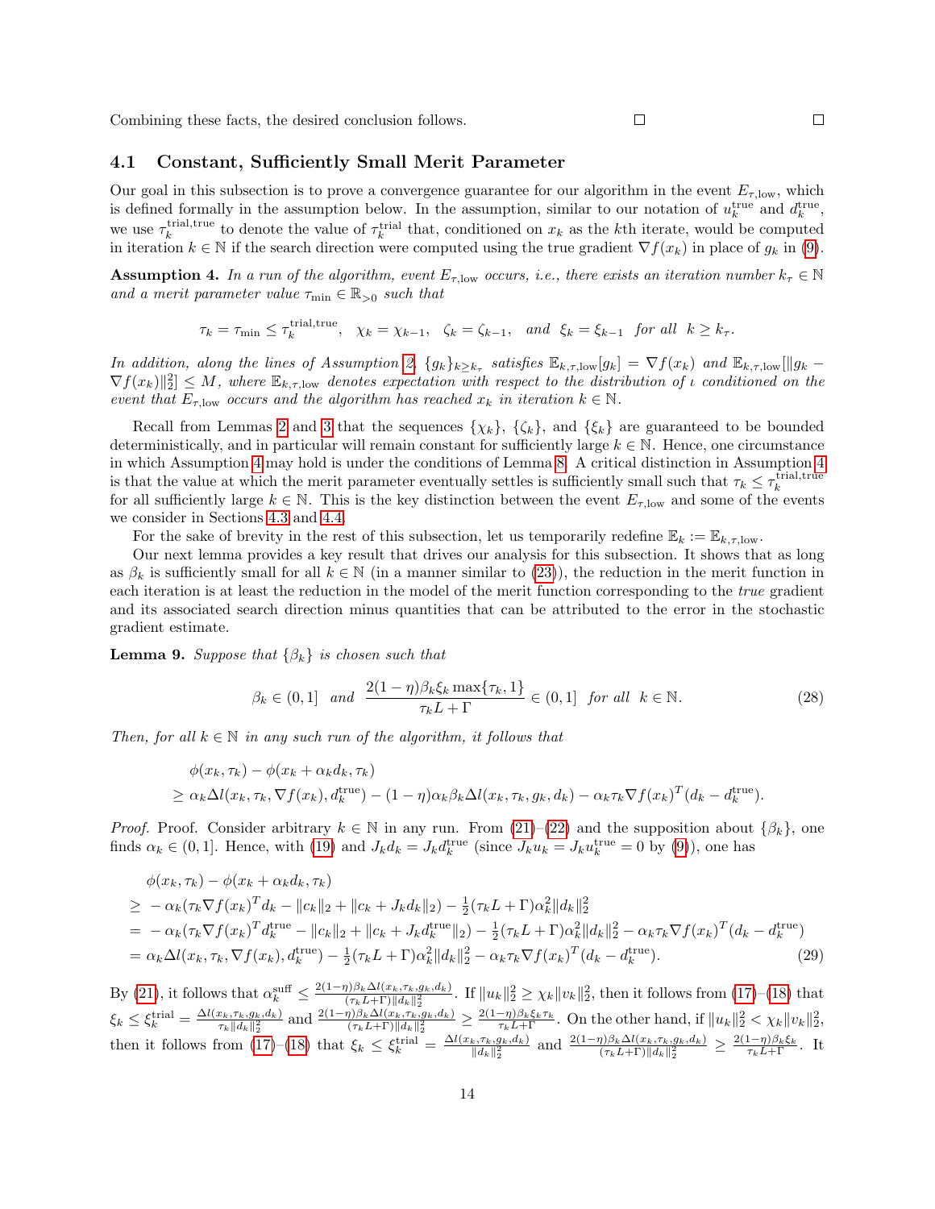Combining these facts, the desired conclusion follows. □ □

## 4.1 Constant, Sufficiently Small Merit Parameter

Our goal in this subsection is to prove a convergence guarantee for our algorithm in the event $E_{\tau,\text{low}}$, which is defined formally in the assumption below. In the assumption, similar to our notation of $u_k^{\text{true}}$ and $d_k^{\text{true}}$, we use $\tau_k^{\text{trial,true}}$ to denote the value of $\tau_k^{\text{trial}}$ that, conditioned on $x_k$ as the $k$th iterate, would be computed in iteration $k \in \mathbb{N}$ if the search direction were computed using the true gradient $\nabla f(x_k)$ in place of $g_k$ in (9).

**Assumption 4.** *In a run of the algorithm, event $E_{\tau,\text{low}}$ occurs, i.e., there exists an iteration number $k_\tau \in \mathbb{N}$ and a merit parameter value $\tau_{\min} \in \mathbb{R}_{>0}$ such that*

$$\tau_k = \tau_{\min} \leq \tau_k^{\text{trial,true}}, \quad \chi_k = \chi_{k-1}, \quad \zeta_k = \zeta_{k-1}, \quad \text{and} \quad \xi_k = \xi_{k-1} \quad \text{for all} \quad k \geq k_\tau.$$

*In addition, along the lines of Assumption 2, $\{g_k\}_{k \geq k_\tau}$ satisfies $\mathbb{E}_{k,\tau,\text{low}}[g_k] = \nabla f(x_k)$ and $\mathbb{E}_{k,\tau,\text{low}}[\|g_k - \nabla f(x_k)\|_2^2] \leq M$, where $\mathbb{E}_{k,\tau,\text{low}}$ denotes expectation with respect to the distribution of $\iota$ conditioned on the event that $E_{\tau,\text{low}}$ occurs and the algorithm has reached $x_k$ in iteration $k \in \mathbb{N}$.*

Recall from Lemmas 2 and 3 that the sequences $\{\chi_k\}$, $\{\zeta_k\}$, and $\{\xi_k\}$ are guaranteed to be bounded deterministically, and in particular will remain constant for sufficiently large $k \in \mathbb{N}$. Hence, one circumstance in which Assumption 4 may hold is under the conditions of Lemma 8. A critical distinction in Assumption 4 is that the value at which the merit parameter eventually settles is sufficiently small such that $\tau_k \leq \tau_k^{\text{trial,true}}$ for all sufficiently large $k \in \mathbb{N}$. This is the key distinction between the event $E_{\tau,\text{low}}$ and some of the events we consider in Sections 4.3 and 4.4.

For the sake of brevity in the rest of this subsection, let us temporarily redefine $\mathbb{E}_k := \mathbb{E}_{k,\tau,\text{low}}$.

Our next lemma provides a key result that drives our analysis for this subsection. It shows that as long as $\beta_k$ is sufficiently small for all $k \in \mathbb{N}$ (in a manner similar to (23)), the reduction in the merit function in each iteration is at least the reduction in the model of the merit function corresponding to the *true* gradient and its associated search direction minus quantities that can be attributed to the error in the stochastic gradient estimate.

**Lemma 9.** *Suppose that $\{\beta_k\}$ is chosen such that*

$$\beta_k \in (0, 1] \quad \text{and} \quad \frac{2(1-\eta)\beta_k \xi_k \max\{\tau_k, 1\}}{\tau_k L + \Gamma} \in (0, 1] \quad \text{for all} \quad k \in \mathbb{N}. \tag{28}$$

*Then, for all $k \in \mathbb{N}$ in any such run of the algorithm, it follows that*

$$\begin{aligned}
&\phi(x_k, \tau_k) - \phi(x_k + \alpha_k d_k, \tau_k) \\
&\geq \alpha_k \Delta l(x_k, \tau_k, \nabla f(x_k), d_k^{\text{true}}) - (1-\eta)\alpha_k \beta_k \Delta l(x_k, \tau_k, g_k, d_k) - \alpha_k \tau_k \nabla f(x_k)^T (d_k - d_k^{\text{true}}).
\end{aligned}$$

*Proof.* Proof. Consider arbitrary $k \in \mathbb{N}$ in any run. From (21)–(22) and the supposition about $\{\beta_k\}$, one finds $\alpha_k \in (0, 1]$. Hence, with (19) and $J_k d_k = J_k d_k^{\text{true}}$ (since $J_k u_k = J_k u_k^{\text{true}} = 0$ by (9)), one has

$$\begin{aligned}
&\phi(x_k, \tau_k) - \phi(x_k + \alpha_k d_k, \tau_k) \\
&\geq -\alpha_k(\tau_k \nabla f(x_k)^T d_k - \|c_k\|_2 + \|c_k + J_k d_k\|_2) - \tfrac{1}{2}(\tau_k L + \Gamma)\alpha_k^2 \|d_k\|_2^2 \\
&= -\alpha_k(\tau_k \nabla f(x_k)^T d_k^{\text{true}} - \|c_k\|_2 + \|c_k + J_k d_k^{\text{true}}\|_2) - \tfrac{1}{2}(\tau_k L + \Gamma)\alpha_k^2 \|d_k\|_2^2 - \alpha_k \tau_k \nabla f(x_k)^T (d_k - d_k^{\text{true}}) \\
&= \alpha_k \Delta l(x_k, \tau_k, \nabla f(x_k), d_k^{\text{true}}) - \tfrac{1}{2}(\tau_k L + \Gamma)\alpha_k^2 \|d_k\|_2^2 - \alpha_k \tau_k \nabla f(x_k)^T (d_k - d_k^{\text{true}}).
\end{aligned} \tag{29}$$

By (21), it follows that $\alpha_k^{\text{suff}} \leq \frac{2(1-\eta)\beta_k \Delta l(x_k, \tau_k, g_k, d_k)}{(\tau_k L + \Gamma)\|d_k\|_2^2}$. If $\|u_k\|_2^2 \geq \chi_k \|v_k\|_2^2$, then it follows from (17)–(18) that $\xi_k \leq \xi_k^{\text{trial}} = \frac{\Delta l(x_k, \tau_k, g_k, d_k)}{\tau_k \|d_k\|_2^2}$ and $\frac{2(1-\eta)\beta_k \Delta l(x_k, \tau_k, g_k, d_k)}{(\tau_k L + \Gamma)\|d_k\|_2^2} \geq \frac{2(1-\eta)\beta_k \xi_k \tau_k}{\tau_k L + \Gamma}$. On the other hand, if $\|u_k\|_2^2 < \chi_k \|v_k\|_2^2$, then it follows from (17)–(18) that $\xi_k \leq \xi_k^{\text{trial}} = \frac{\Delta l(x_k, \tau_k, g_k, d_k)}{\|d_k\|_2^2}$ and $\frac{2(1-\eta)\beta_k \Delta l(x_k, \tau_k, g_k, d_k)}{(\tau_k L + \Gamma)\|d_k\|_2^2} \geq \frac{2(1-\eta)\beta_k \xi_k}{\tau_k L + \Gamma}$. It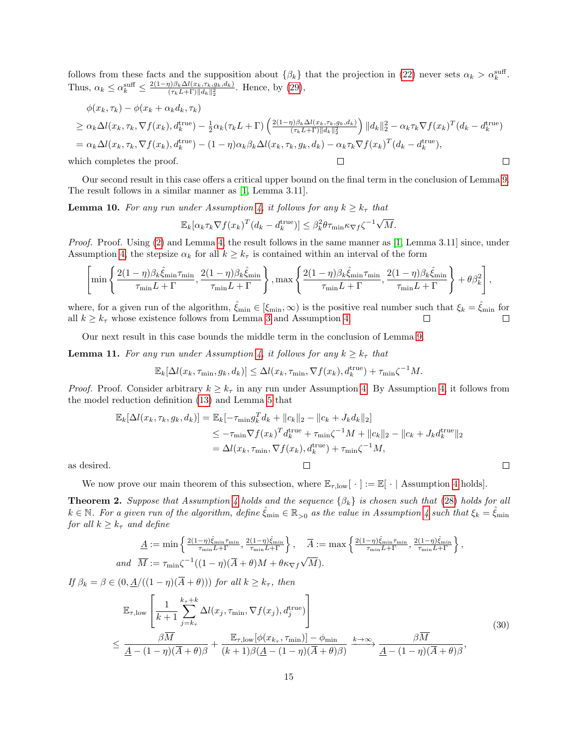follows from these facts and the supposition about $\{\beta_k\}$ that the projection in (22) never sets $\alpha_k > \alpha_k^{\rm suff}$. Thus, $\alpha_k \leq \alpha_k^{\rm suff} \leq \frac{2(1-\eta)\beta_k \Delta l(x_k,\tau_k,g_k,d_k)}{(\tau_k L+\Gamma)\|d_k\|_2^2}$. Hence, by (29),

$$
\begin{aligned}
&\phi(x_k,\tau_k) - \phi(x_k+\alpha_k d_k,\tau_k)\\
&\geq \alpha_k \Delta l(x_k,\tau_k,\nabla f(x_k),d_k^{\rm true}) - \tfrac{1}{2}\alpha_k(\tau_k L+\Gamma)\left(\tfrac{2(1-\eta)\beta_k\Delta l(x_k,\tau_k,g_k,d_k)}{(\tau_k L+\Gamma)\|d_k\|_2^2}\right)\|d_k\|_2^2 - \alpha_k\tau_k\nabla f(x_k)^T(d_k-d_k^{\rm true})\\
&= \alpha_k \Delta l(x_k,\tau_k,\nabla f(x_k),d_k^{\rm true}) - (1-\eta)\alpha_k\beta_k\Delta l(x_k,\tau_k,g_k,d_k) - \alpha_k\tau_k\nabla f(x_k)^T(d_k-d_k^{\rm true}),
\end{aligned}
$$

which completes the proof. □ □

Our second result in this case offers a critical upper bound on the final term in the conclusion of Lemma 9. The result follows in a similar manner as [1, Lemma 3.11].

**Lemma 10.** *For any run under Assumption 4, it follows for any $k \geq k_\tau$ that*

$$
\mathbb{E}_k[\alpha_k\tau_k\nabla f(x_k)^T(d_k-d_k^{\rm true})] \leq \beta_k^2\theta\tau_{\min}\kappa_{\nabla f}\zeta^{-1}\sqrt{M}.
$$

*Proof.* Proof. Using (2) and Lemma 4, the result follows in the same manner as [1, Lemma 3.11] since, under Assumption 4, the stepsize $\alpha_k$ for all $k \geq k_\tau$ is contained within an interval of the form

$$
\left[\min\left\{\frac{2(1-\eta)\beta_k\hat\xi_{\min}\tau_{\min}}{\tau_{\min}L+\Gamma}, \frac{2(1-\eta)\beta_k\hat\xi_{\min}}{\tau_{\min}L+\Gamma}\right\}, \max\left\{\frac{2(1-\eta)\beta_k\hat\xi_{\min}\tau_{\min}}{\tau_{\min}L+\Gamma}, \frac{2(1-\eta)\beta_k\hat\xi_{\min}}{\tau_{\min}L+\Gamma}\right\} + \theta\beta_k^2\right],
$$

where, for a given run of the algorithm, $\hat\xi_{\min} \in [\xi_{\min},\infty)$ is the positive real number such that $\xi_k = \hat\xi_{\min}$ for all $k \geq k_\tau$ whose existence follows from Lemma 3 and Assumption 4. □ □

Our next result in this case bounds the middle term in the conclusion of Lemma 9.

**Lemma 11.** *For any run under Assumption 4, it follows for any $k \geq k_\tau$ that*

$$
\mathbb{E}_k[\Delta l(x_k,\tau_{\min},g_k,d_k)] \leq \Delta l(x_k,\tau_{\min},\nabla f(x_k),d_k^{\rm true}) + \tau_{\min}\zeta^{-1}M.
$$

*Proof.* Proof. Consider arbitrary $k \geq k_\tau$ in any run under Assumption 4. By Assumption 4, it follows from the model reduction definition (13) and Lemma 5 that

$$
\begin{aligned}
\mathbb{E}_k[\Delta l(x_k,\tau_k,g_k,d_k)] &= \mathbb{E}_k[-\tau_{\min}g_k^Td_k + \|c_k\|_2 - \|c_k+J_kd_k\|_2]\\
&\leq -\tau_{\min}\nabla f(x_k)^Td_k^{\rm true} + \tau_{\min}\zeta^{-1}M + \|c_k\|_2 - \|c_k+J_kd_k^{\rm true}\|_2\\
&= \Delta l(x_k,\tau_{\min},\nabla f(x_k),d_k^{\rm true}) + \tau_{\min}\zeta^{-1}M,
\end{aligned}
$$

as desired. □ □

We now prove our main theorem of this subsection, where $\mathbb{E}_{\tau,{\rm low}}[\,\cdot\,] := \mathbb{E}[\,\cdot \mid \text{Assumption 4 holds}]$.

**Theorem 2.** *Suppose that Assumption 4 holds and the sequence $\{\beta_k\}$ is chosen such that (28) holds for all $k \in \mathbb{N}$. For a given run of the algorithm, define $\hat\xi_{\min} \in \mathbb{R}_{>0}$ as the value in Assumption 4 such that $\xi_k = \hat\xi_{\min}$ for all $k \geq k_\tau$ and define*

$$
\begin{aligned}
&\underline{A} := \min\left\{\tfrac{2(1-\eta)\hat\xi_{\min}\tau_{\min}}{\tau_{\min}L+\Gamma}, \tfrac{2(1-\eta)\hat\xi_{\min}}{\tau_{\min}L+\Gamma}\right\},\quad \overline{A} := \max\left\{\tfrac{2(1-\eta)\hat\xi_{\min}\tau_{\min}}{\tau_{\min}L+\Gamma}, \tfrac{2(1-\eta)\hat\xi_{\min}}{\tau_{\min}L+\Gamma}\right\},\\
&\textit{and}\ \ \overline{M} := \tau_{\min}\zeta^{-1}((1-\eta)(\overline{A}+\theta)M + \theta\kappa_{\nabla f}\sqrt{M}).
\end{aligned}
$$

*If $\beta_k = \beta \in (0, \underline{A}/((1-\eta)(\overline{A}+\theta)))$ for all $k \geq k_\tau$, then*

$$
\begin{aligned}
&\mathbb{E}_{\tau,{\rm low}}\left[\frac{1}{k+1}\sum_{j=k_\tau}^{k_\tau+k}\Delta l(x_j,\tau_{\min},\nabla f(x_j),d_j^{\rm true})\right]\\
&\leq \frac{\beta\overline{M}}{\underline{A}-(1-\eta)(\overline{A}+\theta)\beta} + \frac{\mathbb{E}_{\tau,{\rm low}}[\phi(x_{k_\tau},\tau_{\min})]-\phi_{\min}}{(k+1)\beta(\underline{A}-(1-\eta)(\overline{A}+\theta)\beta)} \xrightarrow{k\to\infty} \frac{\beta\overline{M}}{\underline{A}-(1-\eta)(\overline{A}+\theta)\beta},
\end{aligned}
\tag{30}
$$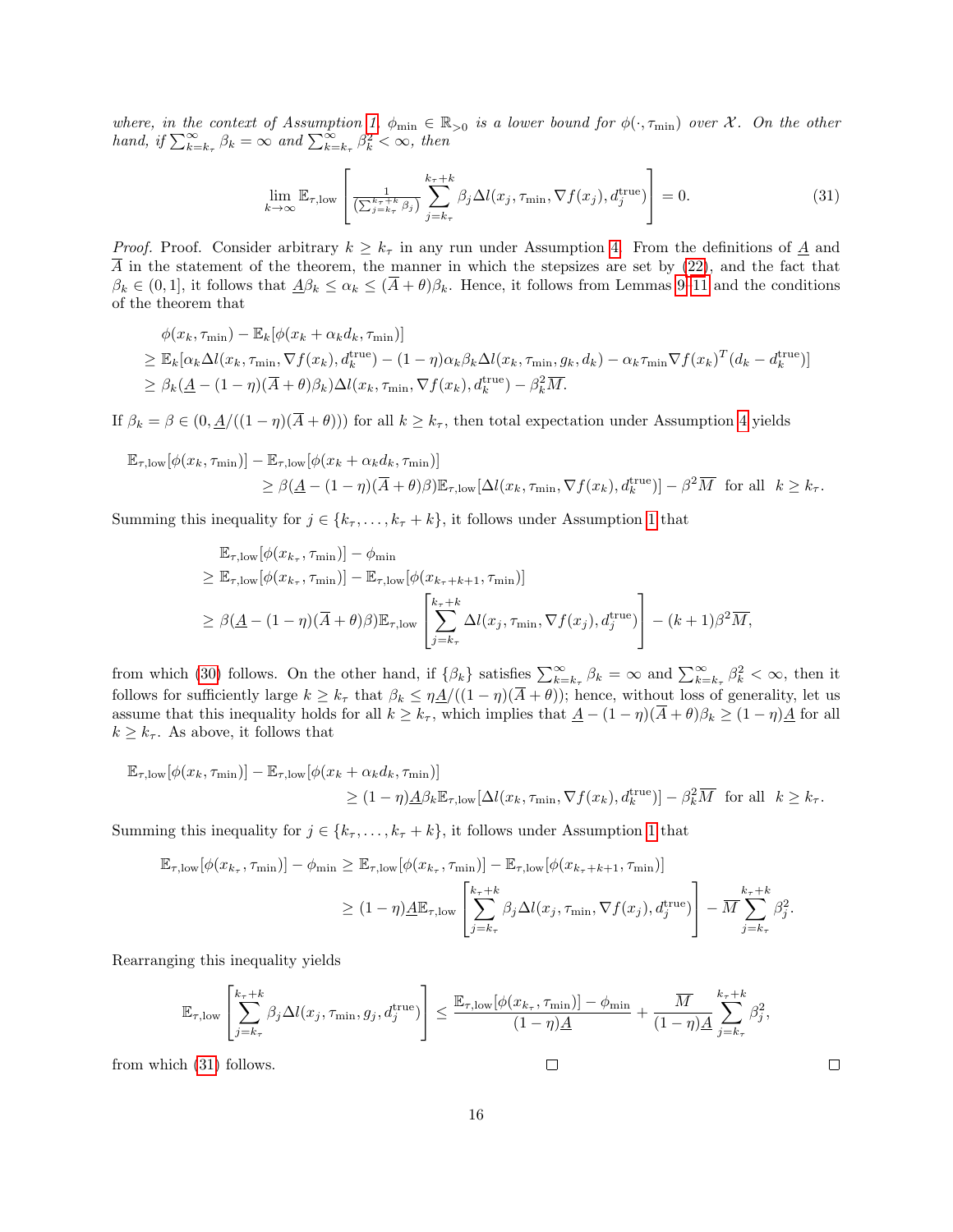*where, in the context of Assumption 1, $\phi_{\min} \in \mathbb{R}_{>0}$ is a lower bound for $\phi(\cdot, \tau_{\min})$ over $\mathcal{X}$. On the other hand, if $\sum_{k=k_\tau}^{\infty} \beta_k = \infty$ and $\sum_{k=k_\tau}^{\infty} \beta_k^2 < \infty$, then*

$$\lim_{k\to\infty} \mathbb{E}_{\tau,\text{low}}\left[\frac{1}{(\sum_{j=k_\tau}^{k_\tau+k} \beta_j)} \sum_{j=k_\tau}^{k_\tau+k} \beta_j \Delta l(x_j, \tau_{\min}, \nabla f(x_j), d_j^{\text{true}})\right] = 0. \tag{31}$$

*Proof.* Proof. Consider arbitrary $k \geq k_\tau$ in any run under Assumption 4. From the definitions of $\underline{A}$ and $\overline{A}$ in the statement of the theorem, the manner in which the stepsizes are set by (22), and the fact that $\beta_k \in (0,1]$, it follows that $\underline{A}\beta_k \leq \alpha_k \leq (\overline{A} + \theta)\beta_k$. Hence, it follows from Lemmas 9–11 and the conditions of the theorem that

$$\begin{aligned}
&\phi(x_k, \tau_{\min}) - \mathbb{E}_k[\phi(x_k + \alpha_k d_k, \tau_{\min})] \\
&\geq \mathbb{E}_k[\alpha_k \Delta l(x_k, \tau_{\min}, \nabla f(x_k), d_k^{\text{true}}) - (1-\eta)\alpha_k\beta_k\Delta l(x_k, \tau_{\min}, g_k, d_k) - \alpha_k \tau_{\min} \nabla f(x_k)^T(d_k - d_k^{\text{true}})] \\
&\geq \beta_k(\underline{A} - (1-\eta)(\overline{A}+\theta)\beta_k)\Delta l(x_k, \tau_{\min}, \nabla f(x_k), d_k^{\text{true}}) - \beta_k^2 \overline{M}.
\end{aligned}$$

If $\beta_k = \beta \in (0, \underline{A}/((1-\eta)(\overline{A}+\theta)))$ for all $k \geq k_\tau$, then total expectation under Assumption 4 yields

$$\begin{aligned}
&\mathbb{E}_{\tau,\text{low}}[\phi(x_k, \tau_{\min})] - \mathbb{E}_{\tau,\text{low}}[\phi(x_k + \alpha_k d_k, \tau_{\min})] \\
&\qquad\qquad \geq \beta(\underline{A} - (1-\eta)(\overline{A}+\theta)\beta)\mathbb{E}_{\tau,\text{low}}[\Delta l(x_k, \tau_{\min}, \nabla f(x_k), d_k^{\text{true}})] - \beta^2 \overline{M} \ \text{ for all } \ k \geq k_\tau.
\end{aligned}$$

Summing this inequality for $j \in \{k_\tau, \dots, k_\tau + k\}$, it follows under Assumption 1 that

$$\begin{aligned}
&\mathbb{E}_{\tau,\text{low}}[\phi(x_{k_\tau}, \tau_{\min})] - \phi_{\min} \\
&\geq \mathbb{E}_{\tau,\text{low}}[\phi(x_{k_\tau}, \tau_{\min})] - \mathbb{E}_{\tau,\text{low}}[\phi(x_{k_\tau+k+1}, \tau_{\min})] \\
&\geq \beta(\underline{A} - (1-\eta)(\overline{A}+\theta)\beta)\mathbb{E}_{\tau,\text{low}}\left[\sum_{j=k_\tau}^{k_\tau+k} \Delta l(x_j, \tau_{\min}, \nabla f(x_j), d_j^{\text{true}})\right] - (k+1)\beta^2\overline{M},
\end{aligned}$$

from which (30) follows. On the other hand, if $\{\beta_k\}$ satisfies $\sum_{k=k_\tau}^{\infty} \beta_k = \infty$ and $\sum_{k=k_\tau}^{\infty} \beta_k^2 < \infty$, then it follows for sufficiently large $k \geq k_\tau$ that $\beta_k \leq \eta\underline{A}/((1-\eta)(\overline{A}+\theta))$; hence, without loss of generality, let us assume that this inequality holds for all $k \geq k_\tau$, which implies that $\underline{A} - (1-\eta)(\overline{A}+\theta)\beta_k \geq (1-\eta)\underline{A}$ for all $k \geq k_\tau$. As above, it follows that

$$\begin{aligned}
&\mathbb{E}_{\tau,\text{low}}[\phi(x_k, \tau_{\min})] - \mathbb{E}_{\tau,\text{low}}[\phi(x_k + \alpha_k d_k, \tau_{\min})] \\
&\qquad\qquad \geq (1-\eta)\underline{A}\beta_k \mathbb{E}_{\tau,\text{low}}[\Delta l(x_k, \tau_{\min}, \nabla f(x_k), d_k^{\text{true}})] - \beta_k^2 \overline{M} \ \text{ for all } \ k \geq k_\tau.
\end{aligned}$$

Summing this inequality for $j \in \{k_\tau, \dots, k_\tau + k\}$, it follows under Assumption 1 that

$$\begin{aligned}
\mathbb{E}_{\tau,\text{low}}[\phi(x_{k_\tau}, \tau_{\min})] - \phi_{\min} &\geq \mathbb{E}_{\tau,\text{low}}[\phi(x_{k_\tau}, \tau_{\min})] - \mathbb{E}_{\tau,\text{low}}[\phi(x_{k_\tau+k+1}, \tau_{\min})] \\
&\geq (1-\eta)\underline{A}\mathbb{E}_{\tau,\text{low}}\left[\sum_{j=k_\tau}^{k_\tau+k} \beta_j \Delta l(x_j, \tau_{\min}, \nabla f(x_j), d_j^{\text{true}})\right] - \overline{M}\sum_{j=k_\tau}^{k_\tau+k} \beta_j^2.
\end{aligned}$$

Rearranging this inequality yields

$$\mathbb{E}_{\tau,\text{low}}\left[\sum_{j=k_\tau}^{k_\tau+k} \beta_j \Delta l(x_j, \tau_{\min}, g_j, d_j^{\text{true}})\right] \leq \frac{\mathbb{E}_{\tau,\text{low}}[\phi(x_{k_\tau}, \tau_{\min})] - \phi_{\min}}{(1-\eta)\underline{A}} + \frac{\overline{M}}{(1-\eta)\underline{A}}\sum_{j=k_\tau}^{k_\tau+k} \beta_j^2,$$

from which (31) follows. □ □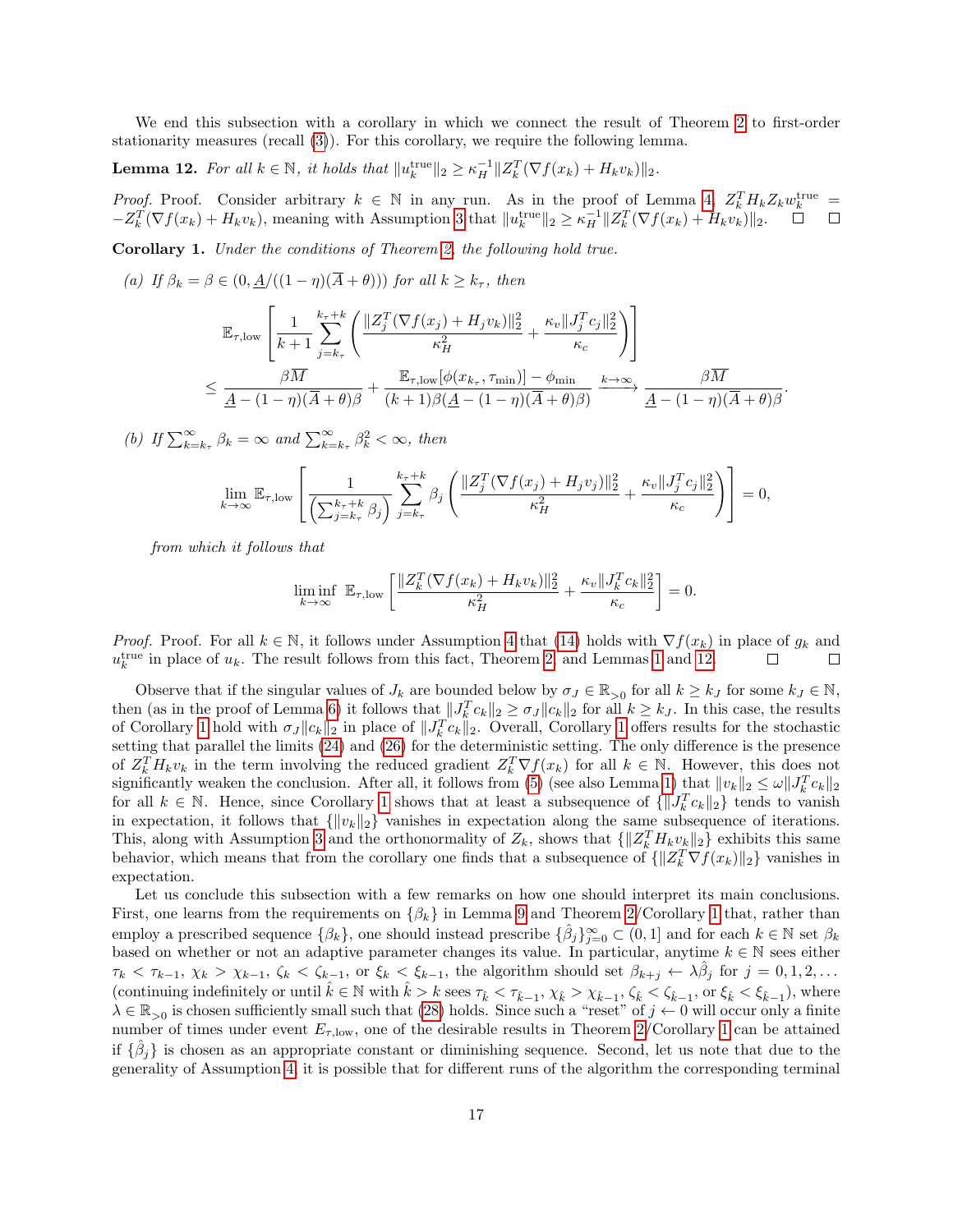We end this subsection with a corollary in which we connect the result of Theorem 2 to first-order stationarity measures (recall (3)). For this corollary, we require the following lemma.

**Lemma 12.** *For all $k \in \mathbb{N}$, it holds that $\|u_k^{\rm true}\|_2 \geq \kappa_H^{-1}\|Z_k^T(\nabla f(x_k) + H_k v_k)\|_2$.*

*Proof.* Proof. Consider arbitrary $k \in \mathbb{N}$ in any run. As in the proof of Lemma 4, $Z_k^T H_k Z_k w_k^{\rm true} = -Z_k^T(\nabla f(x_k) + H_k v_k)$, meaning with Assumption 3 that $\|u_k^{\rm true}\|_2 \geq \kappa_H^{-1}\|Z_k^T(\nabla f(x_k) + H_k v_k)\|_2$. □ □

**Corollary 1.** *Under the conditions of Theorem 2, the following hold true.*

*(a) If $\beta_k = \beta \in (0, \underline{A}/((1-\eta)(\overline{A}+\theta)))$ for all $k \geq k_\tau$, then*

$$
\mathbb{E}_{\tau,\rm low}\left[\frac{1}{k+1}\sum_{j=k_\tau}^{k_\tau+k}\left(\frac{\|Z_j^T(\nabla f(x_j) + H_j v_k)\|_2^2}{\kappa_H^2} + \frac{\kappa_v\|J_j^T c_j\|_2^2}{\kappa_c}\right)\right]
$$
$$
\leq \frac{\beta\overline{M}}{\underline{A} - (1-\eta)(\overline{A}+\theta)\beta} + \frac{\mathbb{E}_{\tau,\rm low}[\phi(x_{k_\tau}, \tau_{\min})] - \phi_{\min}}{(k+1)\beta(\underline{A} - (1-\eta)(\overline{A}+\theta)\beta)} \xrightarrow{k\to\infty} \frac{\beta\overline{M}}{\underline{A} - (1-\eta)(\overline{A}+\theta)\beta}.
$$

*(b) If $\sum_{k=k_\tau}^\infty \beta_k = \infty$ and $\sum_{k=k_\tau}^\infty \beta_k^2 < \infty$, then*

$$
\lim_{k\to\infty} \mathbb{E}_{\tau,\rm low}\left[\frac{1}{\left(\sum_{j=k_\tau}^{k_\tau+k}\beta_j\right)}\sum_{j=k_\tau}^{k_\tau+k}\beta_j\left(\frac{\|Z_j^T(\nabla f(x_j) + H_j v_j)\|_2^2}{\kappa_H^2} + \frac{\kappa_v\|J_j^T c_j\|_2^2}{\kappa_c}\right)\right] = 0,
$$

*from which it follows that*

$$
\liminf_{k\to\infty}\ \mathbb{E}_{\tau,\rm low}\left[\frac{\|Z_k^T(\nabla f(x_k) + H_k v_k)\|_2^2}{\kappa_H^2} + \frac{\kappa_v\|J_k^T c_k\|_2^2}{\kappa_c}\right] = 0.
$$

*Proof.* Proof. For all $k \in \mathbb{N}$, it follows under Assumption 4 that (14) holds with $\nabla f(x_k)$ in place of $g_k$ and $u_k^{\rm true}$ in place of $u_k$. The result follows from this fact, Theorem 2, and Lemmas 1 and 12. □ □

Observe that if the singular values of $J_k$ are bounded below by $\sigma_J \in \mathbb{R}_{>0}$ for all $k \geq k_J$ for some $k_J \in \mathbb{N}$, then (as in the proof of Lemma 6) it follows that $\|J_k^T c_k\|_2 \geq \sigma_J\|c_k\|_2$ for all $k \geq k_J$. In this case, the results of Corollary 1 hold with $\sigma_J\|c_k\|_2$ in place of $\|J_k^T c_k\|_2$. Overall, Corollary 1 offers results for the stochastic setting that parallel the limits (24) and (26) for the deterministic setting. The only difference is the presence of $Z_k^T H_k v_k$ in the term involving the reduced gradient $Z_k^T\nabla f(x_k)$ for all $k \in \mathbb{N}$. However, this does not significantly weaken the conclusion. After all, it follows from (5) (see also Lemma 1) that $\|v_k\|_2 \leq \omega\|J_k^T c_k\|_2$ for all $k \in \mathbb{N}$. Hence, since Corollary 1 shows that at least a subsequence of $\{\|J_k^T c_k\|_2\}$ tends to vanish in expectation, it follows that $\{\|v_k\|_2\}$ vanishes in expectation along the same subsequence of iterations. This, along with Assumption 3 and the orthonormality of $Z_k$, shows that $\{\|Z_k^T H_k v_k\|_2\}$ exhibits this same behavior, which means that from the corollary one finds that a subsequence of $\{\|Z_k^T\nabla f(x_k)\|_2\}$ vanishes in expectation.

Let us conclude this subsection with a few remarks on how one should interpret its main conclusions. First, one learns from the requirements on $\{\beta_k\}$ in Lemma 9 and Theorem 2/Corollary 1 that, rather than employ a prescribed sequence $\{\beta_k\}$, one should instead prescribe $\{\hat\beta_j\}_{j=0}^\infty \subset (0,1]$ and for each $k \in \mathbb{N}$ set $\beta_k$ based on whether or not an adaptive parameter changes its value. In particular, anytime $k \in \mathbb{N}$ sees either $\tau_k < \tau_{k-1}$, $\chi_k > \chi_{k-1}$, $\zeta_k < \zeta_{k-1}$, or $\xi_k < \xi_{k-1}$, the algorithm should set $\beta_{k+j} \leftarrow \lambda\hat\beta_j$ for $j = 0, 1, 2, \dots$ (continuing indefinitely or until $\hat k \in \mathbb{N}$ with $\hat k > k$ sees $\tau_{\hat k} < \tau_{\hat k-1}$, $\chi_{\hat k} > \chi_{\hat k-1}$, $\zeta_{\hat k} < \zeta_{\hat k-1}$, or $\xi_{\hat k} < \xi_{\hat k-1}$), where $\lambda \in \mathbb{R}_{>0}$ is chosen sufficiently small such that (28) holds. Since such a "reset" of $j \leftarrow 0$ will occur only a finite number of times under event $E_{\tau,\rm low}$, one of the desirable results in Theorem 2/Corollary 1 can be attained if $\{\hat\beta_j\}$ is chosen as an appropriate constant or diminishing sequence. Second, let us note that due to the generality of Assumption 4, it is possible that for different runs of the algorithm the corresponding terminal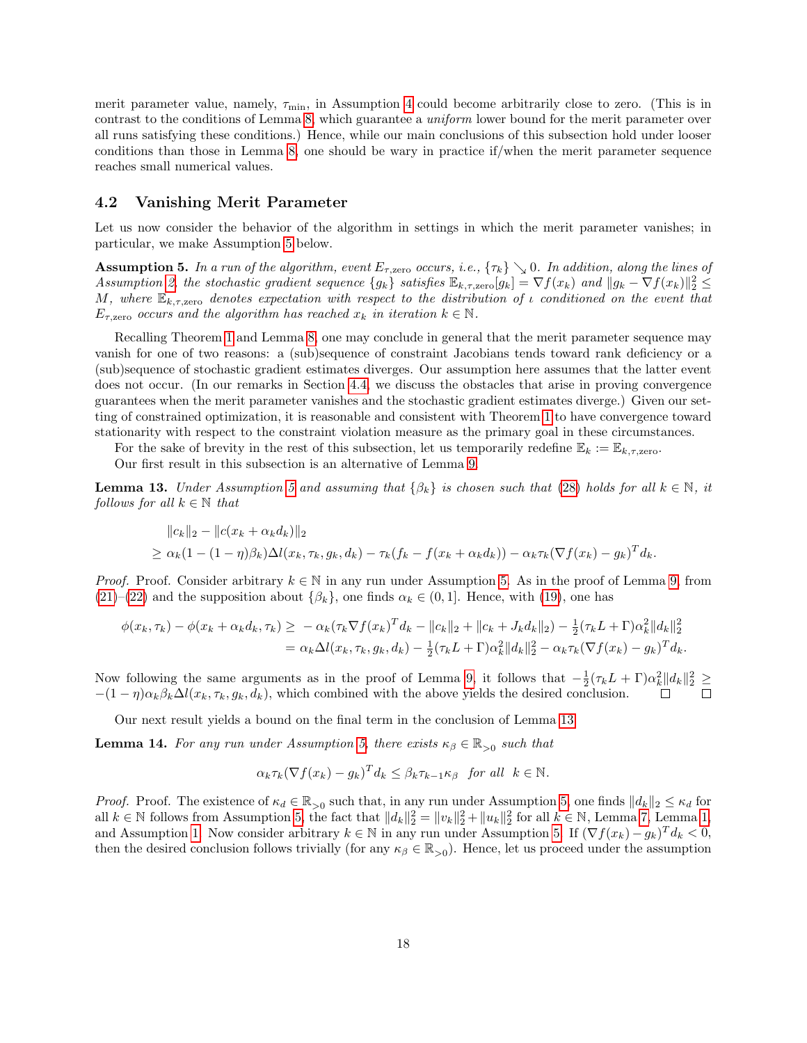merit parameter value, namely, $\tau_{\min}$, in Assumption 4 could become arbitrarily close to zero. (This is in contrast to the conditions of Lemma 8, which guarantee a *uniform* lower bound for the merit parameter over all runs satisfying these conditions.) Hence, while our main conclusions of this subsection hold under looser conditions than those in Lemma 8, one should be wary in practice if/when the merit parameter sequence reaches small numerical values.

## 4.2 Vanishing Merit Parameter

Let us now consider the behavior of the algorithm in settings in which the merit parameter vanishes; in particular, we make Assumption 5 below.

**Assumption 5.** *In a run of the algorithm, event $E_{\tau,\text{zero}}$ occurs, i.e., $\{\tau_k\} \searrow 0$. In addition, along the lines of Assumption 2, the stochastic gradient sequence $\{g_k\}$ satisfies $\mathbb{E}_{k,\tau,\text{zero}}[g_k] = \nabla f(x_k)$ and $\|g_k - \nabla f(x_k)\|_2^2 \leq M$, where $\mathbb{E}_{k,\tau,\text{zero}}$ denotes expectation with respect to the distribution of $\iota$ conditioned on the event that $E_{\tau,\text{zero}}$ occurs and the algorithm has reached $x_k$ in iteration $k \in \mathbb{N}$.*

Recalling Theorem 1 and Lemma 8, one may conclude in general that the merit parameter sequence may vanish for one of two reasons: a (sub)sequence of constraint Jacobians tends toward rank deficiency or a (sub)sequence of stochastic gradient estimates diverges. Our assumption here assumes that the latter event does not occur. (In our remarks in Section 4.4, we discuss the obstacles that arise in proving convergence guarantees when the merit parameter vanishes and the stochastic gradient estimates diverge.) Given our setting of constrained optimization, it is reasonable and consistent with Theorem 1 to have convergence toward stationarity with respect to the constraint violation measure as the primary goal in these circumstances.

For the sake of brevity in the rest of this subsection, let us temporarily redefine $\mathbb{E}_k := \mathbb{E}_{k,\tau,\text{zero}}$.

Our first result in this subsection is an alternative of Lemma 9.

**Lemma 13.** *Under Assumption 5 and assuming that $\{\beta_k\}$ is chosen such that (28) holds for all $k \in \mathbb{N}$, it follows for all $k \in \mathbb{N}$ that*

$$
\begin{aligned}
&\|c_k\|_2 - \|c(x_k + \alpha_k d_k)\|_2 \\
&\geq \alpha_k(1 - (1-\eta)\beta_k)\Delta l(x_k, \tau_k, g_k, d_k) - \tau_k(f_k - f(x_k + \alpha_k d_k)) - \alpha_k \tau_k (\nabla f(x_k) - g_k)^T d_k.
\end{aligned}
$$

*Proof.* Proof. Consider arbitrary $k \in \mathbb{N}$ in any run under Assumption 5. As in the proof of Lemma 9, from (21)–(22) and the supposition about $\{\beta_k\}$, one finds $\alpha_k \in (0,1]$. Hence, with (19), one has

$$
\begin{aligned}
\phi(x_k, \tau_k) - \phi(x_k + \alpha_k d_k, \tau_k) &\geq -\alpha_k(\tau_k \nabla f(x_k)^T d_k - \|c_k\|_2 + \|c_k + J_k d_k\|_2) - \tfrac{1}{2}(\tau_k L + \Gamma)\alpha_k^2 \|d_k\|_2^2 \\
&= \alpha_k \Delta l(x_k, \tau_k, g_k, d_k) - \tfrac{1}{2}(\tau_k L + \Gamma)\alpha_k^2 \|d_k\|_2^2 - \alpha_k \tau_k (\nabla f(x_k) - g_k)^T d_k.
\end{aligned}
$$

Now following the same arguments as in the proof of Lemma 9, it follows that $-\frac{1}{2}(\tau_k L + \Gamma)\alpha_k^2\|d_k\|_2^2 \geq -(1-\eta)\alpha_k\beta_k\Delta l(x_k, \tau_k, g_k, d_k)$, which combined with the above yields the desired conclusion. □ □

Our next result yields a bound on the final term in the conclusion of Lemma 13.

**Lemma 14.** *For any run under Assumption 5, there exists $\kappa_\beta \in \mathbb{R}_{>0}$ such that*

$$
\alpha_k \tau_k (\nabla f(x_k) - g_k)^T d_k \leq \beta_k \tau_{k-1} \kappa_\beta \quad \text{for all} \quad k \in \mathbb{N}.
$$

*Proof.* Proof. The existence of $\kappa_d \in \mathbb{R}_{>0}$ such that, in any run under Assumption 5, one finds $\|d_k\|_2 \leq \kappa_d$ for all $k \in \mathbb{N}$ follows from Assumption 5, the fact that $\|d_k\|_2^2 = \|v_k\|_2^2 + \|u_k\|_2^2$ for all $k \in \mathbb{N}$, Lemma 7, Lemma 1, and Assumption 1. Now consider arbitrary $k \in \mathbb{N}$ in any run under Assumption 5. If $(\nabla f(x_k) - g_k)^T d_k < 0$, then the desired conclusion follows trivially (for any $\kappa_\beta \in \mathbb{R}_{>0}$). Hence, let us proceed under the assumption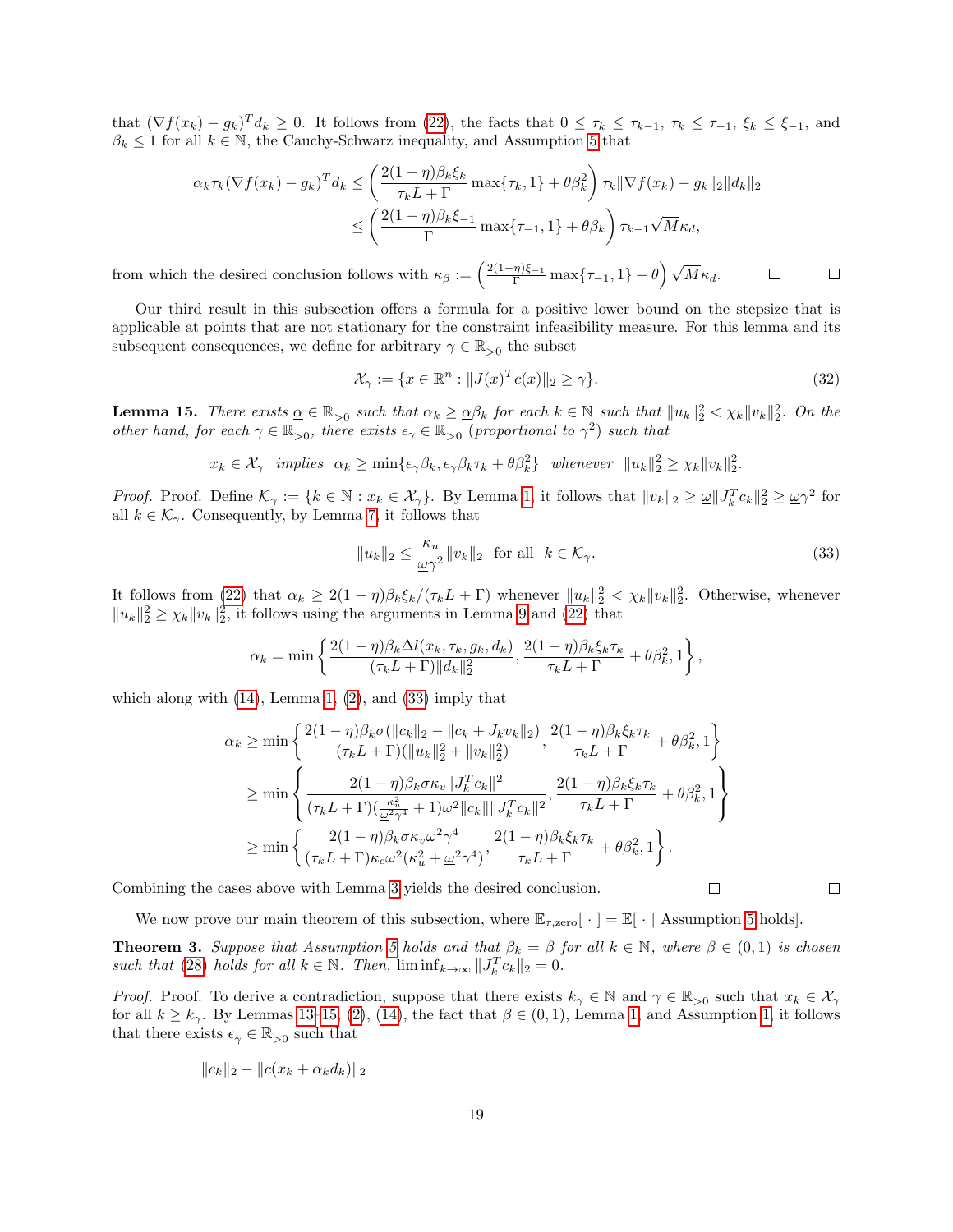that $(\nabla f(x_k) - g_k)^T d_k \geq 0$. It follows from (22), the facts that $0 \leq \tau_k \leq \tau_{k-1}$, $\tau_k \leq \tau_{-1}$, $\xi_k \leq \xi_{-1}$, and $\beta_k \leq 1$ for all $k \in \mathbb{N}$, the Cauchy-Schwarz inequality, and Assumption 5 that

$$
\begin{aligned}
\alpha_k \tau_k (\nabla f(x_k) - g_k)^T d_k &\leq \left( \frac{2(1-\eta)\beta_k \xi_k}{\tau_k L + \Gamma} \max\{\tau_k, 1\} + \theta \beta_k^2 \right) \tau_k \|\nabla f(x_k) - g_k\|_2 \|d_k\|_2 \\
&\leq \left( \frac{2(1-\eta)\beta_k \xi_{-1}}{\Gamma} \max\{\tau_{-1}, 1\} + \theta \beta_k \right) \tau_{k-1} \sqrt{M} \kappa_d,
\end{aligned}
$$

from which the desired conclusion follows with $\kappa_\beta := \left( \frac{2(1-\eta)\xi_{-1}}{\Gamma} \max\{\tau_{-1}, 1\} + \theta \right) \sqrt{M} \kappa_d$. □ □

Our third result in this subsection offers a formula for a positive lower bound on the stepsize that is applicable at points that are not stationary for the constraint infeasibility measure. For this lemma and its subsequent consequences, we define for arbitrary $\gamma \in \mathbb{R}_{>0}$ the subset

$$
\mathcal{X}_\gamma := \{x \in \mathbb{R}^n : \|J(x)^T c(x)\|_2 \geq \gamma\}. \tag{32}
$$

**Lemma 15.** *There exists $\underline{\alpha} \in \mathbb{R}_{>0}$ such that $\alpha_k \geq \underline{\alpha}\beta_k$ for each $k \in \mathbb{N}$ such that $\|u_k\|_2^2 < \chi_k \|v_k\|_2^2$. On the other hand, for each $\gamma \in \mathbb{R}_{>0}$, there exists $\epsilon_\gamma \in \mathbb{R}_{>0}$ (proportional to $\gamma^2$) such that*

$$
x_k \in \mathcal{X}_\gamma \quad \textit{implies} \quad \alpha_k \geq \min\{\epsilon_\gamma \beta_k, \epsilon_\gamma \beta_k \tau_k + \theta \beta_k^2\} \quad \textit{whenever} \quad \|u_k\|_2^2 \geq \chi_k \|v_k\|_2^2.
$$

*Proof.* Proof. Define $\mathcal{K}_\gamma := \{k \in \mathbb{N} : x_k \in \mathcal{X}_\gamma\}$. By Lemma 1, it follows that $\|v_k\|_2 \geq \underline{\omega} \|J_k^T c_k\|_2^2 \geq \underline{\omega} \gamma^2$ for all $k \in \mathcal{K}_\gamma$. Consequently, by Lemma 7, it follows that

$$
\|u_k\|_2 \leq \frac{\kappa_u}{\underline{\omega}\gamma^2} \|v_k\|_2 \quad \text{for all} \quad k \in \mathcal{K}_\gamma. \tag{33}
$$

It follows from (22) that $\alpha_k \geq 2(1-\eta)\beta_k \xi_k / (\tau_k L + \Gamma)$ whenever $\|u_k\|_2^2 < \chi_k \|v_k\|_2^2$. Otherwise, whenever $\|u_k\|_2^2 \geq \chi_k \|v_k\|_2^2$, it follows using the arguments in Lemma 9 and (22) that

$$
\alpha_k = \min \left\{ \frac{2(1-\eta)\beta_k \Delta l(x_k, \tau_k, g_k, d_k)}{(\tau_k L + \Gamma)\|d_k\|_2^2}, \frac{2(1-\eta)\beta_k \xi_k \tau_k}{\tau_k L + \Gamma} + \theta \beta_k^2, 1 \right\},
$$

which along with (14), Lemma 1, (2), and (33) imply that

$$
\begin{aligned}
\alpha_k &\geq \min \left\{ \frac{2(1-\eta)\beta_k \sigma (\|c_k\|_2 - \|c_k + J_k v_k\|_2)}{(\tau_k L + \Gamma)(\|u_k\|_2^2 + \|v_k\|_2^2)}, \frac{2(1-\eta)\beta_k \xi_k \tau_k}{\tau_k L + \Gamma} + \theta \beta_k^2, 1 \right\} \\
&\geq \min \left\{ \frac{2(1-\eta)\beta_k \sigma \kappa_v \|J_k^T c_k\|^2}{(\tau_k L + \Gamma)(\frac{\kappa_u^2}{\underline{\omega}^2 \gamma^4} + 1)\omega^2 \|c_k\| \|J_k^T c_k\|^2}, \frac{2(1-\eta)\beta_k \xi_k \tau_k}{\tau_k L + \Gamma} + \theta \beta_k^2, 1 \right\} \\
&\geq \min \left\{ \frac{2(1-\eta)\beta_k \sigma \kappa_v \underline{\omega}^2 \gamma^4}{(\tau_k L + \Gamma)\kappa_c \omega^2 (\kappa_u^2 + \underline{\omega}^2 \gamma^4)}, \frac{2(1-\eta)\beta_k \xi_k \tau_k}{\tau_k L + \Gamma} + \theta \beta_k^2, 1 \right\}.
\end{aligned}
$$

Combining the cases above with Lemma 3 yields the desired conclusion. □ □

We now prove our main theorem of this subsection, where $\mathbb{E}_{\tau,\text{zero}}[\,\cdot\,] = \mathbb{E}[\,\cdot \mid \text{Assumption 5 holds}]$.

**Theorem 3.** *Suppose that Assumption 5 holds and that $\beta_k = \beta$ for all $k \in \mathbb{N}$, where $\beta \in (0, 1)$ is chosen such that (28) holds for all $k \in \mathbb{N}$. Then, $\liminf_{k \to \infty} \|J_k^T c_k\|_2 = 0$.*

*Proof.* Proof. To derive a contradiction, suppose that there exists $k_\gamma \in \mathbb{N}$ and $\gamma \in \mathbb{R}_{>0}$ such that $x_k \in \mathcal{X}_\gamma$ for all $k \geq k_\gamma$. By Lemmas 13–15, (2), (14), the fact that $\beta \in (0, 1)$, Lemma 1, and Assumption 1, it follows that there exists $\underline{\epsilon}_\gamma \in \mathbb{R}_{>0}$ such that

$$
\|c_k\|_2 - \|c(x_k + \alpha_k d_k)\|_2
$$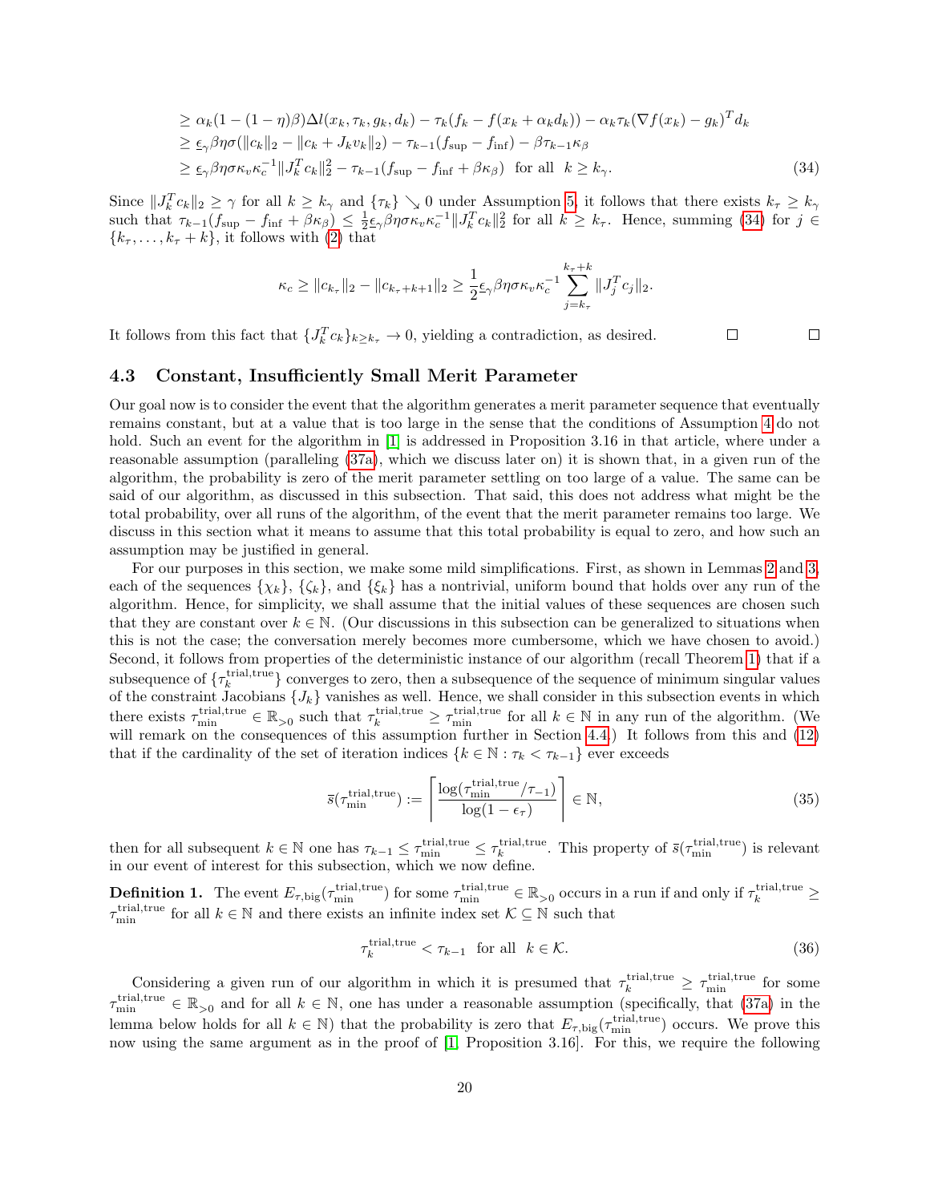$$
\begin{aligned}
&\geq \alpha_k(1-(1-\eta)\beta)\Delta l(x_k,\tau_k,g_k,d_k) - \tau_k(f_k - f(x_k+\alpha_k d_k)) - \alpha_k\tau_k(\nabla f(x_k)-g_k)^T d_k \\
&\geq \underline{\epsilon}_\gamma \beta\eta\sigma(\|c_k\|_2 - \|c_k + J_k v_k\|_2) - \tau_{k-1}(f_{\sup} - f_{\inf}) - \beta\tau_{k-1}\kappa_\beta \\
&\geq \underline{\epsilon}_\gamma \beta\eta\sigma\kappa_v\kappa_c^{-1}\|J_k^T c_k\|_2^2 - \tau_{k-1}(f_{\sup} - f_{\inf} + \beta\kappa_\beta) \quad \text{for all } \ k \geq k_\gamma.
\end{aligned} \tag{34}
$$

Since $\|J_k^T c_k\|_2 \geq \gamma$ for all $k \geq k_\gamma$ and $\{\tau_k\} \searrow 0$ under Assumption 5, it follows that there exists $k_\tau \geq k_\gamma$ such that $\tau_{k-1}(f_{\sup} - f_{\inf} + \beta\kappa_\beta) \leq \frac{1}{2}\underline{\epsilon}_\gamma\beta\eta\sigma\kappa_v\kappa_c^{-1}\|J_k^T c_k\|_2^2$ for all $k \geq k_\tau$. Hence, summing (34) for $j \in \{k_\tau, \dots, k_\tau + k\}$, it follows with (2) that

$$
\kappa_c \geq \|c_{k_\tau}\|_2 - \|c_{k_\tau+k+1}\|_2 \geq \frac{1}{2}\underline{\epsilon}_\gamma\beta\eta\sigma\kappa_v\kappa_c^{-1}\sum_{j=k_\tau}^{k_\tau+k}\|J_j^T c_j\|_2.
$$

It follows from this fact that $\{J_k^T c_k\}_{k \geq k_\tau} \to 0$, yielding a contradiction, as desired. □ □

### 4.3 Constant, Insufficiently Small Merit Parameter

Our goal now is to consider the event that the algorithm generates a merit parameter sequence that eventually remains constant, but at a value that is too large in the sense that the conditions of Assumption 4 do not hold. Such an event for the algorithm in [1] is addressed in Proposition 3.16 in that article, where under a reasonable assumption (paralleling (37a), which we discuss later on) it is shown that, in a given run of the algorithm, the probability is zero of the merit parameter settling on too large of a value. The same can be said of our algorithm, as discussed in this subsection. That said, this does not address what might be the total probability, over all runs of the algorithm, of the event that the merit parameter remains too large. We discuss in this section what it means to assume that this total probability is equal to zero, and how such an assumption may be justified in general.

For our purposes in this section, we make some mild simplifications. First, as shown in Lemmas 2 and 3, each of the sequences $\{\chi_k\}$, $\{\zeta_k\}$, and $\{\xi_k\}$ has a nontrivial, uniform bound that holds over any run of the algorithm. Hence, for simplicity, we shall assume that the initial values of these sequences are chosen such that they are constant over $k \in \mathbb{N}$. (Our discussions in this subsection can be generalized to situations when this is not the case; the conversation merely becomes more cumbersome, which we have chosen to avoid.) Second, it follows from properties of the deterministic instance of our algorithm (recall Theorem 1) that if a subsequence of $\{\tau_k^{\text{trial,true}}\}$ converges to zero, then a subsequence of the sequence of minimum singular values of the constraint Jacobians $\{J_k\}$ vanishes as well. Hence, we shall consider in this subsection events in which there exists $\tau_{\min}^{\text{trial,true}} \in \mathbb{R}_{>0}$ such that $\tau_k^{\text{trial,true}} \geq \tau_{\min}^{\text{trial,true}}$ for all $k \in \mathbb{N}$ in any run of the algorithm. (We will remark on the consequences of this assumption further in Section 4.4.) It follows from this and (12) that if the cardinality of the set of iteration indices $\{k \in \mathbb{N} : \tau_k < \tau_{k-1}\}$ ever exceeds

$$
\bar{s}(\tau_{\min}^{\text{trial,true}}) := \left\lceil \frac{\log(\tau_{\min}^{\text{trial,true}}/\tau_{-1})}{\log(1-\epsilon_\tau)} \right\rceil \in \mathbb{N}, \tag{35}
$$

then for all subsequent $k \in \mathbb{N}$ one has $\tau_{k-1} \leq \tau_{\min}^{\text{trial,true}} \leq \tau_k^{\text{trial,true}}$. This property of $\bar{s}(\tau_{\min}^{\text{trial,true}})$ is relevant in our event of interest for this subsection, which we now define.

**Definition 1.** The event $E_{\tau,\text{big}}(\tau_{\min}^{\text{trial,true}})$ for some $\tau_{\min}^{\text{trial,true}} \in \mathbb{R}_{>0}$ occurs in a run if and only if $\tau_k^{\text{trial,true}} \geq \tau_{\min}^{\text{trial,true}}$ for all $k \in \mathbb{N}$ and there exists an infinite index set $\mathcal{K} \subseteq \mathbb{N}$ such that

$$
\tau_k^{\text{trial,true}} < \tau_{k-1} \quad \text{for all } \ k \in \mathcal{K}. \tag{36}
$$

Considering a given run of our algorithm in which it is presumed that $\tau_k^{\text{trial,true}} \geq \tau_{\min}^{\text{trial,true}}$ for some $\tau_{\min}^{\text{trial,true}} \in \mathbb{R}_{>0}$ and for all $k \in \mathbb{N}$, one has under a reasonable assumption (specifically, that (37a) in the lemma below holds for all $k \in \mathbb{N}$) that the probability is zero that $E_{\tau,\text{big}}(\tau_{\min}^{\text{trial,true}})$ occurs. We prove this now using the same argument as in the proof of [1, Proposition 3.16]. For this, we require the following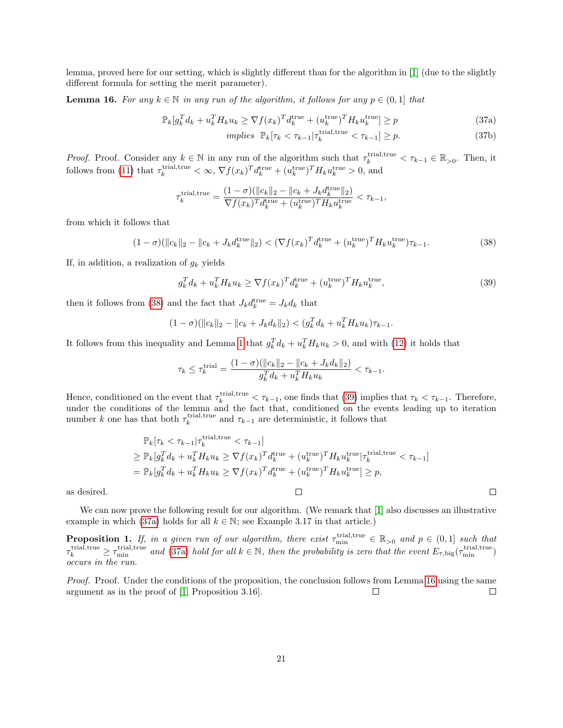lemma, proved here for our setting, which is slightly different than for the algorithm in [1] (due to the slightly different formula for setting the merit parameter).

**Lemma 16.** *For any $k \in \mathbb{N}$ in any run of the algorithm, it follows for any $p \in (0,1]$ that*

$$\mathbb{P}_k[g_k^T d_k + u_k^T H_k u_k \geq \nabla f(x_k)^T d_k^{\text{true}} + (u_k^{\text{true}})^T H_k u_k^{\text{true}}] \geq p \tag{37a}$$

$$\textit{implies} \;\; \mathbb{P}_k[\tau_k < \tau_{k-1} | \tau_k^{\text{trial,true}} < \tau_{k-1}] \geq p. \tag{37b}$$

*Proof.* Proof. Consider any $k \in \mathbb{N}$ in any run of the algorithm such that $\tau_k^{\text{trial,true}} < \tau_{k-1} \in \mathbb{R}_{>0}$. Then, it follows from (11) that $\tau_k^{\text{trial,true}} < \infty$, $\nabla f(x_k)^T d_k^{\text{true}} + (u_k^{\text{true}})^T H_k u_k^{\text{true}} > 0$, and

$$\tau_k^{\text{trial,true}} = \frac{(1-\sigma)(\|c_k\|_2 - \|c_k + J_k d_k^{\text{true}}\|_2)}{\nabla f(x_k)^T d_k^{\text{true}} + (u_k^{\text{true}})^T H_k u_k^{\text{true}}} < \tau_{k-1},$$

from which it follows that

$$(1-\sigma)(\|c_k\|_2 - \|c_k + J_k d_k^{\text{true}}\|_2) < (\nabla f(x_k)^T d_k^{\text{true}} + (u_k^{\text{true}})^T H_k u_k^{\text{true}})\tau_{k-1}. \tag{38}$$

If, in addition, a realization of $g_k$ yields

$$g_k^T d_k + u_k^T H_k u_k \geq \nabla f(x_k)^T d_k^{\text{true}} + (u_k^{\text{true}})^T H_k u_k^{\text{true}}, \tag{39}$$

then it follows from (38) and the fact that $J_k d_k^{\text{true}} = J_k d_k$ that

$$(1-\sigma)(\|c_k\|_2 - \|c_k + J_k d_k\|_2) < (g_k^T d_k + u_k^T H_k u_k)\tau_{k-1}.$$

It follows from this inequality and Lemma 1 that $g_k^T d_k + u_k^T H_k u_k > 0$, and with (12) it holds that

$$\tau_k \leq \tau_k^{\text{trial}} = \frac{(1-\sigma)(\|c_k\|_2 - \|c_k + J_k d_k\|_2)}{g_k^T d_k + u_k^T H_k u_k} < \tau_{k-1}.$$

Hence, conditioned on the event that $\tau_k^{\text{trial,true}} < \tau_{k-1}$, one finds that (39) implies that $\tau_k < \tau_{k-1}$. Therefore, under the conditions of the lemma and the fact that, conditioned on the events leading up to iteration number $k$ one has that both $\tau_k^{\text{trial,true}}$ and $\tau_{k-1}$ are deterministic, it follows that

$$\begin{aligned}
&\mathbb{P}_k[\tau_k < \tau_{k-1} | \tau_k^{\text{trial,true}} < \tau_{k-1}] \\
&\geq \mathbb{P}_k[g_k^T d_k + u_k^T H_k u_k \geq \nabla f(x_k)^T d_k^{\text{true}} + (u_k^{\text{true}})^T H_k u_k^{\text{true}} | \tau_k^{\text{trial,true}} < \tau_{k-1}] \\
&= \mathbb{P}_k[g_k^T d_k + u_k^T H_k u_k \geq \nabla f(x_k)^T d_k^{\text{true}} + (u_k^{\text{true}})^T H_k u_k^{\text{true}}] \geq p,
\end{aligned}$$

as desired. □ □

We can now prove the following result for our algorithm. (We remark that [1] also discusses an illustrative example in which (37a) holds for all $k \in \mathbb{N}$; see Example 3.17 in that article.)

**Proposition 1.** *If, in a given run of our algorithm, there exist $\tau_{\min}^{\text{trial,true}} \in \mathbb{R}_{>0}$ and $p \in (0,1]$ such that $\tau_k^{\text{trial,true}} \geq \tau_{\min}^{\text{trial,true}}$ and (37a) hold for all $k \in \mathbb{N}$, then the probability is zero that the event $E_{\tau,\text{big}}(\tau_{\min}^{\text{trial,true}})$ occurs in the run.*

*Proof.* Proof. Under the conditions of the proposition, the conclusion follows from Lemma 16 using the same argument as in the proof of [1, Proposition 3.16]. □ □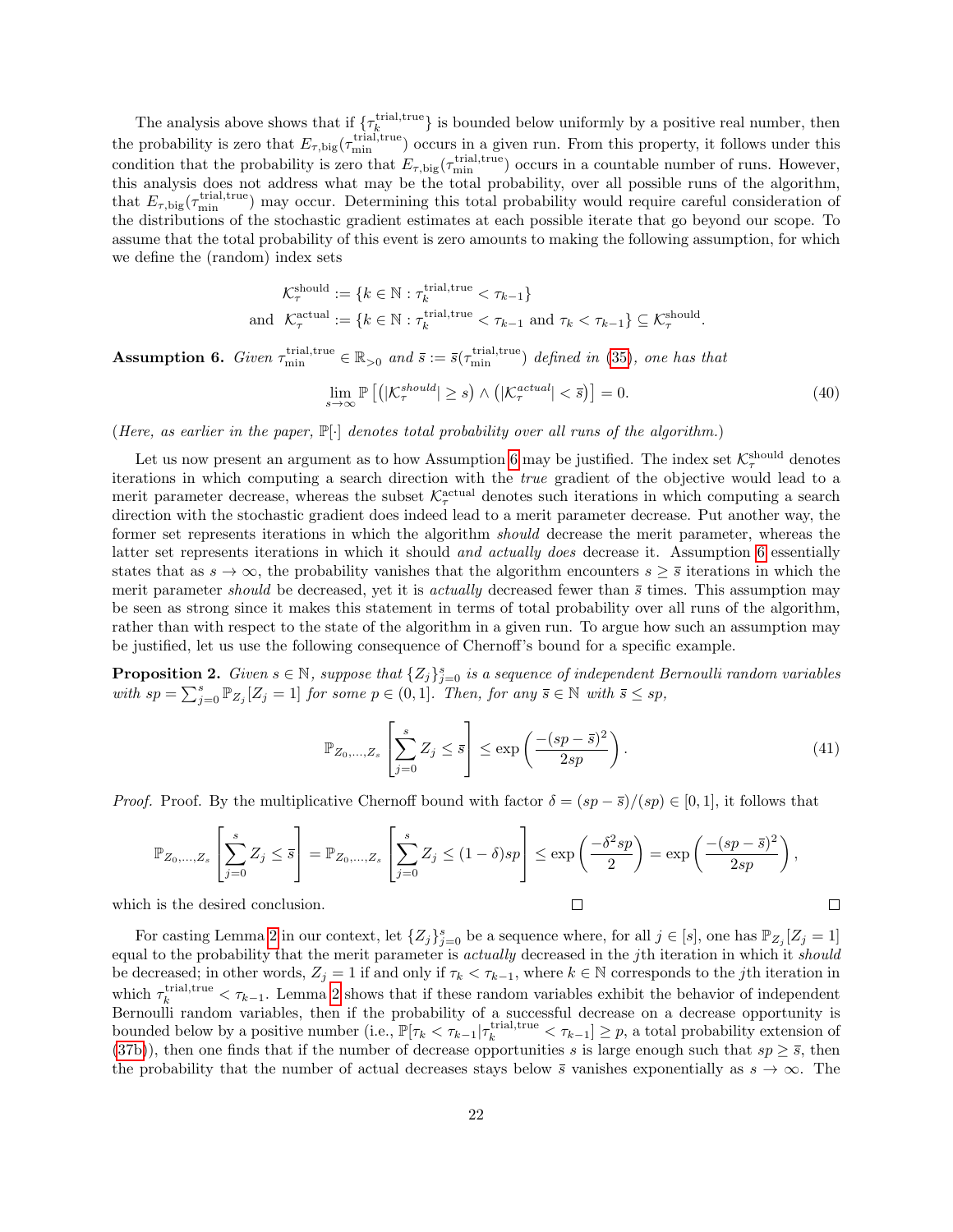The analysis above shows that if $\{\tau_k^{\text{trial,true}}\}$ is bounded below uniformly by a positive real number, then the probability is zero that $E_{\tau,\text{big}}(\tau_{\min}^{\text{trial,true}})$ occurs in a given run. From this property, it follows under this condition that the probability is zero that $E_{\tau,\text{big}}(\tau_{\min}^{\text{trial,true}})$ occurs in a countable number of runs. However, this analysis does not address what may be the total probability, over all possible runs of the algorithm, that $E_{\tau,\text{big}}(\tau_{\min}^{\text{trial,true}})$ may occur. Determining this total probability would require careful consideration of the distributions of the stochastic gradient estimates at each possible iterate that go beyond our scope. To assume that the total probability of this event is zero amounts to making the following assumption, for which we define the (random) index sets

$$
\begin{aligned}
\mathcal{K}_\tau^{\text{should}} &:= \{k \in \mathbb{N} : \tau_k^{\text{trial,true}} < \tau_{k-1}\} \\
\text{and} \ \ \mathcal{K}_\tau^{\text{actual}} &:= \{k \in \mathbb{N} : \tau_k^{\text{trial,true}} < \tau_{k-1} \text{ and } \tau_k < \tau_{k-1}\} \subseteq \mathcal{K}_\tau^{\text{should}}.
\end{aligned}
$$

**Assumption 6.** *Given $\tau_{\min}^{\text{trial,true}} \in \mathbb{R}_{>0}$ and $\bar{s} := \bar{s}(\tau_{\min}^{\text{trial,true}})$ defined in (35), one has that*

$$
\lim_{s\to\infty} \mathbb{P}\left[\left(|\mathcal{K}_\tau^{should}| \geq s\right) \wedge \left(|\mathcal{K}_\tau^{actual}| < \bar{s}\right)\right] = 0. \tag{40}
$$

(*Here, as earlier in the paper, $\mathbb{P}[\cdot]$ denotes total probability over all runs of the algorithm.*)

Let us now present an argument as to how Assumption 6 may be justified. The index set $\mathcal{K}_\tau^{\text{should}}$ denotes iterations in which computing a search direction with the *true* gradient of the objective would lead to a merit parameter decrease, whereas the subset $\mathcal{K}_\tau^{\text{actual}}$ denotes such iterations in which computing a search direction with the stochastic gradient does indeed lead to a merit parameter decrease. Put another way, the former set represents iterations in which the algorithm *should* decrease the merit parameter, whereas the latter set represents iterations in which it should *and actually does* decrease it. Assumption 6 essentially states that as $s \to \infty$, the probability vanishes that the algorithm encounters $s \geq \bar{s}$ iterations in which the merit parameter *should* be decreased, yet it is *actually* decreased fewer than $\bar{s}$ times. This assumption may be seen as strong since it makes this statement in terms of total probability over all runs of the algorithm, rather than with respect to the state of the algorithm in a given run. To argue how such an assumption may be justified, let us use the following consequence of Chernoff's bound for a specific example.

**Proposition 2.** *Given $s \in \mathbb{N}$, suppose that $\{Z_j\}_{j=0}^s$ is a sequence of independent Bernoulli random variables with $sp = \sum_{j=0}^s \mathbb{P}_{Z_j}[Z_j = 1]$ for some $p \in (0,1]$. Then, for any $\bar{s} \in \mathbb{N}$ with $\bar{s} \leq sp$,*

$$
\mathbb{P}_{Z_0,\dots,Z_s}\left[\sum_{j=0}^s Z_j \leq \bar{s}\right] \leq \exp\left(\frac{-(sp - \bar{s})^2}{2sp}\right). \tag{41}
$$

*Proof.* Proof. By the multiplicative Chernoff bound with factor $\delta = (sp - \bar{s})/(sp) \in [0,1]$, it follows that

$$
\mathbb{P}_{Z_0,\dots,Z_s}\left[\sum_{j=0}^s Z_j \leq \bar{s}\right] = \mathbb{P}_{Z_0,\dots,Z_s}\left[\sum_{j=0}^s Z_j \leq (1-\delta)sp\right] \leq \exp\left(\frac{-\delta^2 sp}{2}\right) = \exp\left(\frac{-(sp-\bar{s})^2}{2sp}\right),
$$

which is the desired conclusion. □ □

For casting Lemma 2 in our context, let $\{Z_j\}_{j=0}^s$ be a sequence where, for all $j \in [s]$, one has $\mathbb{P}_{Z_j}[Z_j = 1]$ equal to the probability that the merit parameter is *actually* decreased in the $j$th iteration in which it *should* be decreased; in other words, $Z_j = 1$ if and only if $\tau_k < \tau_{k-1}$, where $k \in \mathbb{N}$ corresponds to the $j$th iteration in which $\tau_k^{\text{trial,true}} < \tau_{k-1}$. Lemma 2 shows that if these random variables exhibit the behavior of independent Bernoulli random variables, then if the probability of a successful decrease on a decrease opportunity is bounded below by a positive number (i.e., $\mathbb{P}[\tau_k < \tau_{k-1} | \tau_k^{\text{trial,true}} < \tau_{k-1}] \geq p$, a total probability extension of (37b)), then one finds that if the number of decrease opportunities $s$ is large enough such that $sp \geq \bar{s}$, then the probability that the number of actual decreases stays below $\bar{s}$ vanishes exponentially as $s \to \infty$. The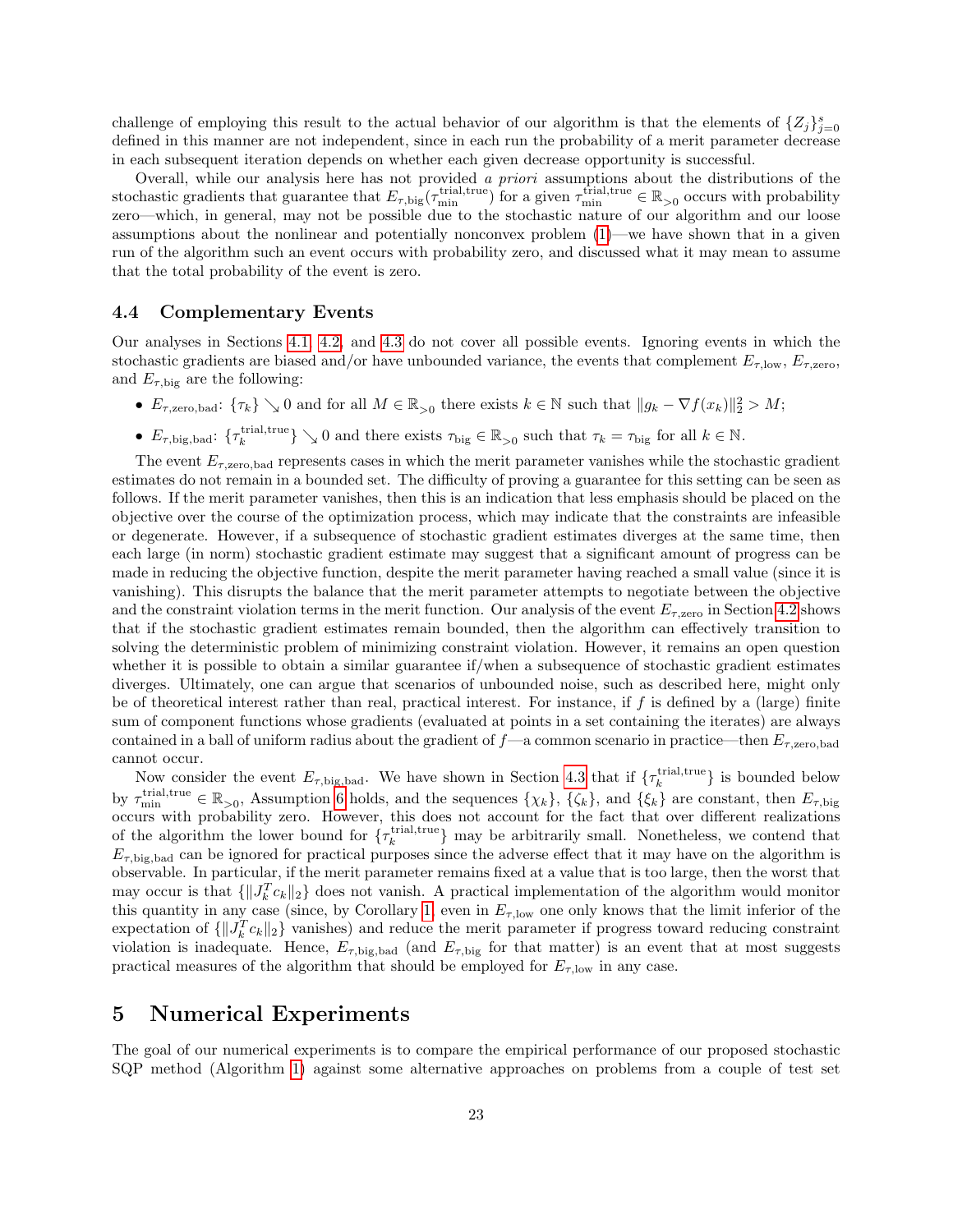challenge of employing this result to the actual behavior of our algorithm is that the elements of $\{Z_j\}_{j=0}^s$ defined in this manner are not independent, since in each run the probability of a merit parameter decrease in each subsequent iteration depends on whether each given decrease opportunity is successful.

Overall, while our analysis here has not provided *a priori* assumptions about the distributions of the stochastic gradients that guarantee that $E_{\tau,\text{big}}(\tau_{\min}^{\text{trial,true}})$ for a given $\tau_{\min}^{\text{trial,true}} \in \mathbb{R}_{>0}$ occurs with probability zero—which, in general, may not be possible due to the stochastic nature of our algorithm and our loose assumptions about the nonlinear and potentially nonconvex problem (1)—we have shown that in a given run of the algorithm such an event occurs with probability zero, and discussed what it may mean to assume that the total probability of the event is zero.

### 4.4 Complementary Events

Our analyses in Sections 4.1, 4.2, and 4.3 do not cover all possible events. Ignoring events in which the stochastic gradients are biased and/or have unbounded variance, the events that complement $E_{\tau,\text{low}}$, $E_{\tau,\text{zero}}$, and $E_{\tau,\text{big}}$ are the following:

- $E_{\tau,\text{zero,bad}}$: $\{\tau_k\} \searrow 0$ and for all $M \in \mathbb{R}_{>0}$ there exists $k \in \mathbb{N}$ such that $\|g_k - \nabla f(x_k)\|_2^2 > M$;
- $E_{\tau,\text{big,bad}}$: $\{\tau_k^{\text{trial,true}}\} \searrow 0$ and there exists $\tau_{\text{big}} \in \mathbb{R}_{>0}$ such that $\tau_k = \tau_{\text{big}}$ for all $k \in \mathbb{N}$.

The event $E_{\tau,\text{zero,bad}}$ represents cases in which the merit parameter vanishes while the stochastic gradient estimates do not remain in a bounded set. The difficulty of proving a guarantee for this setting can be seen as follows. If the merit parameter vanishes, then this is an indication that less emphasis should be placed on the objective over the course of the optimization process, which may indicate that the constraints are infeasible or degenerate. However, if a subsequence of stochastic gradient estimates diverges at the same time, then each large (in norm) stochastic gradient estimate may suggest that a significant amount of progress can be made in reducing the objective function, despite the merit parameter having reached a small value (since it is vanishing). This disrupts the balance that the merit parameter attempts to negotiate between the objective and the constraint violation terms in the merit function. Our analysis of the event $E_{\tau,\text{zero}}$ in Section 4.2 shows that if the stochastic gradient estimates remain bounded, then the algorithm can effectively transition to solving the deterministic problem of minimizing constraint violation. However, it remains an open question whether it is possible to obtain a similar guarantee if/when a subsequence of stochastic gradient estimates diverges. Ultimately, one can argue that scenarios of unbounded noise, such as described here, might only be of theoretical interest rather than real, practical interest. For instance, if $f$ is defined by a (large) finite sum of component functions whose gradients (evaluated at points in a set containing the iterates) are always contained in a ball of uniform radius about the gradient of $f$—a common scenario in practice—then $E_{\tau,\text{zero,bad}}$ cannot occur.

Now consider the event $E_{\tau,\text{big,bad}}$. We have shown in Section 4.3 that if $\{\tau_k^{\text{trial,true}}\}$ is bounded below by $\tau_{\min}^{\text{trial,true}} \in \mathbb{R}_{>0}$, Assumption 6 holds, and the sequences $\{\chi_k\}$, $\{\zeta_k\}$, and $\{\xi_k\}$ are constant, then $E_{\tau,\text{big}}$ occurs with probability zero. However, this does not account for the fact that over different realizations of the algorithm the lower bound for $\{\tau_k^{\text{trial,true}}\}$ may be arbitrarily small. Nonetheless, we contend that $E_{\tau,\text{big,bad}}$ can be ignored for practical purposes since the adverse effect that it may have on the algorithm is observable. In particular, if the merit parameter remains fixed at a value that is too large, then the worst that may occur is that $\{\|J_k^T c_k\|_2\}$ does not vanish. A practical implementation of the algorithm would monitor this quantity in any case (since, by Corollary 1, even in $E_{\tau,\text{low}}$ one only knows that the limit inferior of the expectation of $\{\|J_k^T c_k\|_2\}$ vanishes) and reduce the merit parameter if progress toward reducing constraint violation is inadequate. Hence, $E_{\tau,\text{big,bad}}$ (and $E_{\tau,\text{big}}$ for that matter) is an event that at most suggests practical measures of the algorithm that should be employed for $E_{\tau,\text{low}}$ in any case.

## 5 Numerical Experiments

The goal of our numerical experiments is to compare the empirical performance of our proposed stochastic SQP method (Algorithm 1) against some alternative approaches on problems from a couple of test set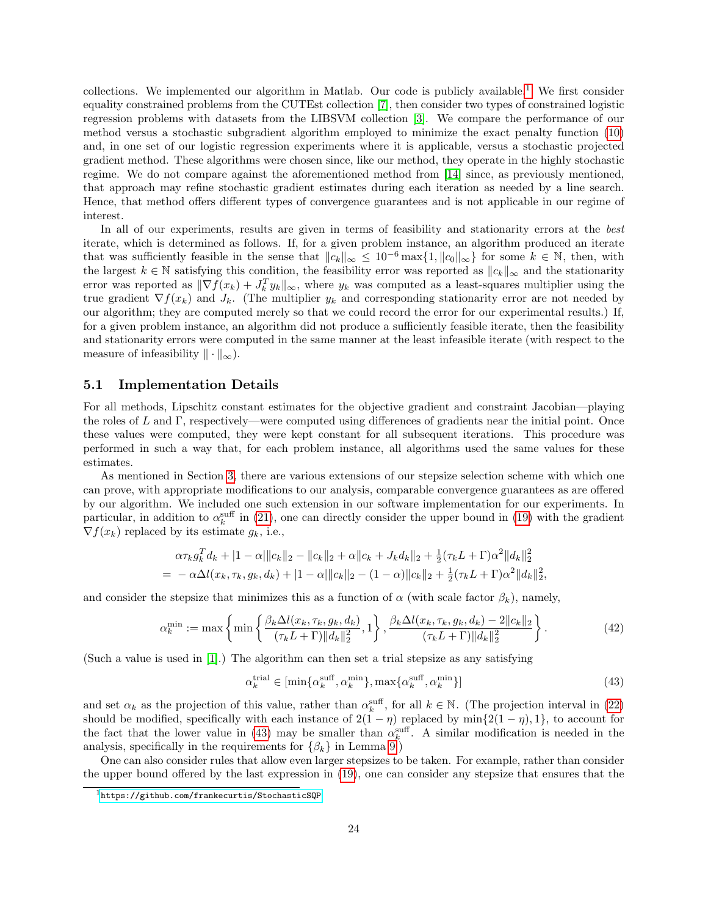collections. We implemented our algorithm in Matlab. Our code is publicly available.[1] We first consider equality constrained problems from the CUTEst collection [7], then consider two types of constrained logistic regression problems with datasets from the LIBSVM collection [3]. We compare the performance of our method versus a stochastic subgradient algorithm employed to minimize the exact penalty function (10) and, in one set of our logistic regression experiments where it is applicable, versus a stochastic projected gradient method. These algorithms were chosen since, like our method, they operate in the highly stochastic regime. We do not compare against the aforementioned method from [14] since, as previously mentioned, that approach may refine stochastic gradient estimates during each iteration as needed by a line search. Hence, that method offers different types of convergence guarantees and is not applicable in our regime of interest.

In all of our experiments, results are given in terms of feasibility and stationarity errors at the *best* iterate, which is determined as follows. If, for a given problem instance, an algorithm produced an iterate that was sufficiently feasible in the sense that $\|c_k\|_\infty \leq 10^{-6}\max\{1,\|c_0\|_\infty\}$ for some $k \in \mathbb{N}$, then, with the largest $k \in \mathbb{N}$ satisfying this condition, the feasibility error was reported as $\|c_k\|_\infty$ and the stationarity error was reported as $\|\nabla f(x_k) + J_k^T y_k\|_\infty$, where $y_k$ was computed as a least-squares multiplier using the true gradient $\nabla f(x_k)$ and $J_k$. (The multiplier $y_k$ and corresponding stationarity error are not needed by our algorithm; they are computed merely so that we could record the error for our experimental results.) If, for a given problem instance, an algorithm did not produce a sufficiently feasible iterate, then the feasibility and stationarity errors were computed in the same manner at the least infeasible iterate (with respect to the measure of infeasibility $\|\cdot\|_\infty$).

## 5.1 Implementation Details

For all methods, Lipschitz constant estimates for the objective gradient and constraint Jacobian—playing the roles of $L$ and $\Gamma$, respectively—were computed using differences of gradients near the initial point. Once these values were computed, they were kept constant for all subsequent iterations. This procedure was performed in such a way that, for each problem instance, all algorithms used the same values for these estimates.

As mentioned in Section 3, there are various extensions of our stepsize selection scheme with which one can prove, with appropriate modifications to our analysis, comparable convergence guarantees as are offered by our algorithm. We included one such extension in our software implementation for our experiments. In particular, in addition to $\alpha_k^{\rm suff}$ in (21), one can directly consider the upper bound in (19) with the gradient $\nabla f(x_k)$ replaced by its estimate $g_k$, i.e.,

$$
\begin{aligned}
&\alpha\tau_k g_k^T d_k + |1-\alpha|\|c_k\|_2 - \|c_k\|_2 + \alpha\|c_k + J_k d_k\|_2 + \tfrac{1}{2}(\tau_k L + \Gamma)\alpha^2\|d_k\|_2^2 \\
=\ &-\alpha\Delta l(x_k,\tau_k,g_k,d_k) + |1-\alpha|\|c_k\|_2 - (1-\alpha)\|c_k\|_2 + \tfrac{1}{2}(\tau_k L + \Gamma)\alpha^2\|d_k\|_2^2,
\end{aligned}
$$

and consider the stepsize that minimizes this as a function of $\alpha$ (with scale factor $\beta_k$), namely,

$$
\alpha_k^{\rm min} := \max\left\{\min\left\{\frac{\beta_k\Delta l(x_k,\tau_k,g_k,d_k)}{(\tau_k L+\Gamma)\|d_k\|_2^2}, 1\right\}, \frac{\beta_k\Delta l(x_k,\tau_k,g_k,d_k) - 2\|c_k\|_2}{(\tau_k L+\Gamma)\|d_k\|_2^2}\right\}. \tag{42}
$$

(Such a value is used in [1].) The algorithm can then set a trial stepsize as any satisfying

$$
\alpha_k^{\rm trial} \in [\min\{\alpha_k^{\rm suff},\alpha_k^{\rm min}\}, \max\{\alpha_k^{\rm suff},\alpha_k^{\rm min}\}] \tag{43}
$$

and set $\alpha_k$ as the projection of this value, rather than $\alpha_k^{\rm suff}$, for all $k \in \mathbb{N}$. (The projection interval in (22) should be modified, specifically with each instance of $2(1-\eta)$ replaced by $\min\{2(1-\eta),1\}$, to account for the fact that the lower value in (43) may be smaller than $\alpha_k^{\rm suff}$. A similar modification is needed in the analysis, specifically in the requirements for $\{\beta_k\}$ in Lemma 9.)

One can also consider rules that allow even larger stepsizes to be taken. For example, rather than consider the upper bound offered by the last expression in (19), one can consider any stepsize that ensures that the

[1] https://github.com/frankecurtis/StochasticSQP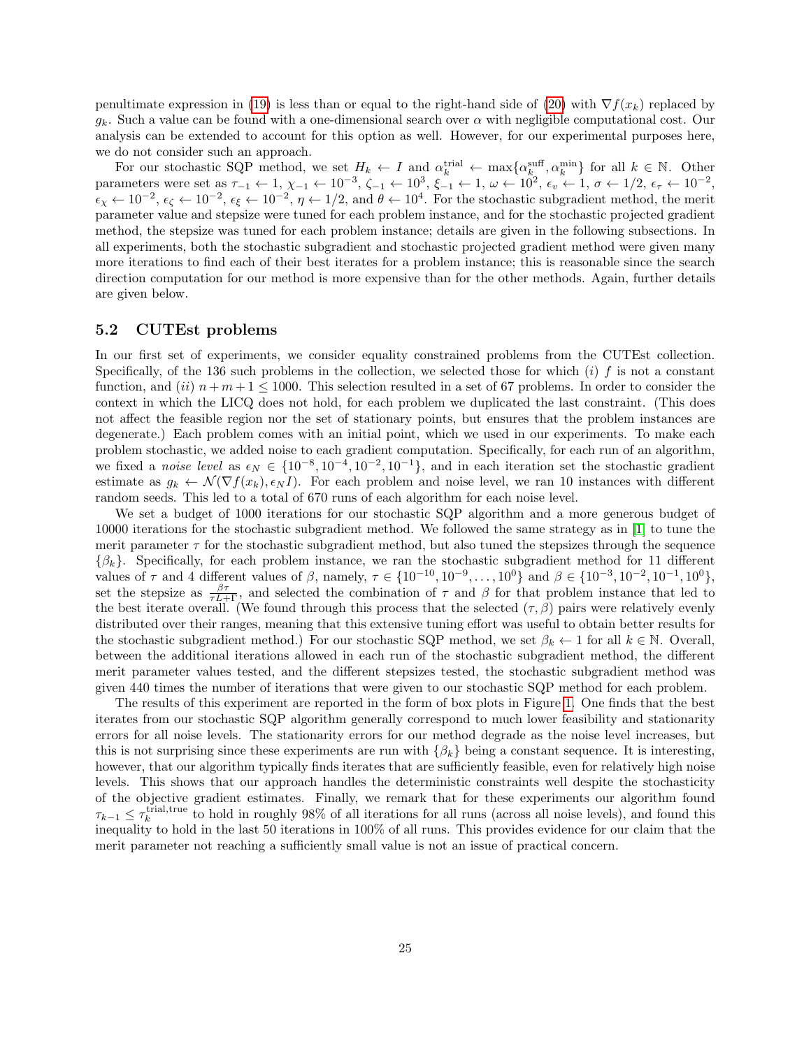penultimate expression in (19) is less than or equal to the right-hand side of (20) with $\nabla f(x_k)$ replaced by $g_k$. Such a value can be found with a one-dimensional search over $\alpha$ with negligible computational cost. Our analysis can be extended to account for this option as well. However, for our experimental purposes here, we do not consider such an approach.

For our stochastic SQP method, we set $H_k \leftarrow I$ and $\alpha_k^{\text{trial}} \leftarrow \max\{\alpha_k^{\text{suff}}, \alpha_k^{\min}\}$ for all $k \in \mathbb{N}$. Other parameters were set as $\tau_{-1} \leftarrow 1$, $\chi_{-1} \leftarrow 10^{-3}$, $\zeta_{-1} \leftarrow 10^{3}$, $\xi_{-1} \leftarrow 1$, $\omega \leftarrow 10^{2}$, $\epsilon_v \leftarrow 1$, $\sigma \leftarrow 1/2$, $\epsilon_\tau \leftarrow 10^{-2}$, $\epsilon_\chi \leftarrow 10^{-2}$, $\epsilon_\zeta \leftarrow 10^{-2}$, $\epsilon_\xi \leftarrow 10^{-2}$, $\eta \leftarrow 1/2$, and $\theta \leftarrow 10^{4}$. For the stochastic subgradient method, the merit parameter value and stepsize were tuned for each problem instance, and for the stochastic projected gradient method, the stepsize was tuned for each problem instance; details are given in the following subsections. In all experiments, both the stochastic subgradient and stochastic projected gradient method were given many more iterations to find each of their best iterates for a problem instance; this is reasonable since the search direction computation for our method is more expensive than for the other methods. Again, further details are given below.

## 5.2 CUTEst problems

In our first set of experiments, we consider equality constrained problems from the CUTEst collection. Specifically, of the 136 such problems in the collection, we selected those for which (*i*) $f$ is not a constant function, and (*ii*) $n + m + 1 \leq 1000$. This selection resulted in a set of 67 problems. In order to consider the context in which the LICQ does not hold, for each problem we duplicated the last constraint. (This does not affect the feasible region nor the set of stationary points, but ensures that the problem instances are degenerate.) Each problem comes with an initial point, which we used in our experiments. To make each problem stochastic, we added noise to each gradient computation. Specifically, for each run of an algorithm, we fixed a *noise level* as $\epsilon_N \in \{10^{-8}, 10^{-4}, 10^{-2}, 10^{-1}\}$, and in each iteration set the stochastic gradient estimate as $g_k \leftarrow \mathcal{N}(\nabla f(x_k), \epsilon_N I)$. For each problem and noise level, we ran 10 instances with different random seeds. This led to a total of 670 runs of each algorithm for each noise level.

We set a budget of 1000 iterations for our stochastic SQP algorithm and a more generous budget of 10000 iterations for the stochastic subgradient method. We followed the same strategy as in [1] to tune the merit parameter $\tau$ for the stochastic subgradient method, but also tuned the stepsizes through the sequence $\{\beta_k\}$. Specifically, for each problem instance, we ran the stochastic subgradient method for 11 different values of $\tau$ and 4 different values of $\beta$, namely, $\tau \in \{10^{-10}, 10^{-9}, \ldots, 10^{0}\}$ and $\beta \in \{10^{-3}, 10^{-2}, 10^{-1}, 10^{0}\}$, set the stepsize as $\frac{\beta\tau}{\tau L + \Gamma}$, and selected the combination of $\tau$ and $\beta$ for that problem instance that led to the best iterate overall. (We found through this process that the selected $(\tau, \beta)$ pairs were relatively evenly distributed over their ranges, meaning that this extensive tuning effort was useful to obtain better results for the stochastic subgradient method.) For our stochastic SQP method, we set $\beta_k \leftarrow 1$ for all $k \in \mathbb{N}$. Overall, between the additional iterations allowed in each run of the stochastic subgradient method, the different merit parameter values tested, and the different stepsizes tested, the stochastic subgradient method was given 440 times the number of iterations that were given to our stochastic SQP method for each problem.

The results of this experiment are reported in the form of box plots in Figure 1. One finds that the best iterates from our stochastic SQP algorithm generally correspond to much lower feasibility and stationarity errors for all noise levels. The stationarity errors for our method degrade as the noise level increases, but this is not surprising since these experiments are run with $\{\beta_k\}$ being a constant sequence. It is interesting, however, that our algorithm typically finds iterates that are sufficiently feasible, even for relatively high noise levels. This shows that our approach handles the deterministic constraints well despite the stochasticity of the objective gradient estimates. Finally, we remark that for these experiments our algorithm found $\tau_{k-1} \leq \tau_k^{\text{trial,true}}$ to hold in roughly 98% of all iterations for all runs (across all noise levels), and found this inequality to hold in the last 50 iterations in 100% of all runs. This provides evidence for our claim that the merit parameter not reaching a sufficiently small value is not an issue of practical concern.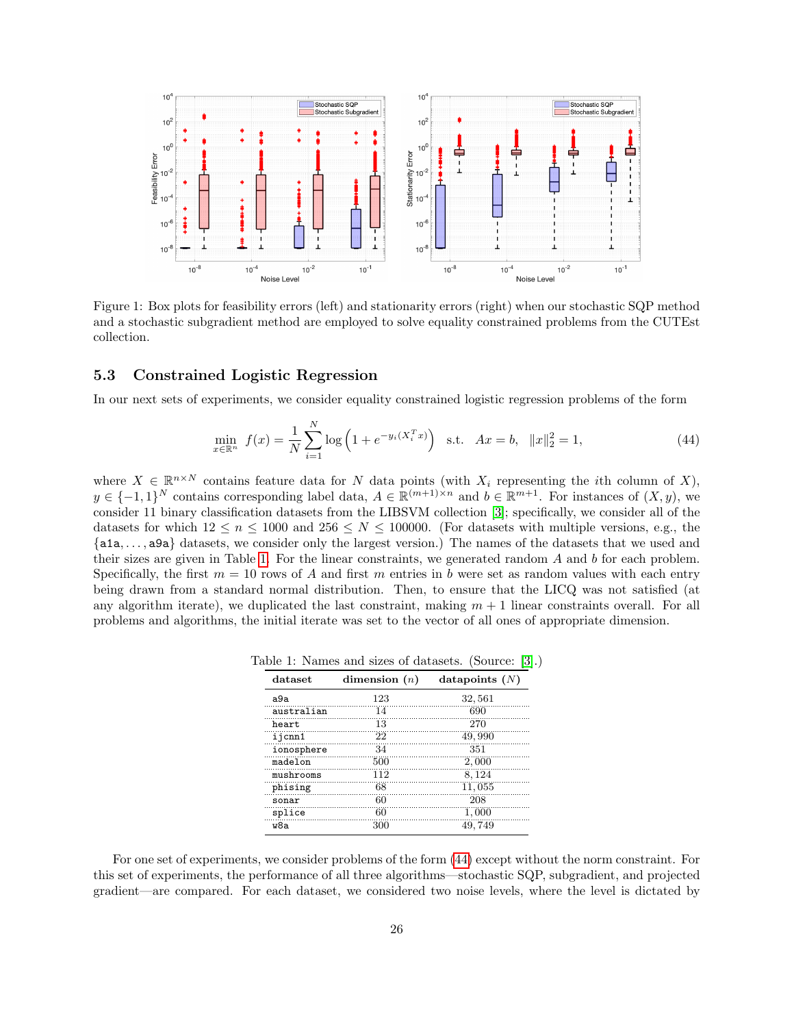Feasibility Error

Stochastic SQP
Stochastic Subgradient

Noise Level

$10^{-8}$ $10^{-4}$ $10^{-2}$ $10^{-1}$

Stationarity Error

Stochastic SQP
Stochastic Subgradient

Noise Level

$10^{-8}$ $10^{-4}$ $10^{-2}$ $10^{-1}$

Figure 1: Box plots for feasibility errors (left) and stationarity errors (right) when our stochastic SQP method and a stochastic subgradient method are employed to solve equality constrained problems from the CUTEst collection.

## 5.3 Constrained Logistic Regression

In our next sets of experiments, we consider equality constrained logistic regression problems of the form

$$\min_{x\in\mathbb{R}^n} \; f(x) = \frac{1}{N}\sum_{i=1}^{N} \log\left(1 + e^{-y_i(X_i^T x)}\right) \quad \text{s.t.} \quad Ax = b, \quad \|x\|_2^2 = 1, \tag{44}$$

where $X \in \mathbb{R}^{n\times N}$ contains feature data for $N$ data points (with $X_i$ representing the $i$th column of $X$), $y \in \{-1,1\}^N$ contains corresponding label data, $A \in \mathbb{R}^{(m+1)\times n}$ and $b \in \mathbb{R}^{m+1}$. For instances of $(X, y)$, we consider 11 binary classification datasets from the LIBSVM collection [3]; specifically, we consider all of the datasets for which $12 \leq n \leq 1000$ and $256 \leq N \leq 100000$. (For datasets with multiple versions, e.g., the $\{$a1a$, \dots,$ a9a$\}$ datasets, we consider only the largest version.) The names of the datasets that we used and their sizes are given in Table 1. For the linear constraints, we generated random $A$ and $b$ for each problem. Specifically, the first $m = 10$ rows of $A$ and first $m$ entries in $b$ were set as random values with each entry being drawn from a standard normal distribution. Then, to ensure that the LICQ was not satisfied (at any algorithm iterate), we duplicated the last constraint, making $m + 1$ linear constraints overall. For all problems and algorithms, the initial iterate was set to the vector of all ones of appropriate dimension.

Table 1: Names and sizes of datasets. (Source: [3].)

| dataset | dimension ($n$) | datapoints ($N$) |
|---|---|---|
| a9a | 123 | 32,561 |
| australian | 14 | 690 |
| heart | 13 | 270 |
| ijcnn1 | 22 | 49,990 |
| ionosphere | 34 | 351 |
| madelon | 500 | 2,000 |
| mushrooms | 112 | 8,124 |
| phising | 68 | 11,055 |
| sonar | 60 | 208 |
| splice | 60 | 1,000 |
| w8a | 300 | 49,749 |

For one set of experiments, we consider problems of the form (44) except without the norm constraint. For this set of experiments, the performance of all three algorithms—stochastic SQP, subgradient, and projected gradient—are compared. For each dataset, we considered two noise levels, where the level is dictated by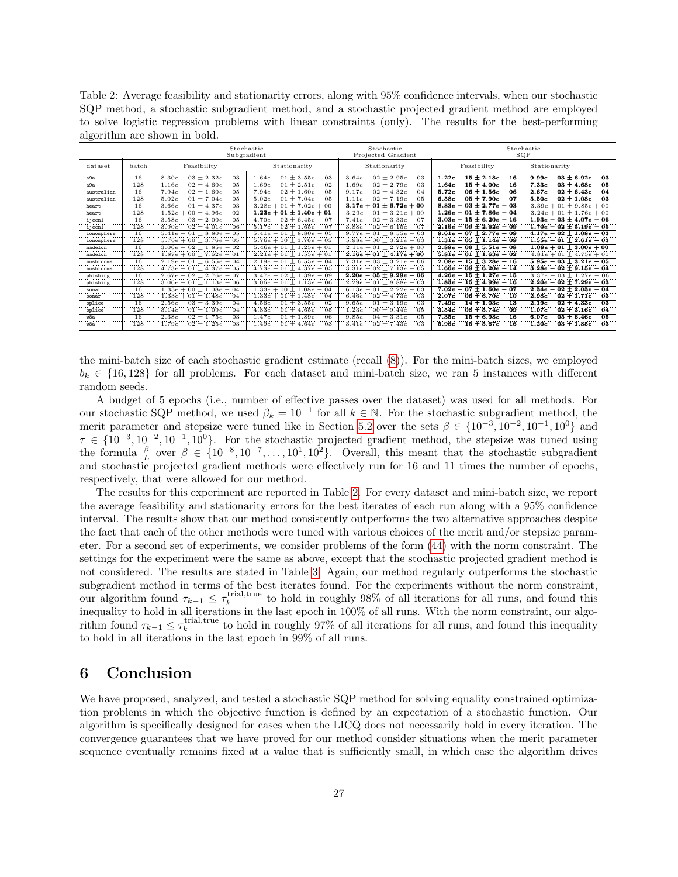Table 2: Average feasibility and stationarity errors, along with 95% confidence intervals, when our stochastic SQP method, a stochastic subgradient method, and a stochastic projected gradient method are employed to solve logistic regression problems with linear constraints (only). The results for the best-performing algorithm are shown in bold.

| | | Stochastic Subgradient | | Stochastic Projected Gradient | Stochastic SQP | |
|---|---|---|---|---|---|---|
| dataset | batch | Feasibility | Stationarity | Stationarity | Feasibility | Stationarity |
| a9a | 16 | $8.30e-03 \pm 2.32e-03$ | $1.64e-01 \pm 3.55e-03$ | $3.64e-02 \pm 2.95e-03$ | $\mathbf{1.22e-15 \pm 2.18e-16}$ | $\mathbf{9.99e-03 \pm 6.92e-03}$ |
| a9a | 128 | $1.16e-02 \pm 4.60e-05$ | $1.69e-01 \pm 2.51e-02$ | $1.69e-02 \pm 2.79e-03$ | $\mathbf{1.64e-15 \pm 4.00e-16}$ | $\mathbf{7.33e-03 \pm 4.68e-05}$ |
| australian | 16 | $7.94e-02 \pm 1.60e-05$ | $7.94e-02 \pm 1.60e-05$ | $9.17e-02 \pm 4.32e-04$ | $\mathbf{5.72e-06 \pm 1.56e-06}$ | $\mathbf{2.67e-02 \pm 6.43e-04}$ |
| australian | 128 | $5.02e-01 \pm 7.04e-05$ | $5.02e-01 \pm 7.04e-05$ | $1.11e-02 \pm 7.19e-05$ | $\mathbf{6.58e-05 \pm 7.90e-07}$ | $\mathbf{5.50e-02 \pm 1.08e-03}$ |
| heart | 16 | $3.66e-01 \pm 4.37e-03$ | $3.28e+01 \pm 7.02e+00$ | $\mathbf{3.17e+01 \pm 6.72e+00}$ | $\mathbf{8.83e-03 \pm 2.77e-03}$ | $3.39e+01 \pm 9.85e+00$ |
| heart | 128 | $1.52e+00 \pm 4.96e-02$ | $\mathbf{1.23e+01 \pm 1.40e+01}$ | $3.29e+01 \pm 3.21e+00$ | $\mathbf{1.26e-01 \pm 7.86e-04}$ | $3.24e+01 \pm 1.76e+00$ |
| ijcnn1 | 16 | $3.58e-03 \pm 2.00e-05$ | $4.70e-02 \pm 6.45e-07$ | $7.41e-02 \pm 3.33e-07$ | $\mathbf{3.03e-15 \pm 6.20e-16}$ | $\mathbf{1.93e-03 \pm 4.07e-06}$ |
| ijcnn1 | 128 | $3.90e-02 \pm 4.01e-06$ | $5.17e-02 \pm 1.65e-07$ | $3.88e-02 \pm 6.15e-07$ | $\mathbf{2.18e-09 \pm 2.62e-09}$ | $\mathbf{1.70e-02 \pm 5.19e-05}$ |
| ionosphere | 16 | $5.41e-01 \pm 8.80e-05$ | $5.41e-01 \pm 8.80e-05$ | $9.77e-01 \pm 8.55e-03$ | $\mathbf{9.61e-07 \pm 2.77e-09}$ | $\mathbf{4.17e-02 \pm 1.08e-03}$ |
| ionosphere | 128 | $5.76e+00 \pm 3.76e-05$ | $5.76e+00 \pm 3.76e-05$ | $5.98e+00 \pm 3.21e-03$ | $\mathbf{1.31e-05 \pm 1.14e-09}$ | $\mathbf{1.55e-01 \pm 2.61e-03}$ |
| madelon | 16 | $3.06e-02 \pm 1.85e-02$ | $5.46e+01 \pm 1.25e+01$ | $2.11e+01 \pm 2.72e+00$ | $\mathbf{2.88e-08 \pm 5.51e-08}$ | $\mathbf{1.09e+01 \pm 3.00e+00}$ |
| madelon | 128 | $1.87e+00 \pm 7.62e-01$ | $2.21e+01 \pm 1.55e+01$ | $\mathbf{2.16e+01 \pm 4.17e+00}$ | $\mathbf{5.81e-01 \pm 1.63e-02}$ | $4.81e+01 \pm 4.75e+00$ |
| mushrooms | 16 | $2.19e-01 \pm 6.55e-04$ | $2.19e-01 \pm 6.55e-04$ | $7.31e-03 \pm 3.21e-06$ | $\mathbf{2.08e-15 \pm 3.28e-16}$ | $\mathbf{5.95e-03 \pm 3.21e-05}$ |
| mushrooms | 128 | $4.73e-01 \pm 4.37e-05$ | $4.73e-01 \pm 4.37e-05$ | $3.31e-02 \pm 7.13e-05$ | $\mathbf{1.66e-09 \pm 6.20e-14}$ | $\mathbf{3.28e-02 \pm 9.15e-04}$ |
| phishing | 16 | $2.67e-02 \pm 2.76e-07$ | $3.47e-02 \pm 1.39e-09$ | $\mathbf{2.20e-05 \pm 9.29e-06}$ | $\mathbf{4.26e-15 \pm 1.27e-15}$ | $3.37e-03 \pm 1.27e-06$ |
| phishing | 128 | $3.06e-01 \pm 1.13e-06$ | $3.06e-01 \pm 1.13e-06$ | $2.29e-01 \pm 8.88e-03$ | $\mathbf{1.83e-15 \pm 4.99e-16}$ | $\mathbf{2.20e-02 \pm 7.29e-03}$ |
| sonar | 16 | $1.33e+00 \pm 1.08e-04$ | $1.33e+00 \pm 1.08e-04$ | $6.13e-01 \pm 2.22e-03$ | $\mathbf{7.02e-07 \pm 1.60e-07}$ | $\mathbf{2.34e-02 \pm 2.03e-04}$ |
| sonar | 128 | $1.33e+01 \pm 1.48e-04$ | $1.33e+01 \pm 1.48e-04$ | $6.46e-02 \pm 4.73e-03$ | $\mathbf{2.07e-06 \pm 6.70e-10}$ | $\mathbf{2.98e-02 \pm 1.71e-03}$ |
| splice | 16 | $2.56e-03 \pm 3.39e-04$ | $4.56e-01 \pm 3.55e-02$ | $9.65e-01 \pm 3.19e-03$ | $\mathbf{7.49e-14 \pm 1.03e-13}$ | $\mathbf{2.19e-02 \pm 4.33e-03}$ |
| splice | 128 | $3.14e-01 \pm 1.09e-04$ | $4.83e-01 \pm 4.65e-05$ | $1.23e+00 \pm 9.44e-05$ | $\mathbf{3.54e-08 \pm 5.74e-09}$ | $\mathbf{1.07e-02 \pm 3.16e-04}$ |
| w8a | 16 | $2.38e-02 \pm 1.75e-03$ | $1.47e-01 \pm 1.89e-06$ | $9.85e-04 \pm 3.31e-05$ | $\mathbf{7.35e-15 \pm 6.98e-16}$ | $\mathbf{6.07e-05 \pm 6.46e-05}$ |
| w8a | 128 | $1.79e-02 \pm 1.25e-03$ | $1.49e-01 \pm 4.64e-03$ | $3.41e-02 \pm 7.43e-03$ | $\mathbf{5.96e-15 \pm 5.67e-16}$ | $\mathbf{1.20e-03 \pm 1.85e-03}$ |

the mini-batch size of each stochastic gradient estimate (recall (8)). For the mini-batch sizes, we employed $b_k \in \{16, 128\}$ for all problems. For each dataset and mini-batch size, we ran 5 instances with different random seeds.

A budget of 5 epochs (i.e., number of effective passes over the dataset) was used for all methods. For our stochastic SQP method, we used $\beta_k = 10^{-1}$ for all $k \in \mathbb{N}$. For the stochastic subgradient method, the merit parameter and stepsize were tuned like in Section 5.2 over the sets $\beta \in \{10^{-3}, 10^{-2}, 10^{-1}, 10^0\}$ and $\tau \in \{10^{-3}, 10^{-2}, 10^{-1}, 10^0\}$. For the stochastic projected gradient method, the stepsize was tuned using the formula $\frac{\beta}{L}$ over $\beta \in \{10^{-8}, 10^{-7}, \ldots, 10^1, 10^2\}$. Overall, this meant that the stochastic subgradient and stochastic projected gradient methods were effectively run for 16 and 11 times the number of epochs, respectively, that were allowed for our method.

The results for this experiment are reported in Table 2. For every dataset and mini-batch size, we report the average feasibility and stationarity errors for the best iterates of each run along with a 95% confidence interval. The results show that our method consistently outperforms the two alternative approaches despite the fact that each of the other methods were tuned with various choices of the merit and/or stepsize parameter. For a second set of experiments, we consider problems of the form (44) with the norm constraint. The settings for the experiment were the same as above, except that the stochastic projected gradient method is not considered. The results are stated in Table 3. Again, our method regularly outperforms the stochastic subgradient method in terms of the best iterates found. For the experiments without the norm constraint, our algorithm found $\tau_{k-1} \leq \tau_k^{\text{trial,true}}$ to hold in roughly 98% of all iterations for all runs, and found this inequality to hold in all iterations in the last epoch in 100% of all runs. With the norm constraint, our algorithm found $\tau_{k-1} \leq \tau_k^{\text{trial,true}}$ to hold in roughly 97% of all iterations for all runs, and found this inequality to hold in all iterations in the last epoch in 99% of all runs.

# 6 Conclusion

We have proposed, analyzed, and tested a stochastic SQP method for solving equality constrained optimization problems in which the objective function is defined by an expectation of a stochastic function. Our algorithm is specifically designed for cases when the LICQ does not necessarily hold in every iteration. The convergence guarantees that we have proved for our method consider situations when the merit parameter sequence eventually remains fixed at a value that is sufficiently small, in which case the algorithm drives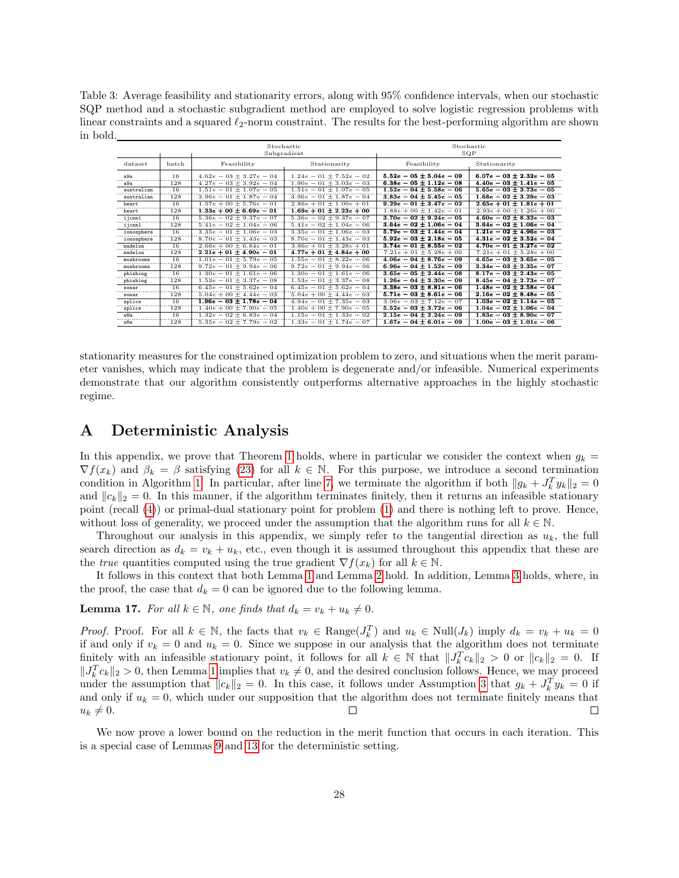Table 3: Average feasibility and stationarity errors, along with 95% confidence intervals, when our stochastic SQP method and a stochastic subgradient method are employed to solve logistic regression problems with linear constraints and a squared $\ell_2$-norm constraint. The results for the best-performing algorithm are shown in bold.

| | | Stochastic Subgradient | | Stochastic SQP | |
|---|---|---|---|---|---|
| dataset | batch | Feasibility | Stationarity | Feasibility | Stationarity |
| a9a | 16 | $4.62e-03 \pm 3.27e-04$ | $1.24e-01 \pm 7.52e-02$ | $\mathbf{5.52e-05 \pm 5.04e-09}$ | $\mathbf{6.07e-03 \pm 2.32e-05}$ |
| a9a | 128 | $4.27e-03 \pm 3.92e-04$ | $1.90e-01 \pm 3.03e-03$ | $\mathbf{6.38e-05 \pm 1.12e-08}$ | $\mathbf{4.40e-03 \pm 1.41e-05}$ |
| australian | 16 | $1.51e-01 \pm 1.07e-05$ | $1.51e-01 \pm 1.07e-05$ | $\mathbf{1.52e-04 \pm 5.58e-06}$ | $\mathbf{5.65e-03 \pm 3.73e-05}$ |
| australian | 128 | $3.96e-01 \pm 1.87e-04$ | $3.96e-01 \pm 1.87e-04$ | $\mathbf{3.83e-04 \pm 5.45e-05}$ | $\mathbf{1.68e-02 \pm 3.29e-03}$ |
| heart | 16 | $1.57e+00 \pm 5.76e-01$ | $2.86e+01 \pm 1.00e+01$ | $\mathbf{9.29e-01 \pm 3.47e-02}$ | $\mathbf{2.65e+01 \pm 1.81e+01}$ |
| heart | 128 | $\mathbf{1.33e+00 \pm 6.69e-01}$ | $\mathbf{1.69e+01 \pm 2.23e+00}$ | $1.88e+00 \pm 1.42e-01$ | $2.93e+00 \pm 1.26e+00$ |
| ijcnn1 | 16 | $5.36e-02 \pm 9.37e-07$ | $5.36e-02 \pm 9.37e-07$ | $\mathbf{3.70e-02 \pm 9.24e-05}$ | $\mathbf{4.60e-02 \pm 8.32e-03}$ |
| ijcnn1 | 128 | $5.41e-02 \pm 1.04e-06$ | $5.41e-02 \pm 1.04e-06$ | $\mathbf{3.64e-02 \pm 1.06e-04}$ | $\mathbf{3.64e-02 \pm 1.06e-04}$ |
| ionosphere | 16 | $3.35e-01 \pm 1.06e-03$ | $3.35e-01 \pm 1.06e-03$ | $\mathbf{5.79e-03 \pm 1.44e-04}$ | $\mathbf{1.21e-02 \pm 4.96e-03}$ |
| ionosphere | 128 | $8.70e-01 \pm 1.43e-03$ | $8.70e-01 \pm 1.43e-03$ | $\mathbf{5.92e-03 \pm 2.18e-05}$ | $\mathbf{4.31e-02 \pm 3.52e-04}$ |
| madelon | 16 | $2.66e+00 \pm 6.84e-01$ | $3.86e+01 \pm 3.28e+01$ | $\mathbf{3.74e-01 \pm 8.55e-02}$ | $\mathbf{4.70e-01 \pm 3.27e-02}$ |
| madelon | 128 | $\mathbf{2.21e+01 \pm 4.90e-01}$ | $\mathbf{4.77e+01 \pm 4.84e+00}$ | $7.21e+01 \pm 5.28e+00$ | $7.21e+01 \pm 5.28e+00$ |
| mushrooms | 16 | $1.01e-01 \pm 5.79e-05$ | $1.55e-01 \pm 8.22e-06$ | $\mathbf{4.06e-04 \pm 8.76e-09}$ | $\mathbf{4.65e-03 \pm 3.65e-05}$ |
| mushrooms | 128 | $9.72e-01 \pm 9.94e-06$ | $9.72e-01 \pm 9.94e-06$ | $\mathbf{6.96e-04 \pm 1.52e-09}$ | $\mathbf{3.34e-03 \pm 2.35e-07}$ |
| phishing | 16 | $1.30e-01 \pm 1.61e-06$ | $1.30e-01 \pm 1.61e-06$ | $\mathbf{3.65e-05 \pm 2.44e-08}$ | $\mathbf{8.17e-03 \pm 2.43e-05}$ |
| phishing | 128 | $1.53e-01 \pm 3.37e-08$ | $1.53e-01 \pm 3.37e-08$ | $\mathbf{1.26e-04 \pm 3.30e-09}$ | $\mathbf{8.45e-04 \pm 2.73e-07}$ |
| sonar | 16 | $6.45e-01 \pm 5.62e-04$ | $6.45e-01 \pm 5.62e-04$ | $\mathbf{3.38e-03 \pm 8.81e-06}$ | $\mathbf{1.48e-02 \pm 2.58e-04}$ |
| sonar | 128 | $5.04e+00 \pm 4.44e-03$ | $5.04e+00 \pm 4.44e-03$ | $\mathbf{5.71e-03 \pm 8.61e-06}$ | $\mathbf{2.16e-03 \pm 8.48e-05}$ |
| splice | 16 | $\mathbf{1.96e-03 \pm 1.78e-04}$ | $4.94e-01 \pm 7.35e-03$ | $3.96e-03 \pm 7.12e-07$ | $\mathbf{1.03e-02 \pm 1.14e-05}$ |
| splice | 128 | $1.40e+00 \pm 7.90e-05$ | $1.40e+00 \pm 7.90e-05$ | $\mathbf{5.52e-03 \pm 3.72e-06}$ | $\mathbf{1.04e-02 \pm 1.06e-04}$ |
| w8a | 16 | $1.32e-02 \pm 6.83e-04$ | $1.15e-01 \pm 1.33e-02$ | $\mathbf{2.15e-04 \pm 2.24e-09}$ | $\mathbf{1.83e-03 \pm 8.90e-07}$ |
| w8a | 128 | $5.35e-02 \pm 7.79e-02$ | $1.33e-01 \pm 1.74e-07$ | $\mathbf{1.67e-04 \pm 6.01e-09}$ | $\mathbf{1.00e-03 \pm 1.01e-06}$ |

stationarity measures for the constrained optimization problem to zero, and situations when the merit parameter vanishes, which may indicate that the problem is degenerate and/or infeasible. Numerical experiments demonstrate that our algorithm consistently outperforms alternative approaches in the highly stochastic regime.

# A Deterministic Analysis

In this appendix, we prove that Theorem 1 holds, where in particular we consider the context when $g_k = \nabla f(x_k)$ and $\beta_k = \beta$ satisfying (23) for all $k \in \mathbb{N}$. For this purpose, we introduce a second termination condition in Algorithm 1. In particular, after line 7, we terminate the algorithm if both $\|g_k + J_k^T y_k\|_2 = 0$ and $\|c_k\|_2 = 0$. In this manner, if the algorithm terminates finitely, then it returns an infeasible stationary point (recall (4)) or primal-dual stationary point for problem (1) and there is nothing left to prove. Hence, without loss of generality, we proceed under the assumption that the algorithm runs for all $k \in \mathbb{N}$.

Throughout our analysis in this appendix, we simply refer to the tangential direction as $u_k$, the full search direction as $d_k = v_k + u_k$, etc., even though it is assumed throughout this appendix that these are the *true* quantities computed using the true gradient $\nabla f(x_k)$ for all $k \in \mathbb{N}$.

It follows in this context that both Lemma 1 and Lemma 2 hold. In addition, Lemma 3 holds, where, in the proof, the case that $d_k = 0$ can be ignored due to the following lemma.

**Lemma 17.** *For all $k \in \mathbb{N}$, one finds that $d_k = v_k + u_k \neq 0$.*

*Proof.* Proof. For all $k \in \mathbb{N}$, the facts that $v_k \in \text{Range}(J_k^T)$ and $u_k \in \text{Null}(J_k)$ imply $d_k = v_k + u_k = 0$ if and only if $v_k = 0$ and $u_k = 0$. Since we suppose in our analysis that the algorithm does not terminate finitely with an infeasible stationary point, it follows for all $k \in \mathbb{N}$ that $\|J_k^T c_k\|_2 > 0$ or $\|c_k\|_2 = 0$. If $\|J_k^T c_k\|_2 > 0$, then Lemma 1 implies that $v_k \neq 0$, and the desired conclusion follows. Hence, we may proceed under the assumption that $\|c_k\|_2 = 0$. In this case, it follows under Assumption 3 that $g_k + J_k^T y_k = 0$ if and only if $u_k = 0$, which under our supposition that the algorithm does not terminate finitely means that $u_k \neq 0$. □ □

We now prove a lower bound on the reduction in the merit function that occurs in each iteration. This is a special case of Lemmas 9 and 13 for the deterministic setting.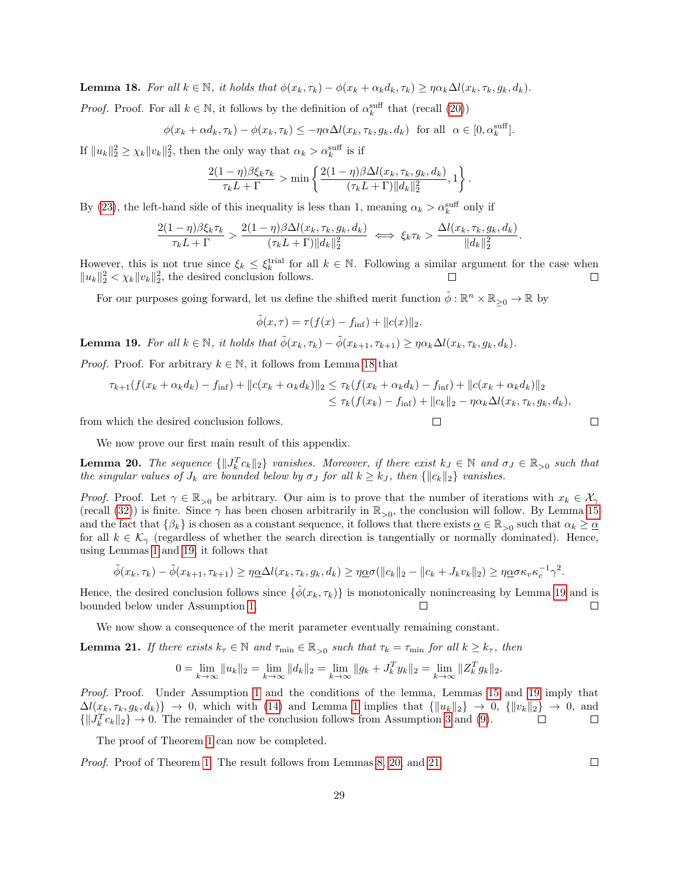**Lemma 18.** *For all $k \in \mathbb{N}$, it holds that $\phi(x_k, \tau_k) - \phi(x_k + \alpha_k d_k, \tau_k) \geq \eta \alpha_k \Delta l(x_k, \tau_k, g_k, d_k)$.*

*Proof.* Proof. For all $k \in \mathbb{N}$, it follows by the definition of $\alpha_k^{\text{suff}}$ that (recall (20))

$$\phi(x_k + \alpha d_k, \tau_k) - \phi(x_k, \tau_k) \leq -\eta \alpha \Delta l(x_k, \tau_k, g_k, d_k) \quad \text{for all} \quad \alpha \in [0, \alpha_k^{\text{suff}}].$$

If $\|u_k\|_2^2 \geq \chi_k \|v_k\|_2^2$, then the only way that $\alpha_k > \alpha_k^{\text{suff}}$ is if

$$\frac{2(1-\eta)\beta \xi_k \tau_k}{\tau_k L + \Gamma} > \min\left\{ \frac{2(1-\eta)\beta \Delta l(x_k, \tau_k, g_k, d_k)}{(\tau_k L + \Gamma)\|d_k\|_2^2}, 1 \right\}.$$

By (23), the left-hand side of this inequality is less than 1, meaning $\alpha_k > \alpha_k^{\text{suff}}$ only if

$$\frac{2(1-\eta)\beta \xi_k \tau_k}{\tau_k L + \Gamma} > \frac{2(1-\eta)\beta \Delta l(x_k, \tau_k, g_k, d_k)}{(\tau_k L + \Gamma)\|d_k\|_2^2} \iff \xi_k \tau_k > \frac{\Delta l(x_k, \tau_k, g_k, d_k)}{\|d_k\|_2^2}.$$

However, this is not true since $\xi_k \leq \xi_k^{\text{trial}}$ for all $k \in \mathbb{N}$. Following a similar argument for the case when $\|u_k\|_2^2 < \chi_k \|v_k\|_2^2$, the desired conclusion follows. □ □

For our purposes going forward, let us define the shifted merit function $\tilde{\phi} : \mathbb{R}^n \times \mathbb{R}_{\geq 0} \to \mathbb{R}$ by

$$\tilde{\phi}(x, \tau) = \tau(f(x) - f_{\inf}) + \|c(x)\|_2.$$

**Lemma 19.** *For all $k \in \mathbb{N}$, it holds that $\tilde{\phi}(x_k, \tau_k) - \tilde{\phi}(x_{k+1}, \tau_{k+1}) \geq \eta \alpha_k \Delta l(x_k, \tau_k, g_k, d_k)$.*

*Proof.* Proof. For arbitrary $k \in \mathbb{N}$, it follows from Lemma 18 that

$$\begin{aligned}
\tau_{k+1}(f(x_k + \alpha_k d_k) - f_{\inf}) + \|c(x_k + \alpha_k d_k)\|_2 &\leq \tau_k(f(x_k + \alpha_k d_k) - f_{\inf}) + \|c(x_k + \alpha_k d_k)\|_2 \\
&\leq \tau_k(f(x_k) - f_{\inf}) + \|c_k\|_2 - \eta \alpha_k \Delta l(x_k, \tau_k, g_k, d_k),
\end{aligned}$$

from which the desired conclusion follows. □ □

We now prove our first main result of this appendix.

**Lemma 20.** *The sequence $\{\|J_k^T c_k\|_2\}$ vanishes. Moreover, if there exist $k_J \in \mathbb{N}$ and $\sigma_J \in \mathbb{R}_{>0}$ such that the singular values of $J_k$ are bounded below by $\sigma_J$ for all $k \geq k_J$, then $\{\|c_k\|_2\}$ vanishes.*

*Proof.* Proof. Let $\gamma \in \mathbb{R}_{>0}$ be arbitrary. Our aim is to prove that the number of iterations with $x_k \in \mathcal{X}_\gamma$ (recall (32)) is finite. Since $\gamma$ has been chosen arbitrarily in $\mathbb{R}_{>0}$, the conclusion will follow. By Lemma 15 and the fact that $\{\beta_k\}$ is chosen as a constant sequence, it follows that there exists $\underline{\alpha} \in \mathbb{R}_{>0}$ such that $\alpha_k \geq \underline{\alpha}$ for all $k \in \mathcal{K}_\gamma$ (regardless of whether the search direction is tangentially or normally dominated). Hence, using Lemmas 1 and 19, it follows that

$$\tilde{\phi}(x_k, \tau_k) - \tilde{\phi}(x_{k+1}, \tau_{k+1}) \geq \eta \underline{\alpha} \Delta l(x_k, \tau_k, g_k, d_k) \geq \eta \underline{\alpha} \sigma (\|c_k\|_2 - \|c_k + J_k v_k\|_2) \geq \eta \underline{\alpha} \sigma \kappa_v \kappa_c^{-1} \gamma^2.$$

Hence, the desired conclusion follows since $\{\tilde{\phi}(x_k, \tau_k)\}$ is monotonically nonincreasing by Lemma 19 and is bounded below under Assumption 1. □ □

We now show a consequence of the merit parameter eventually remaining constant.

**Lemma 21.** *If there exists $k_\tau \in \mathbb{N}$ and $\tau_{\min} \in \mathbb{R}_{>0}$ such that $\tau_k = \tau_{\min}$ for all $k \geq k_\tau$, then*

$$0 = \lim_{k \to \infty} \|u_k\|_2 = \lim_{k \to \infty} \|d_k\|_2 = \lim_{k \to \infty} \|g_k + J_k^T y_k\|_2 = \lim_{k \to \infty} \|Z_k^T g_k\|_2.$$

*Proof.* Proof. Under Assumption 1 and the conditions of the lemma, Lemmas 15 and 19 imply that $\Delta l(x_k, \tau_k, g_k, d_k)\} \to 0$, which with (14) and Lemma 1 implies that $\{\|u_k\|_2\} \to 0$, $\{\|v_k\|_2\} \to 0$, and $\{\|J_k^T c_k\|_2\} \to 0$. The remainder of the conclusion follows from Assumption 3 and (9). □ □

The proof of Theorem 1 can now be completed.

*Proof.* Proof of Theorem 1. The result follows from Lemmas 8, 20, and 21. □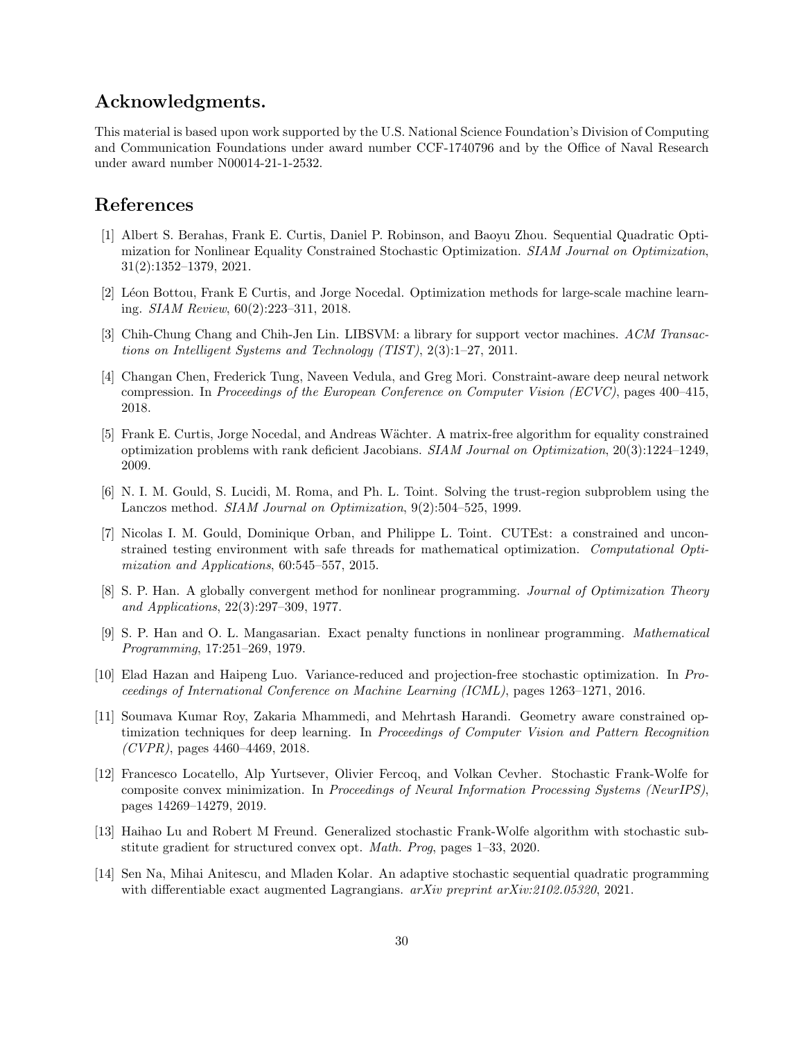## Acknowledgments.

This material is based upon work supported by the U.S. National Science Foundation's Division of Computing and Communication Foundations under award number CCF-1740796 and by the Office of Naval Research under award number N00014-21-1-2532.

## References

[1] Albert S. Berahas, Frank E. Curtis, Daniel P. Robinson, and Baoyu Zhou. Sequential Quadratic Optimization for Nonlinear Equality Constrained Stochastic Optimization. *SIAM Journal on Optimization*, 31(2):1352–1379, 2021.

[2] Léon Bottou, Frank E Curtis, and Jorge Nocedal. Optimization methods for large-scale machine learning. *SIAM Review*, 60(2):223–311, 2018.

[3] Chih-Chung Chang and Chih-Jen Lin. LIBSVM: a library for support vector machines. *ACM Transactions on Intelligent Systems and Technology (TIST)*, 2(3):1–27, 2011.

[4] Changan Chen, Frederick Tung, Naveen Vedula, and Greg Mori. Constraint-aware deep neural network compression. In *Proceedings of the European Conference on Computer Vision (ECVC)*, pages 400–415, 2018.

[5] Frank E. Curtis, Jorge Nocedal, and Andreas Wächter. A matrix-free algorithm for equality constrained optimization problems with rank deficient Jacobians. *SIAM Journal on Optimization*, 20(3):1224–1249, 2009.

[6] N. I. M. Gould, S. Lucidi, M. Roma, and Ph. L. Toint. Solving the trust-region subproblem using the Lanczos method. *SIAM Journal on Optimization*, 9(2):504–525, 1999.

[7] Nicolas I. M. Gould, Dominique Orban, and Philippe L. Toint. CUTEst: a constrained and unconstrained testing environment with safe threads for mathematical optimization. *Computational Optimization and Applications*, 60:545–557, 2015.

[8] S. P. Han. A globally convergent method for nonlinear programming. *Journal of Optimization Theory and Applications*, 22(3):297–309, 1977.

[9] S. P. Han and O. L. Mangasarian. Exact penalty functions in nonlinear programming. *Mathematical Programming*, 17:251–269, 1979.

[10] Elad Hazan and Haipeng Luo. Variance-reduced and projection-free stochastic optimization. In *Proceedings of International Conference on Machine Learning (ICML)*, pages 1263–1271, 2016.

[11] Soumava Kumar Roy, Zakaria Mhammedi, and Mehrtash Harandi. Geometry aware constrained optimization techniques for deep learning. In *Proceedings of Computer Vision and Pattern Recognition (CVPR)*, pages 4460–4469, 2018.

[12] Francesco Locatello, Alp Yurtsever, Olivier Fercoq, and Volkan Cevher. Stochastic Frank-Wolfe for composite convex minimization. In *Proceedings of Neural Information Processing Systems (NeurIPS)*, pages 14269–14279, 2019.

[13] Haihao Lu and Robert M Freund. Generalized stochastic Frank-Wolfe algorithm with stochastic substitute gradient for structured convex opt. *Math. Prog*, pages 1–33, 2020.

[14] Sen Na, Mihai Anitescu, and Mladen Kolar. An adaptive stochastic sequential quadratic programming with differentiable exact augmented Lagrangians. *arXiv preprint arXiv:2102.05320*, 2021.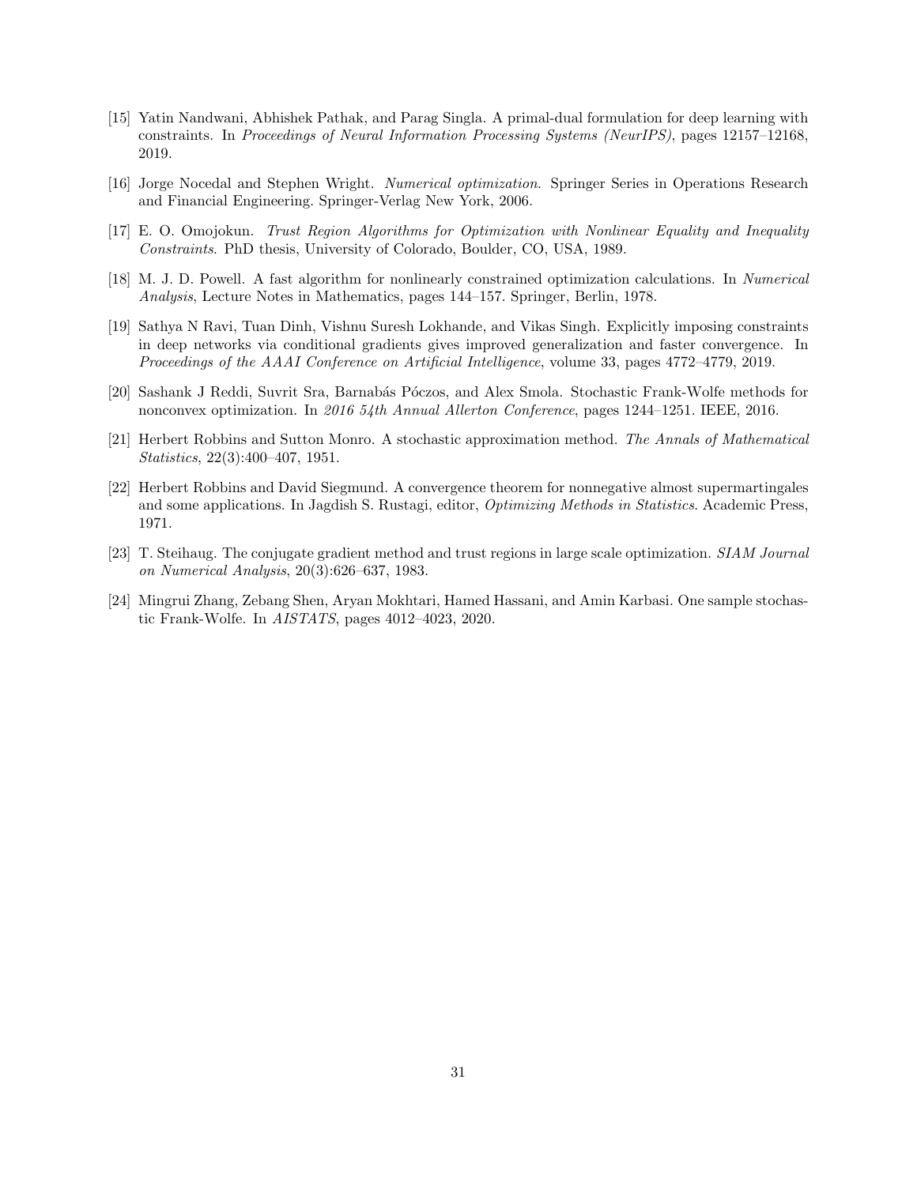[15] Yatin Nandwani, Abhishek Pathak, and Parag Singla. A primal-dual formulation for deep learning with constraints. In *Proceedings of Neural Information Processing Systems (NeurIPS)*, pages 12157–12168, 2019.

[16] Jorge Nocedal and Stephen Wright. *Numerical optimization*. Springer Series in Operations Research and Financial Engineering. Springer-Verlag New York, 2006.

[17] E. O. Omojokun. *Trust Region Algorithms for Optimization with Nonlinear Equality and Inequality Constraints*. PhD thesis, University of Colorado, Boulder, CO, USA, 1989.

[18] M. J. D. Powell. A fast algorithm for nonlinearly constrained optimization calculations. In *Numerical Analysis*, Lecture Notes in Mathematics, pages 144–157. Springer, Berlin, 1978.

[19] Sathya N Ravi, Tuan Dinh, Vishnu Suresh Lokhande, and Vikas Singh. Explicitly imposing constraints in deep networks via conditional gradients gives improved generalization and faster convergence. In *Proceedings of the AAAI Conference on Artificial Intelligence*, volume 33, pages 4772–4779, 2019.

[20] Sashank J Reddi, Suvrit Sra, Barnabás Póczos, and Alex Smola. Stochastic Frank-Wolfe methods for nonconvex optimization. In *2016 54th Annual Allerton Conference*, pages 1244–1251. IEEE, 2016.

[21] Herbert Robbins and Sutton Monro. A stochastic approximation method. *The Annals of Mathematical Statistics*, 22(3):400–407, 1951.

[22] Herbert Robbins and David Siegmund. A convergence theorem for nonnegative almost supermartingales and some applications. In Jagdish S. Rustagi, editor, *Optimizing Methods in Statistics*. Academic Press, 1971.

[23] T. Steihaug. The conjugate gradient method and trust regions in large scale optimization. *SIAM Journal on Numerical Analysis*, 20(3):626–637, 1983.

[24] Mingrui Zhang, Zebang Shen, Aryan Mokhtari, Hamed Hassani, and Amin Karbasi. One sample stochastic Frank-Wolfe. In *AISTATS*, pages 4012–4023, 2020.